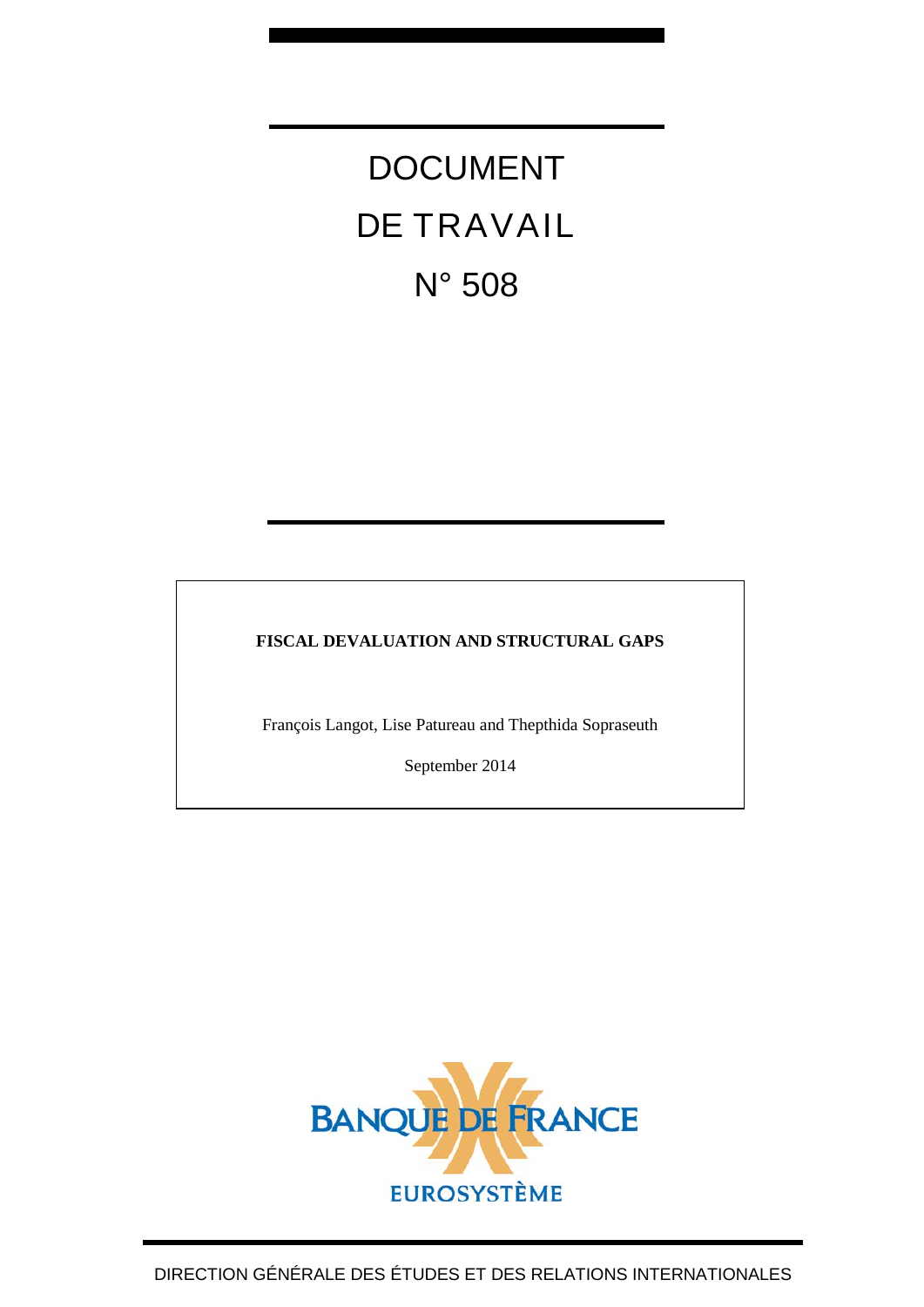# DOCUMENT DE TRAVAIL N° 508

**FISCAL DEVALUATION AND STRUCTURAL GAPS**

François Langot, Lise Patureau and Thepthida Sopraseuth

September 2014

BANQUE DE FRANCE

EUROSYSTÈME

DIRECTION GÉNÉRALE DES ÉTUDES ET DES RELATIONS INTERNATIONALES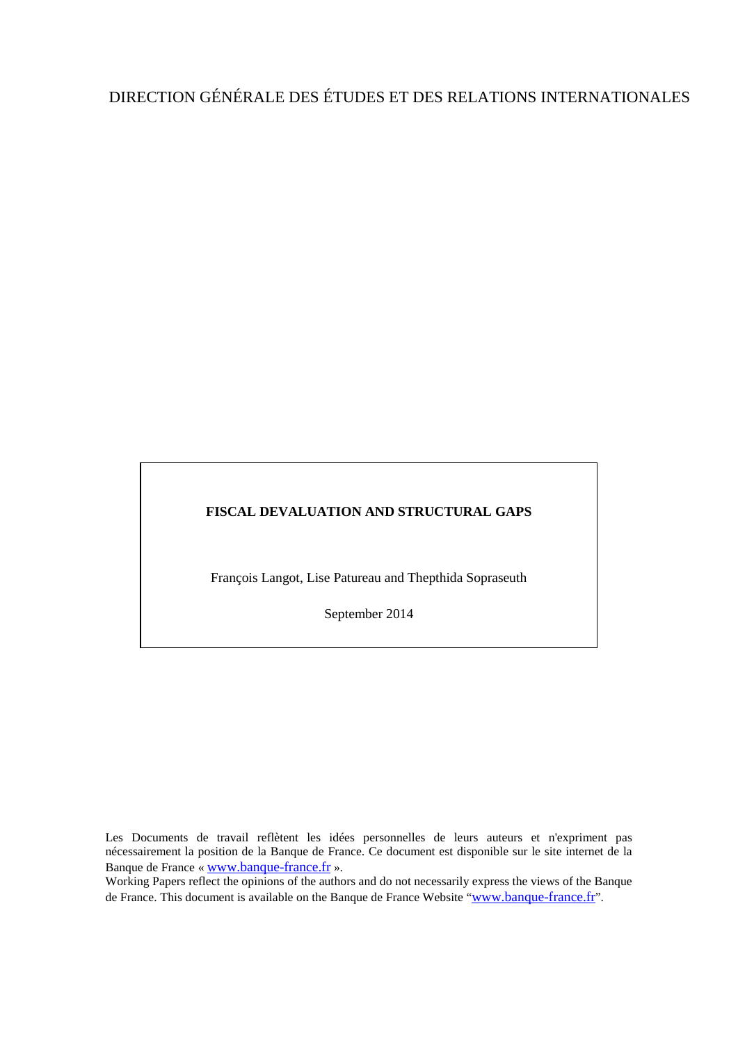DIRECTION GÉNÉRALE DES ÉTUDES ET DES RELATIONS INTERNATIONALES

**FISCAL DEVALUATION AND STRUCTURAL GAPS**

François Langot, Lise Patureau and Thepthida Sopraseuth

September 2014

Les Documents de travail reflètent les idées personnelles de leurs auteurs et n'expriment pas nécessairement la position de la Banque de France. Ce document est disponible sur le site internet de la Banque de France « www.banque-france.fr ».

Working Papers reflect the opinions of the authors and do not necessarily express the views of the Banque de France. This document is available on the Banque de France Website "www.banque-france.fr".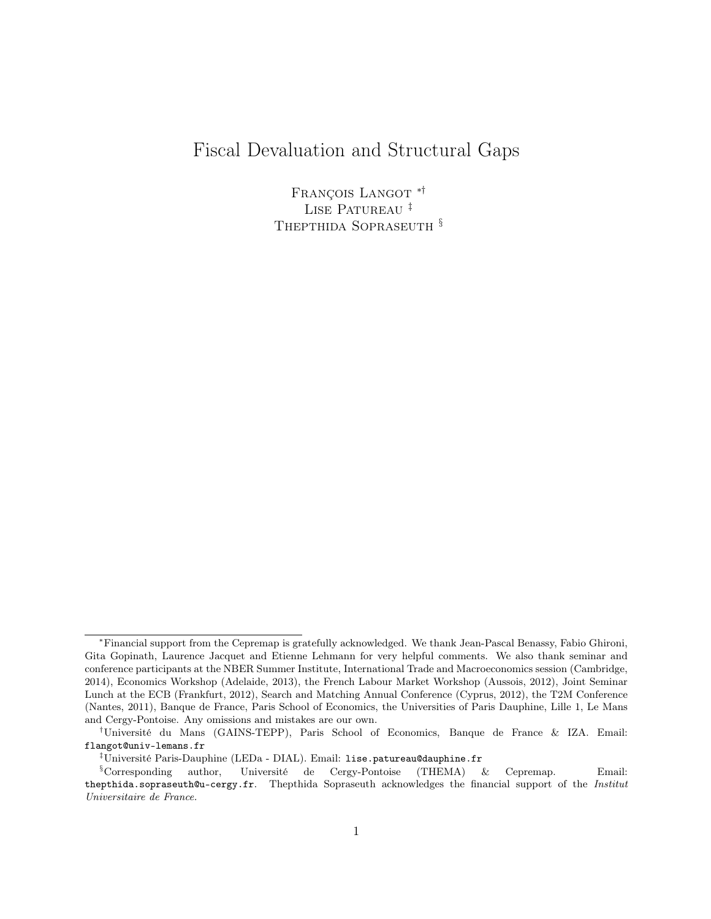# Fiscal Devaluation and Structural Gaps

François Langot [*,†]
Lise Patureau [‡]
Thepthida Sopraseuth [§]

---

[*] Financial support from the Cepremap is gratefully acknowledged. We thank Jean-Pascal Benassy, Fabio Ghironi, Gita Gopinath, Laurence Jacquet and Etienne Lehmann for very helpful comments. We also thank seminar and conference participants at the NBER Summer Institute, International Trade and Macroeconomics session (Cambridge, 2014), Economics Workshop (Adelaide, 2013), the French Labour Market Workshop (Aussois, 2012), Joint Seminar Lunch at the ECB (Frankfurt, 2012), Search and Matching Annual Conference (Cyprus, 2012), the T2M Conference (Nantes, 2011), Banque de France, Paris School of Economics, the Universities of Paris Dauphine, Lille 1, Le Mans and Cergy-Pontoise. Any omissions and mistakes are our own.

[†] Université du Mans (GAINS-TEPP), Paris School of Economics, Banque de France & IZA. Email: flangot@univ-lemans.fr

[‡] Université Paris-Dauphine (LEDa - DIAL). Email: lise.patureau@dauphine.fr

[§] Corresponding author, Université de Cergy-Pontoise (THEMA) & Cepremap. Email: thepthida.sopraseuth@u-cergy.fr. Thepthida Sopraseuth acknowledges the financial support of the *Institut Universitaire de France.*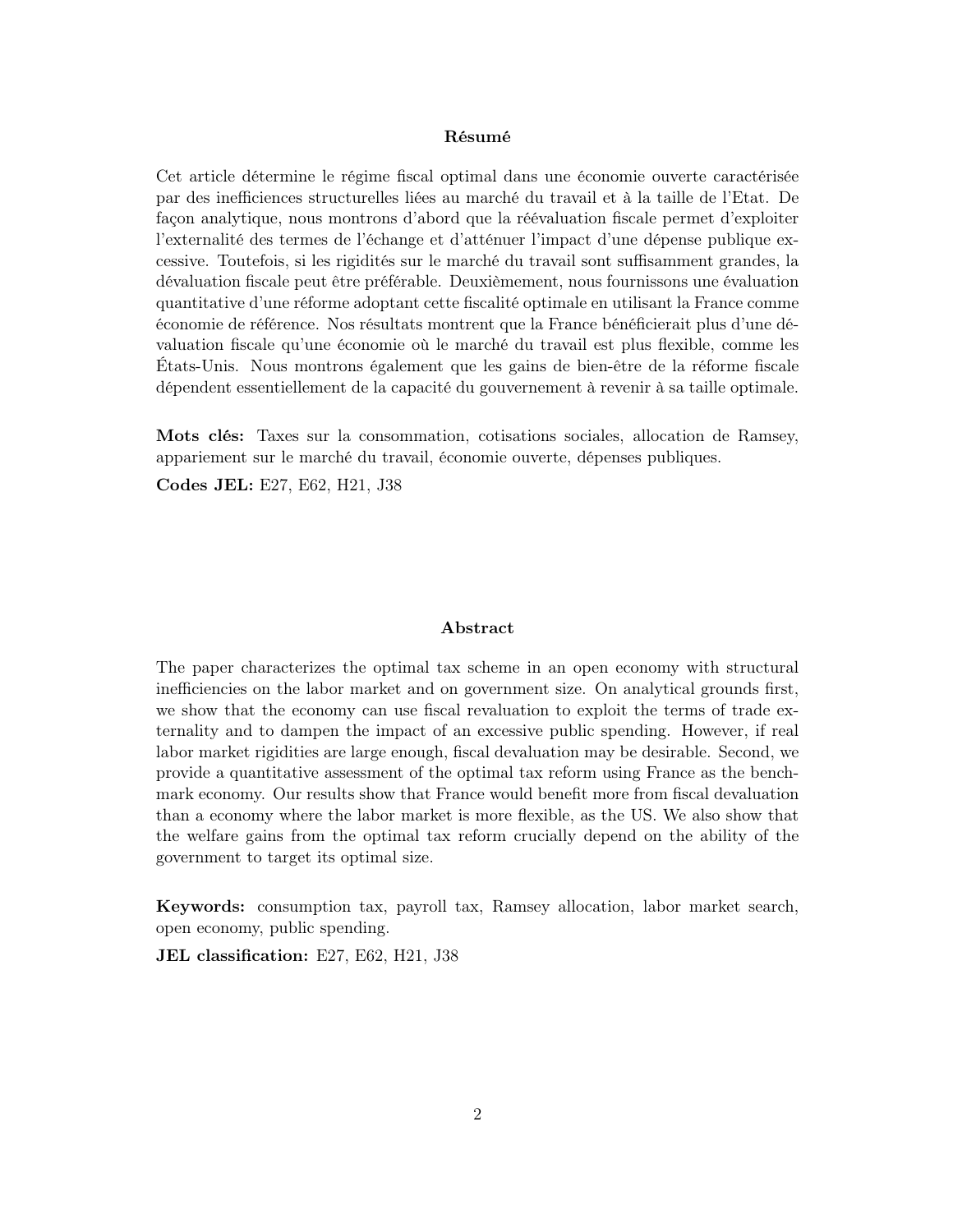## Résumé

Cet article détermine le régime fiscal optimal dans une économie ouverte caractérisée par des inefficiences structurelles liées au marché du travail et à la taille de l'Etat. De façon analytique, nous montrons d'abord que la réévaluation fiscale permet d'exploiter l'externalité des termes de l'échange et d'atténuer l'impact d'une dépense publique excessive. Toutefois, si les rigidités sur le marché du travail sont suffisamment grandes, la dévaluation fiscale peut être préférable. Deuxièmement, nous fournissons une évaluation quantitative d'une réforme adoptant cette fiscalité optimale en utilisant la France comme économie de référence. Nos résultats montrent que la France bénéficierait plus d'une dévaluation fiscale qu'une économie où le marché du travail est plus flexible, comme les États-Unis. Nous montrons également que les gains de bien-être de la réforme fiscale dépendent essentiellement de la capacité du gouvernement à revenir à sa taille optimale.

**Mots clés:** Taxes sur la consommation, cotisations sociales, allocation de Ramsey, appariement sur le marché du travail, économie ouverte, dépenses publiques.

**Codes JEL:** E27, E62, H21, J38

## Abstract

The paper characterizes the optimal tax scheme in an open economy with structural inefficiencies on the labor market and on government size. On analytical grounds first, we show that the economy can use fiscal revaluation to exploit the terms of trade externality and to dampen the impact of an excessive public spending. However, if real labor market rigidities are large enough, fiscal devaluation may be desirable. Second, we provide a quantitative assessment of the optimal tax reform using France as the benchmark economy. Our results show that France would benefit more from fiscal devaluation than a economy where the labor market is more flexible, as the US. We also show that the welfare gains from the optimal tax reform crucially depend on the ability of the government to target its optimal size.

**Keywords:** consumption tax, payroll tax, Ramsey allocation, labor market search, open economy, public spending.

**JEL classification:** E27, E62, H21, J38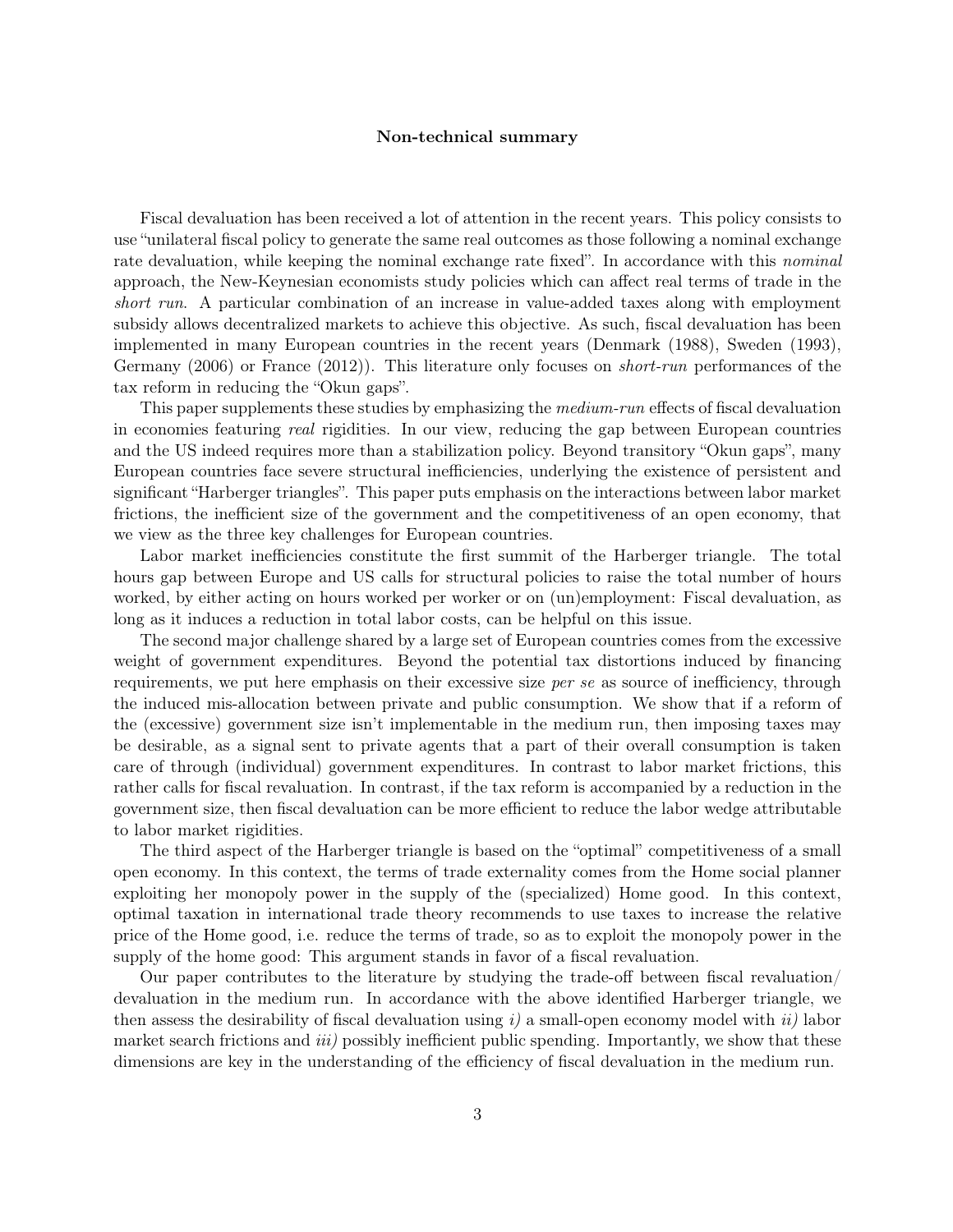## Non-technical summary

Fiscal devaluation has been received a lot of attention in the recent years. This policy consists to use "unilateral fiscal policy to generate the same real outcomes as those following a nominal exchange rate devaluation, while keeping the nominal exchange rate fixed". In accordance with this *nominal* approach, the New-Keynesian economists study policies which can affect real terms of trade in the *short run*. A particular combination of an increase in value-added taxes along with employment subsidy allows decentralized markets to achieve this objective. As such, fiscal devaluation has been implemented in many European countries in the recent years (Denmark (1988), Sweden (1993), Germany (2006) or France (2012)). This literature only focuses on *short-run* performances of the tax reform in reducing the "Okun gaps".

This paper supplements these studies by emphasizing the *medium-run* effects of fiscal devaluation in economies featuring *real* rigidities. In our view, reducing the gap between European countries and the US indeed requires more than a stabilization policy. Beyond transitory "Okun gaps", many European countries face severe structural inefficiencies, underlying the existence of persistent and significant "Harberger triangles". This paper puts emphasis on the interactions between labor market frictions, the inefficient size of the government and the competitiveness of an open economy, that we view as the three key challenges for European countries.

Labor market inefficiencies constitute the first summit of the Harberger triangle. The total hours gap between Europe and US calls for structural policies to raise the total number of hours worked, by either acting on hours worked per worker or on (un)employment: Fiscal devaluation, as long as it induces a reduction in total labor costs, can be helpful on this issue.

The second major challenge shared by a large set of European countries comes from the excessive weight of government expenditures. Beyond the potential tax distortions induced by financing requirements, we put here emphasis on their excessive size *per se* as source of inefficiency, through the induced mis-allocation between private and public consumption. We show that if a reform of the (excessive) government size isn't implementable in the medium run, then imposing taxes may be desirable, as a signal sent to private agents that a part of their overall consumption is taken care of through (individual) government expenditures. In contrast to labor market frictions, this rather calls for fiscal revaluation. In contrast, if the tax reform is accompanied by a reduction in the government size, then fiscal devaluation can be more efficient to reduce the labor wedge attributable to labor market rigidities.

The third aspect of the Harberger triangle is based on the "optimal" competitiveness of a small open economy. In this context, the terms of trade externality comes from the Home social planner exploiting her monopoly power in the supply of the (specialized) Home good. In this context, optimal taxation in international trade theory recommends to use taxes to increase the relative price of the Home good, i.e. reduce the terms of trade, so as to exploit the monopoly power in the supply of the home good: This argument stands in favor of a fiscal revaluation.

Our paper contributes to the literature by studying the trade-off between fiscal revaluation/ devaluation in the medium run. In accordance with the above identified Harberger triangle, we then assess the desirability of fiscal devaluation using *i)* a small-open economy model with *ii)* labor market search frictions and *iii)* possibly inefficient public spending. Importantly, we show that these dimensions are key in the understanding of the efficiency of fiscal devaluation in the medium run.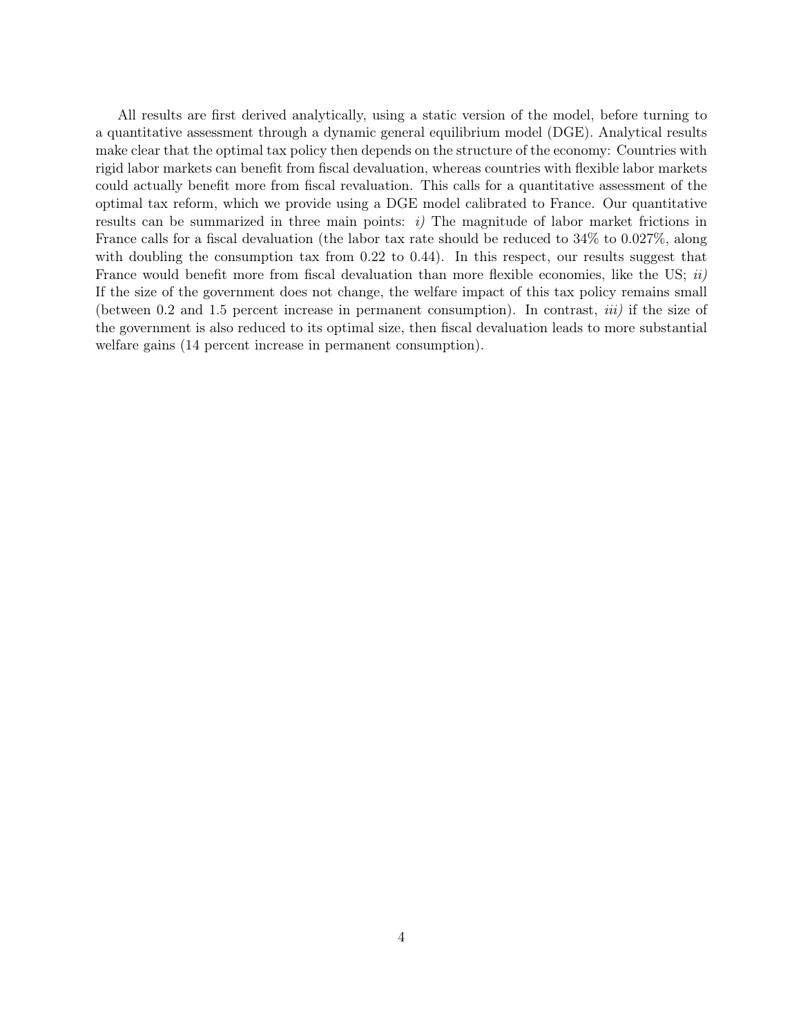All results are first derived analytically, using a static version of the model, before turning to a quantitative assessment through a dynamic general equilibrium model (DGE). Analytical results make clear that the optimal tax policy then depends on the structure of the economy: Countries with rigid labor markets can benefit from fiscal devaluation, whereas countries with flexible labor markets could actually benefit more from fiscal revaluation. This calls for a quantitative assessment of the optimal tax reform, which we provide using a DGE model calibrated to France. Our quantitative results can be summarized in three main points: *i)* The magnitude of labor market frictions in France calls for a fiscal devaluation (the labor tax rate should be reduced to 34% to 0.027%, along with doubling the consumption tax from 0.22 to 0.44). In this respect, our results suggest that France would benefit more from fiscal devaluation than more flexible economies, like the US; *ii)* If the size of the government does not change, the welfare impact of this tax policy remains small (between 0.2 and 1.5 percent increase in permanent consumption). In contrast, *iii)* if the size of the government is also reduced to its optimal size, then fiscal devaluation leads to more substantial welfare gains (14 percent increase in permanent consumption).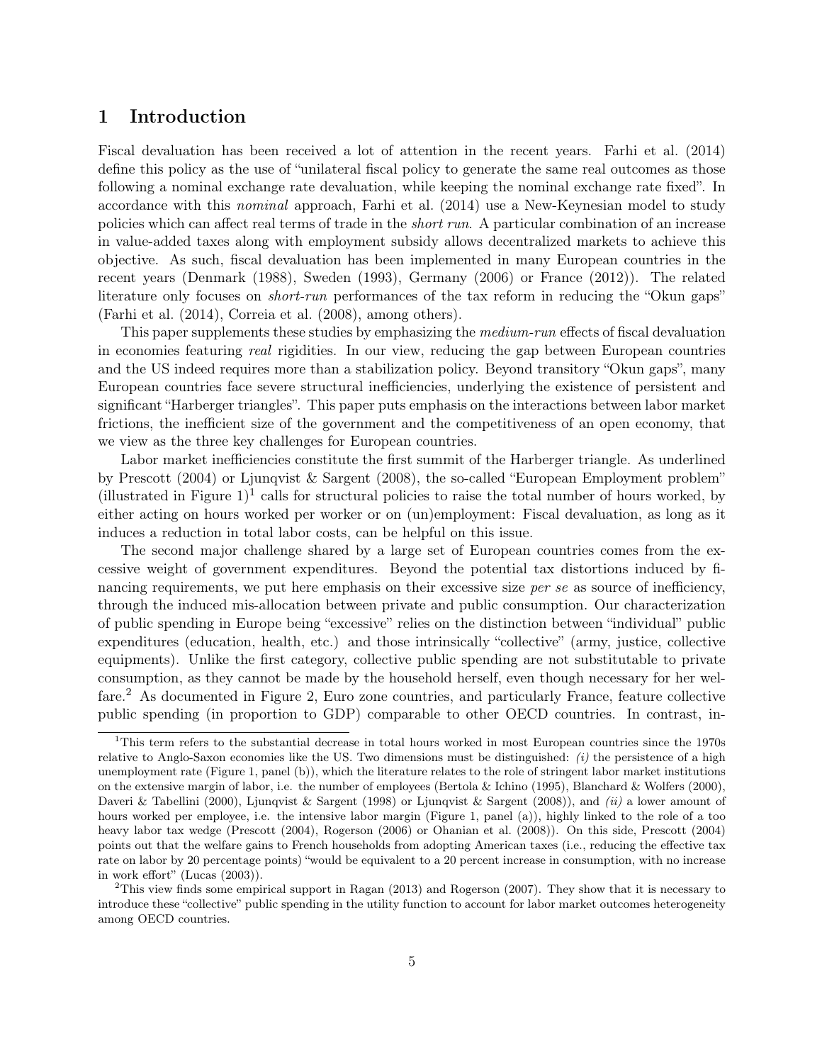# 1 Introduction

Fiscal devaluation has been received a lot of attention in the recent years. Farhi et al. (2014) define this policy as the use of "unilateral fiscal policy to generate the same real outcomes as those following a nominal exchange rate devaluation, while keeping the nominal exchange rate fixed". In accordance with this *nominal* approach, Farhi et al. (2014) use a New-Keynesian model to study policies which can affect real terms of trade in the *short run*. A particular combination of an increase in value-added taxes along with employment subsidy allows decentralized markets to achieve this objective. As such, fiscal devaluation has been implemented in many European countries in the recent years (Denmark (1988), Sweden (1993), Germany (2006) or France (2012)). The related literature only focuses on *short-run* performances of the tax reform in reducing the "Okun gaps" (Farhi et al. (2014), Correia et al. (2008), among others).

This paper supplements these studies by emphasizing the *medium-run* effects of fiscal devaluation in economies featuring *real* rigidities. In our view, reducing the gap between European countries and the US indeed requires more than a stabilization policy. Beyond transitory "Okun gaps", many European countries face severe structural inefficiencies, underlying the existence of persistent and significant "Harberger triangles". This paper puts emphasis on the interactions between labor market frictions, the inefficient size of the government and the competitiveness of an open economy, that we view as the three key challenges for European countries.

Labor market inefficiencies constitute the first summit of the Harberger triangle. As underlined by Prescott (2004) or Ljunqvist & Sargent (2008), the so-called "European Employment problem" (illustrated in Figure 1)[1] calls for structural policies to raise the total number of hours worked, by either acting on hours worked per worker or on (un)employment: Fiscal devaluation, as long as it induces a reduction in total labor costs, can be helpful on this issue.

The second major challenge shared by a large set of European countries comes from the excessive weight of government expenditures. Beyond the potential tax distortions induced by financing requirements, we put here emphasis on their excessive size *per se* as source of inefficiency, through the induced mis-allocation between private and public consumption. Our characterization of public spending in Europe being "excessive" relies on the distinction between "individual" public expenditures (education, health, etc.) and those intrinsically "collective" (army, justice, collective equipments). Unlike the first category, collective public spending are not substitutable to private consumption, as they cannot be made by the household herself, even though necessary for her welfare.[2] As documented in Figure 2, Euro zone countries, and particularly France, feature collective public spending (in proportion to GDP) comparable to other OECD countries. In contrast, in-

[1] This term refers to the substantial decrease in total hours worked in most European countries since the 1970s relative to Anglo-Saxon economies like the US. Two dimensions must be distinguished: *(i)* the persistence of a high unemployment rate (Figure 1, panel (b)), which the literature relates to the role of stringent labor market institutions on the extensive margin of labor, i.e. the number of employees (Bertola & Ichino (1995), Blanchard & Wolfers (2000), Daveri & Tabellini (2000), Ljunqvist & Sargent (1998) or Ljunqvist & Sargent (2008)), and *(ii)* a lower amount of hours worked per employee, i.e. the intensive labor margin (Figure 1, panel (a)), highly linked to the role of a too heavy labor tax wedge (Prescott (2004), Rogerson (2006) or Ohanian et al. (2008)). On this side, Prescott (2004) points out that the welfare gains to French households from adopting American taxes (i.e., reducing the effective tax rate on labor by 20 percentage points) "would be equivalent to a 20 percent increase in consumption, with no increase in work effort" (Lucas (2003)).

[2] This view finds some empirical support in Ragan (2013) and Rogerson (2007). They show that it is necessary to introduce these "collective" public spending in the utility function to account for labor market outcomes heterogeneity among OECD countries.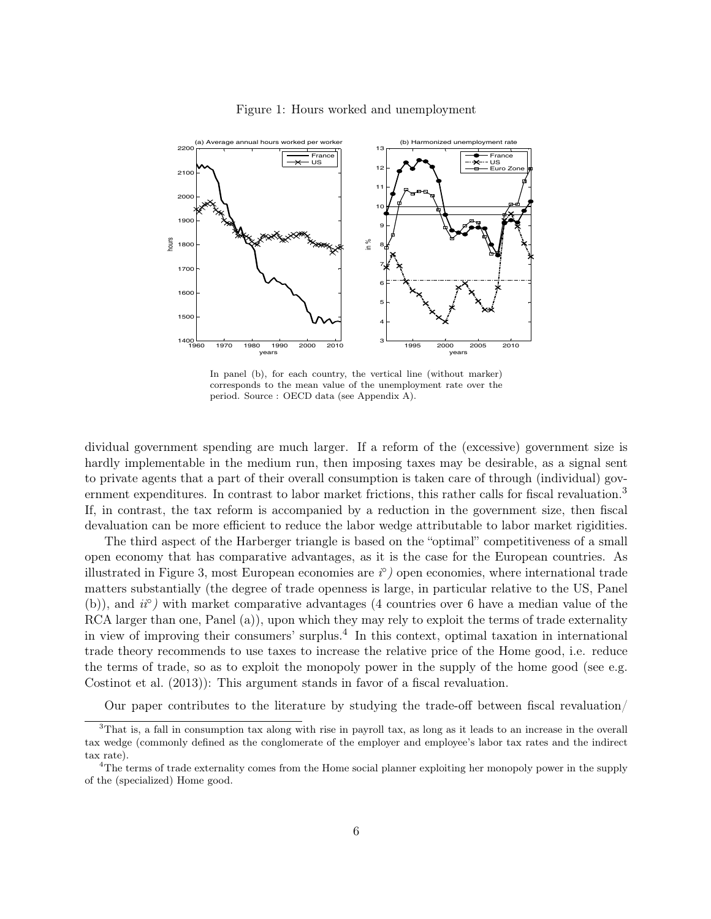Figure 1: Hours worked and unemployment

In panel (b), for each country, the vertical line (without marker) corresponds to the mean value of the unemployment rate over the period. Source : OECD data (see Appendix A).

dividual government spending are much larger. If a reform of the (excessive) government size is hardly implementable in the medium run, then imposing taxes may be desirable, as a signal sent to private agents that a part of their overall consumption is taken care of through (individual) government expenditures. In contrast to labor market frictions, this rather calls for fiscal revaluation.[3] If, in contrast, the tax reform is accompanied by a reduction in the government size, then fiscal devaluation can be more efficient to reduce the labor wedge attributable to labor market rigidities.

The third aspect of the Harberger triangle is based on the "optimal" competitiveness of a small open economy that has comparative advantages, as it is the case for the European countries. As illustrated in Figure 3, most European economies are *i°)* open economies, where international trade matters substantially (the degree of trade openness is large, in particular relative to the US, Panel (b)), and *ii°)* with market comparative advantages (4 countries over 6 have a median value of the RCA larger than one, Panel (a)), upon which they may rely to exploit the terms of trade externality in view of improving their consumers' surplus.[4] In this context, optimal taxation in international trade theory recommends to use taxes to increase the relative price of the Home good, i.e. reduce the terms of trade, so as to exploit the monopoly power in the supply of the home good (see e.g. Costinot et al. (2013)): This argument stands in favor of a fiscal revaluation.

Our paper contributes to the literature by studying the trade-off between fiscal revaluation/

[3] That is, a fall in consumption tax along with rise in payroll tax, as long as it leads to an increase in the overall tax wedge (commonly defined as the conglomerate of the employer and employee's labor tax rates and the indirect tax rate).

[4] The terms of trade externality comes from the Home social planner exploiting her monopoly power in the supply of the (specialized) Home good.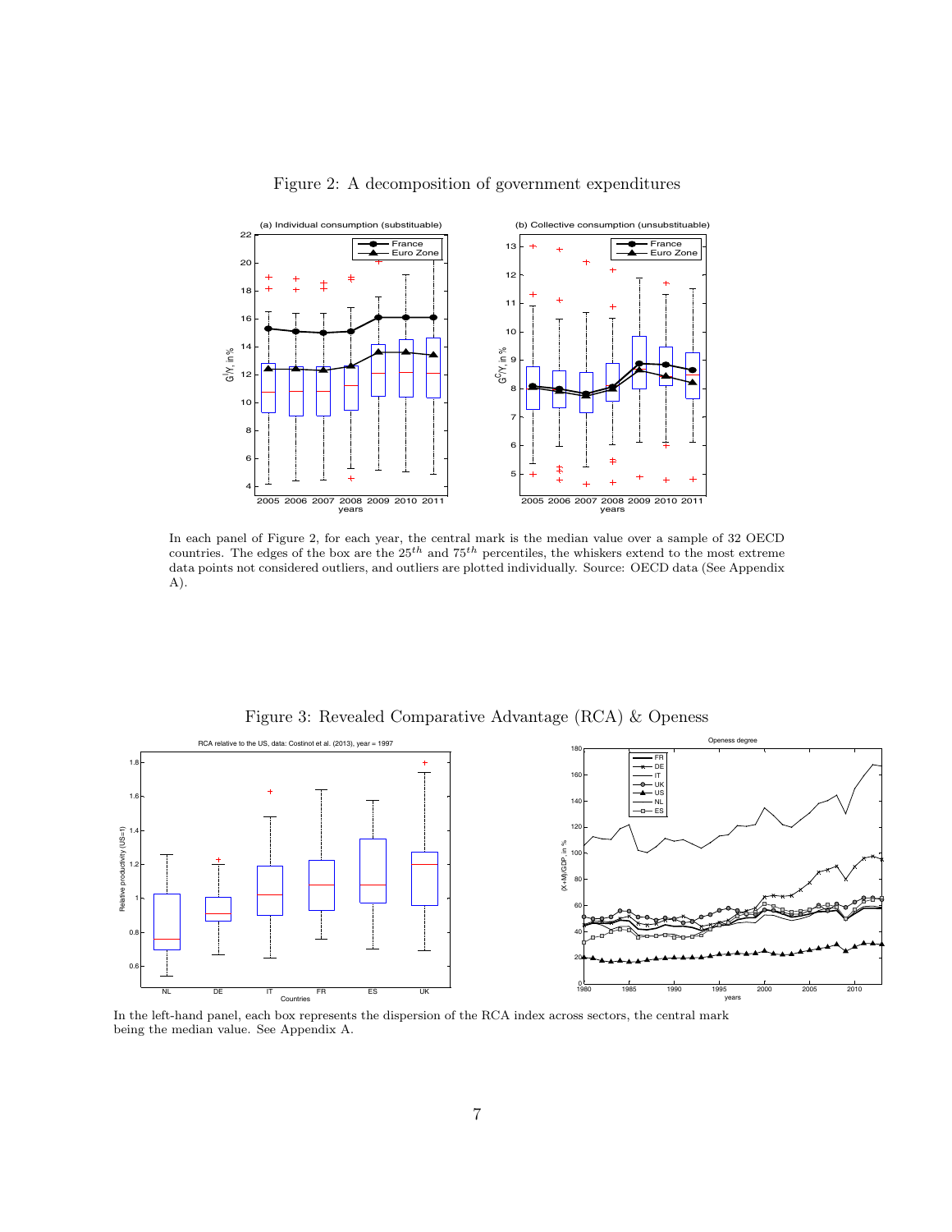Figure 2: A decomposition of government expenditures

In each panel of Figure 2, for each year, the central mark is the median value over a sample of 32 OECD countries. The edges of the box are the $25^{th}$ and $75^{th}$ percentiles, the whiskers extend to the most extreme data points not considered outliers, and outliers are plotted individually. Source: OECD data (See Appendix A).

Figure 3: Revealed Comparative Advantage (RCA) & Openess

In the left-hand panel, each box represents the dispersion of the RCA index across sectors, the central mark being the median value. See Appendix A.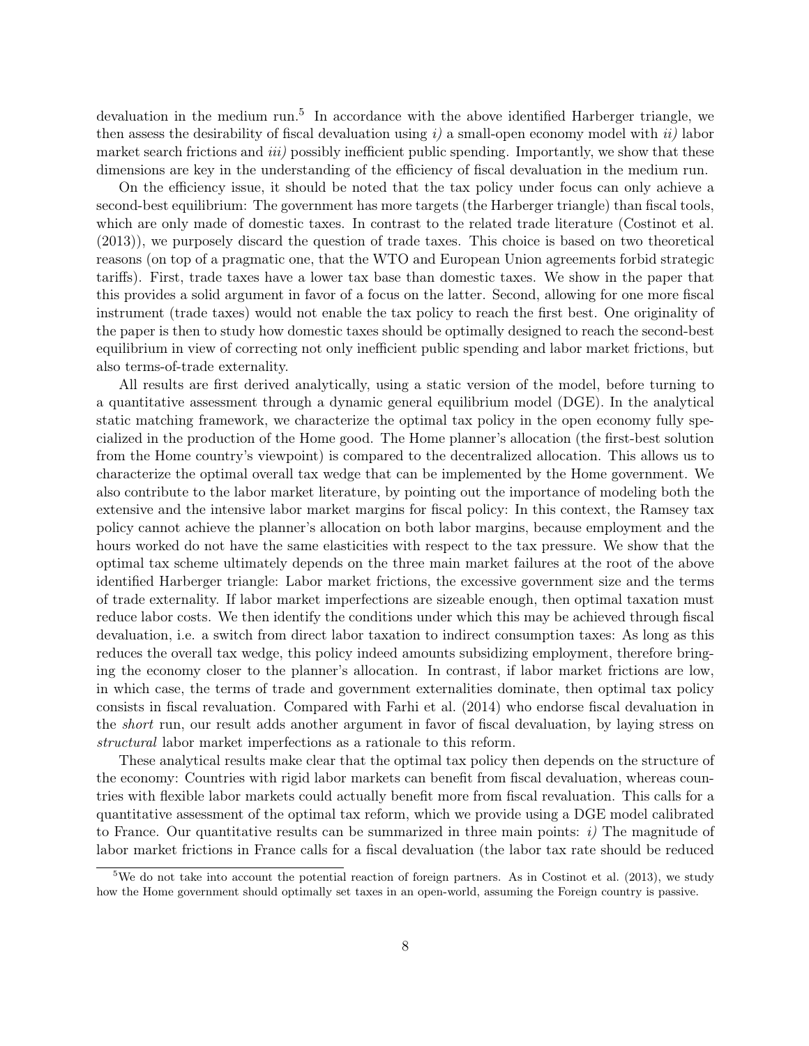devaluation in the medium run.[5] In accordance with the above identified Harberger triangle, we then assess the desirability of fiscal devaluation using *i)* a small-open economy model with *ii)* labor market search frictions and *iii)* possibly inefficient public spending. Importantly, we show that these dimensions are key in the understanding of the efficiency of fiscal devaluation in the medium run.

On the efficiency issue, it should be noted that the tax policy under focus can only achieve a second-best equilibrium: The government has more targets (the Harberger triangle) than fiscal tools, which are only made of domestic taxes. In contrast to the related trade literature (Costinot et al. (2013)), we purposely discard the question of trade taxes. This choice is based on two theoretical reasons (on top of a pragmatic one, that the WTO and European Union agreements forbid strategic tariffs). First, trade taxes have a lower tax base than domestic taxes. We show in the paper that this provides a solid argument in favor of a focus on the latter. Second, allowing for one more fiscal instrument (trade taxes) would not enable the tax policy to reach the first best. One originality of the paper is then to study how domestic taxes should be optimally designed to reach the second-best equilibrium in view of correcting not only inefficient public spending and labor market frictions, but also terms-of-trade externality.

All results are first derived analytically, using a static version of the model, before turning to a quantitative assessment through a dynamic general equilibrium model (DGE). In the analytical static matching framework, we characterize the optimal tax policy in the open economy fully specialized in the production of the Home good. The Home planner's allocation (the first-best solution from the Home country's viewpoint) is compared to the decentralized allocation. This allows us to characterize the optimal overall tax wedge that can be implemented by the Home government. We also contribute to the labor market literature, by pointing out the importance of modeling both the extensive and the intensive labor market margins for fiscal policy: In this context, the Ramsey tax policy cannot achieve the planner's allocation on both labor margins, because employment and the hours worked do not have the same elasticities with respect to the tax pressure. We show that the optimal tax scheme ultimately depends on the three main market failures at the root of the above identified Harberger triangle: Labor market frictions, the excessive government size and the terms of trade externality. If labor market imperfections are sizeable enough, then optimal taxation must reduce labor costs. We then identify the conditions under which this may be achieved through fiscal devaluation, i.e. a switch from direct labor taxation to indirect consumption taxes: As long as this reduces the overall tax wedge, this policy indeed amounts subsidizing employment, therefore bringing the economy closer to the planner's allocation. In contrast, if labor market frictions are low, in which case, the terms of trade and government externalities dominate, then optimal tax policy consists in fiscal revaluation. Compared with Farhi et al. (2014) who endorse fiscal devaluation in the *short* run, our result adds another argument in favor of fiscal devaluation, by laying stress on *structural* labor market imperfections as a rationale to this reform.

These analytical results make clear that the optimal tax policy then depends on the structure of the economy: Countries with rigid labor markets can benefit from fiscal devaluation, whereas countries with flexible labor markets could actually benefit more from fiscal revaluation. This calls for a quantitative assessment of the optimal tax reform, which we provide using a DGE model calibrated to France. Our quantitative results can be summarized in three main points: *i)* The magnitude of labor market frictions in France calls for a fiscal devaluation (the labor tax rate should be reduced

[5] We do not take into account the potential reaction of foreign partners. As in Costinot et al. (2013), we study how the Home government should optimally set taxes in an open-world, assuming the Foreign country is passive.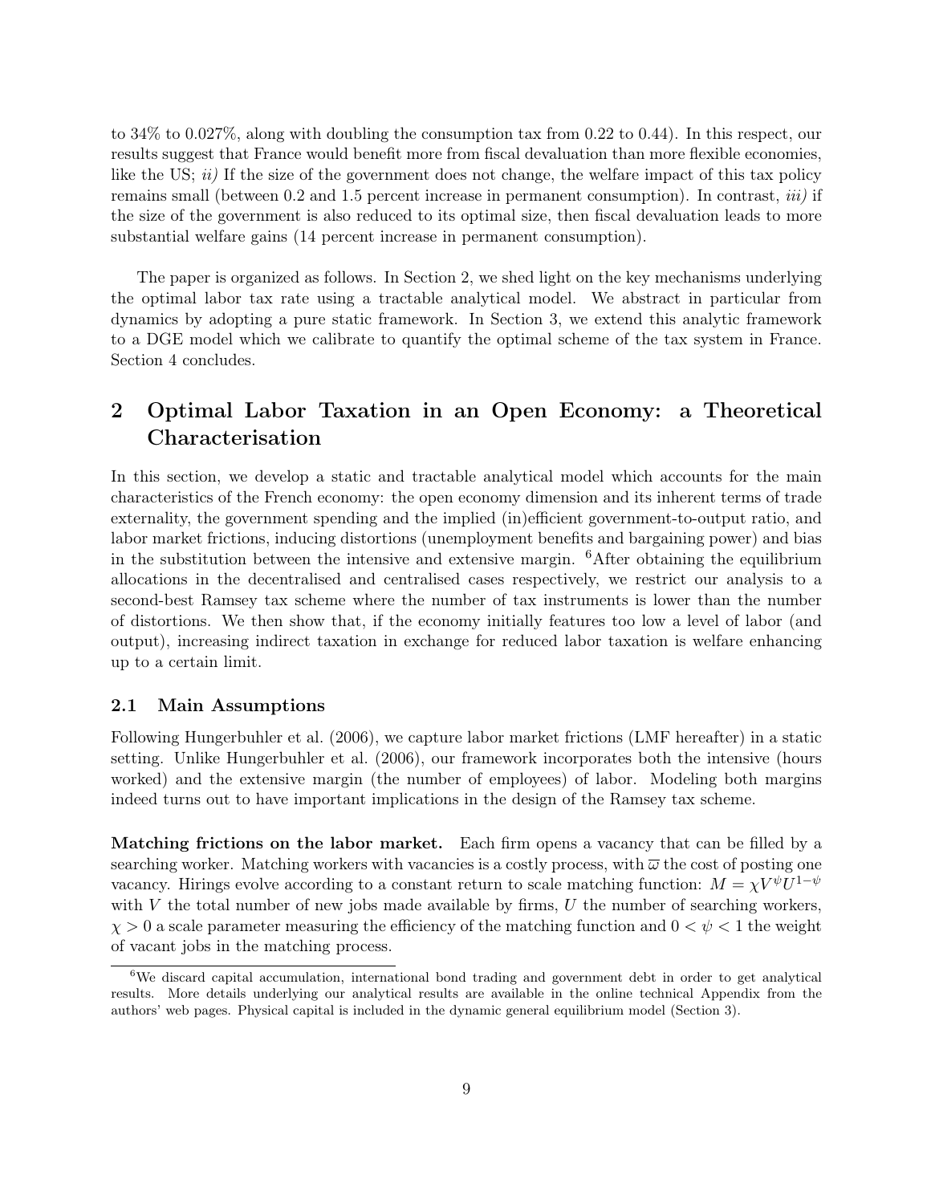to 34% to 0.027%, along with doubling the consumption tax from 0.22 to 0.44). In this respect, our results suggest that France would benefit more from fiscal devaluation than more flexible economies, like the US; *ii)* If the size of the government does not change, the welfare impact of this tax policy remains small (between 0.2 and 1.5 percent increase in permanent consumption). In contrast, *iii)* if the size of the government is also reduced to its optimal size, then fiscal devaluation leads to more substantial welfare gains (14 percent increase in permanent consumption).

The paper is organized as follows. In Section 2, we shed light on the key mechanisms underlying the optimal labor tax rate using a tractable analytical model. We abstract in particular from dynamics by adopting a pure static framework. In Section 3, we extend this analytic framework to a DGE model which we calibrate to quantify the optimal scheme of the tax system in France. Section 4 concludes.

# 2 Optimal Labor Taxation in an Open Economy: a Theoretical Characterisation

In this section, we develop a static and tractable analytical model which accounts for the main characteristics of the French economy: the open economy dimension and its inherent terms of trade externality, the government spending and the implied (in)efficient government-to-output ratio, and labor market frictions, inducing distortions (unemployment benefits and bargaining power) and bias in the substitution between the intensive and extensive margin. [6]After obtaining the equilibrium allocations in the decentralised and centralised cases respectively, we restrict our analysis to a second-best Ramsey tax scheme where the number of tax instruments is lower than the number of distortions. We then show that, if the economy initially features too low a level of labor (and output), increasing indirect taxation in exchange for reduced labor taxation is welfare enhancing up to a certain limit.

## 2.1 Main Assumptions

Following Hungerbuhler et al. (2006), we capture labor market frictions (LMF hereafter) in a static setting. Unlike Hungerbuhler et al. (2006), our framework incorporates both the intensive (hours worked) and the extensive margin (the number of employees) of labor. Modeling both margins indeed turns out to have important implications in the design of the Ramsey tax scheme.

**Matching frictions on the labor market.** Each firm opens a vacancy that can be filled by a searching worker. Matching workers with vacancies is a costly process, with $\overline{\omega}$ the cost of posting one vacancy. Hirings evolve according to a constant return to scale matching function: $M = \chi V^{\psi} U^{1-\psi}$ with $V$ the total number of new jobs made available by firms, $U$ the number of searching workers, $\chi > 0$ a scale parameter measuring the efficiency of the matching function and $0 < \psi < 1$ the weight of vacant jobs in the matching process.

[6] We discard capital accumulation, international bond trading and government debt in order to get analytical results. More details underlying our analytical results are available in the online technical Appendix from the authors' web pages. Physical capital is included in the dynamic general equilibrium model (Section 3).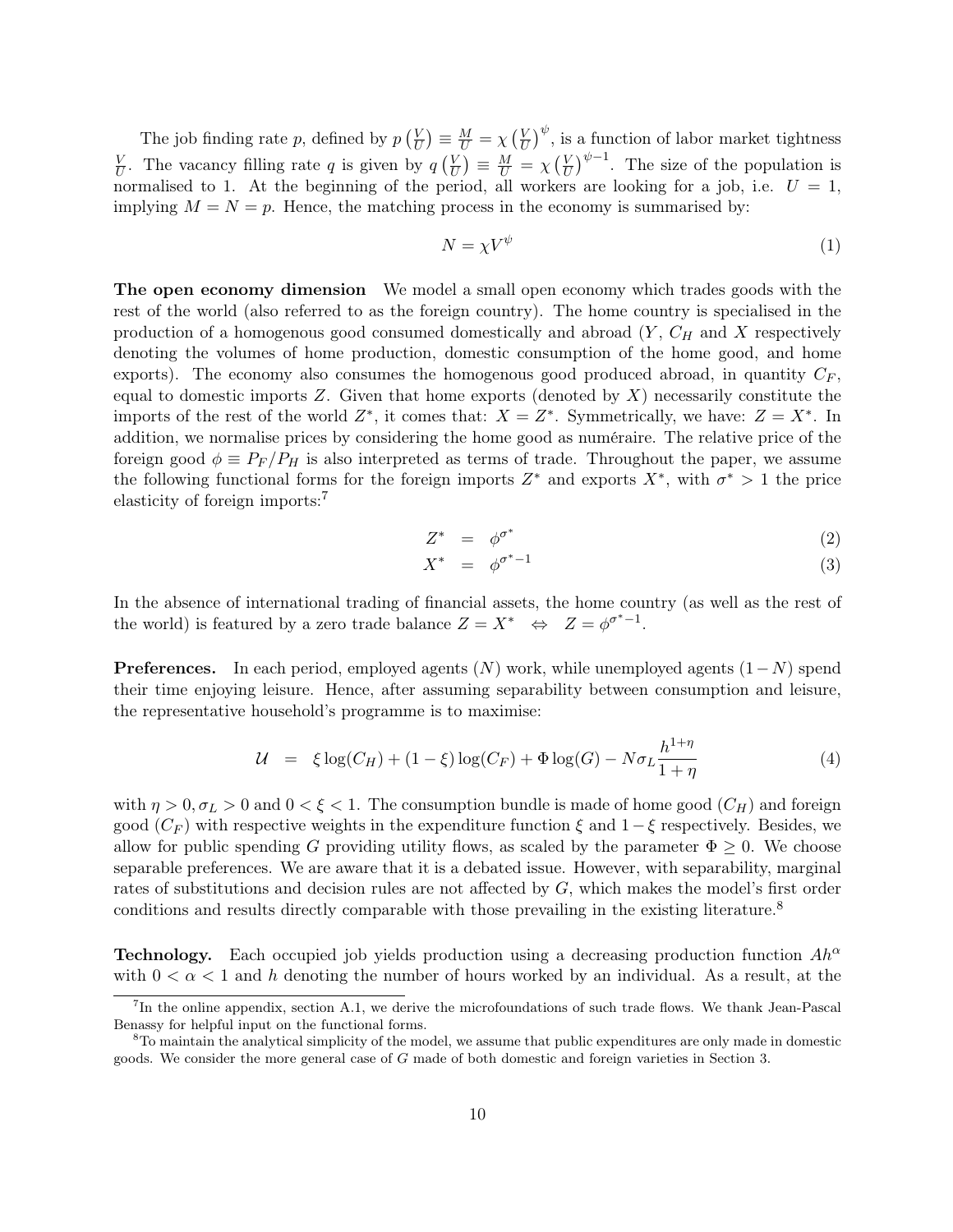The job finding rate $p$, defined by $p\left(\frac{V}{U}\right) \equiv \frac{M}{U} = \chi \left(\frac{V}{U}\right)^{\psi}$, is a function of labor market tightness $\frac{V}{U}$. The vacancy filling rate $q$ is given by $q\left(\frac{V}{U}\right) \equiv \frac{M}{U} = \chi \left(\frac{V}{U}\right)^{\psi-1}$. The size of the population is normalised to 1. At the beginning of the period, all workers are looking for a job, i.e. $U = 1$, implying $M = N = p$. Hence, the matching process in the economy is summarised by:

$$N = \chi V^{\psi} \tag{1}$$

**The open economy dimension** We model a small open economy which trades goods with the rest of the world (also referred to as the foreign country). The home country is specialised in the production of a homogenous good consumed domestically and abroad ($Y$, $C_H$ and $X$ respectively denoting the volumes of home production, domestic consumption of the home good, and home exports). The economy also consumes the homogenous good produced abroad, in quantity $C_F$, equal to domestic imports $Z$. Given that home exports (denoted by $X$) necessarily constitute the imports of the rest of the world $Z^*$, it comes that: $X = Z^*$. Symmetrically, we have: $Z = X^*$. In addition, we normalise prices by considering the home good as numéraire. The relative price of the foreign good $\phi \equiv P_F/P_H$ is also interpreted as terms of trade. Throughout the paper, we assume the following functional forms for the foreign imports $Z^*$ and exports $X^*$, with $\sigma^* > 1$ the price elasticity of foreign imports:[7]

$$Z^* = \phi^{\sigma^*} \tag{2}$$

$$X^* = \phi^{\sigma^*-1} \tag{3}$$

In the absence of international trading of financial assets, the home country (as well as the rest of the world) is featured by a zero trade balance $Z = X^* \Leftrightarrow Z = \phi^{\sigma^*-1}$.

**Preferences.** In each period, employed agents ($N$) work, while unemployed agents ($1 - N$) spend their time enjoying leisure. Hence, after assuming separability between consumption and leisure, the representative household's programme is to maximise:

$$\mathcal{U} = \xi \log(C_H) + (1-\xi)\log(C_F) + \Phi \log(G) - N\sigma_L \frac{h^{1+\eta}}{1+\eta} \tag{4}$$

with $\eta > 0, \sigma_L > 0$ and $0 < \xi < 1$. The consumption bundle is made of home good ($C_H$) and foreign good ($C_F$) with respective weights in the expenditure function $\xi$ and $1-\xi$ respectively. Besides, we allow for public spending $G$ providing utility flows, as scaled by the parameter $\Phi \geq 0$. We choose separable preferences. We are aware that it is a debated issue. However, with separability, marginal rates of substitutions and decision rules are not affected by $G$, which makes the model's first order conditions and results directly comparable with those prevailing in the existing literature.[8]

**Technology.** Each occupied job yields production using a decreasing production function $Ah^{\alpha}$ with $0 < \alpha < 1$ and $h$ denoting the number of hours worked by an individual. As a result, at the

[7] In the online appendix, section A.1, we derive the microfoundations of such trade flows. We thank Jean-Pascal Benassy for helpful input on the functional forms.

[8] To maintain the analytical simplicity of the model, we assume that public expenditures are only made in domestic goods. We consider the more general case of $G$ made of both domestic and foreign varieties in Section 3.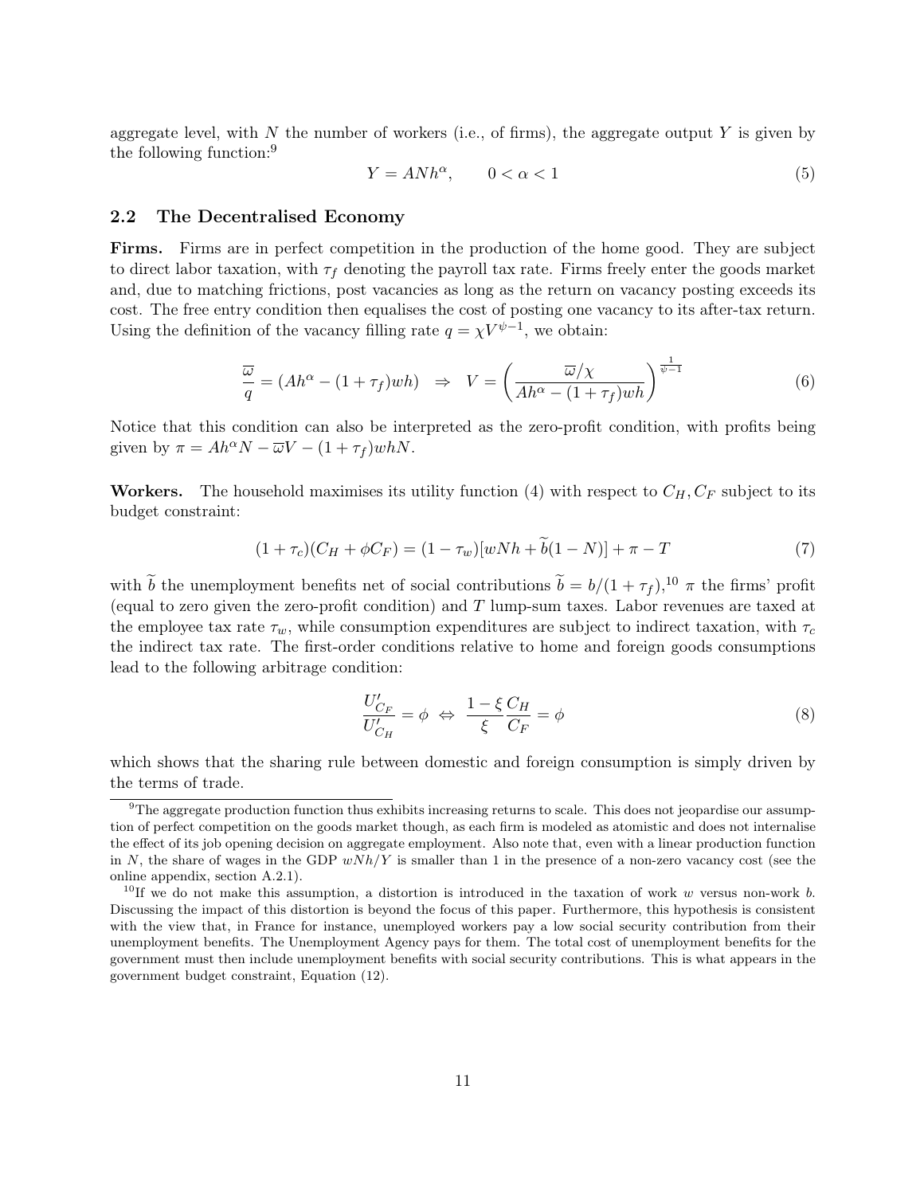aggregate level, with $N$ the number of workers (i.e., of firms), the aggregate output $Y$ is given by the following function:[9]

$$Y = ANh^{\alpha}, \qquad 0 < \alpha < 1 \tag{5}$$

### 2.2 The Decentralised Economy

**Firms.** Firms are in perfect competition in the production of the home good. They are subject to direct labor taxation, with $\tau_f$ denoting the payroll tax rate. Firms freely enter the goods market and, due to matching frictions, post vacancies as long as the return on vacancy posting exceeds its cost. The free entry condition then equalises the cost of posting one vacancy to its after-tax return. Using the definition of the vacancy filling rate $q = \chi V^{\psi-1}$, we obtain:

$$\frac{\overline{\omega}}{q} = (Ah^{\alpha} - (1+\tau_f)wh) \;\;\Rightarrow\;\; V = \left(\frac{\overline{\omega}/\chi}{Ah^{\alpha} - (1+\tau_f)wh}\right)^{\frac{1}{\psi-1}} \tag{6}$$

Notice that this condition can also be interpreted as the zero-profit condition, with profits being given by $\pi = Ah^{\alpha}N - \overline{\omega}V - (1+\tau_f)whN$.

**Workers.** The household maximises its utility function (4) with respect to $C_H, C_F$ subject to its budget constraint:

$$(1+\tau_c)(C_H + \phi C_F) = (1-\tau_w)[wNh + \widetilde{b}(1-N)] + \pi - T \tag{7}$$

with $\widetilde{b}$ the unemployment benefits net of social contributions $\widetilde{b} = b/(1+\tau_f)$,[10] $\pi$ the firms' profit (equal to zero given the zero-profit condition) and $T$ lump-sum taxes. Labor revenues are taxed at the employee tax rate $\tau_w$, while consumption expenditures are subject to indirect taxation, with $\tau_c$ the indirect tax rate. The first-order conditions relative to home and foreign goods consumptions lead to the following arbitrage condition:

$$\frac{U'_{C_F}}{U'_{C_H}} = \phi \;\Leftrightarrow\; \frac{1-\xi}{\xi}\frac{C_H}{C_F} = \phi \tag{8}$$

which shows that the sharing rule between domestic and foreign consumption is simply driven by the terms of trade.

[9] The aggregate production function thus exhibits increasing returns to scale. This does not jeopardise our assumption of perfect competition on the goods market though, as each firm is modeled as atomistic and does not internalise the effect of its job opening decision on aggregate employment. Also note that, even with a linear production function in $N$, the share of wages in the GDP $wNh/Y$ is smaller than 1 in the presence of a non-zero vacancy cost (see the online appendix, section A.2.1).

[10] If we do not make this assumption, a distortion is introduced in the taxation of work $w$ versus non-work $b$. Discussing the impact of this distortion is beyond the focus of this paper. Furthermore, this hypothesis is consistent with the view that, in France for instance, unemployed workers pay a low social security contribution from their unemployment benefits. The Unemployment Agency pays for them. The total cost of unemployment benefits for the government must then include unemployment benefits with social security contributions. This is what appears in the government budget constraint, Equation (12).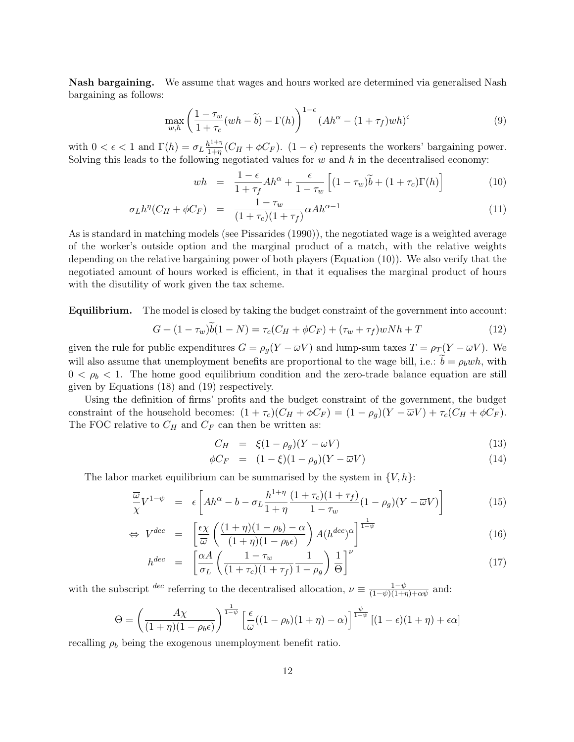**Nash bargaining.** We assume that wages and hours worked are determined via generalised Nash bargaining as follows:

$$\max_{w,h} \left( \frac{1-\tau_w}{1+\tau_c}(wh - \widetilde{b}) - \Gamma(h) \right)^{1-\epsilon} (Ah^\alpha - (1+\tau_f)wh)^\epsilon \tag{9}$$

with $0 < \epsilon < 1$ and $\Gamma(h) = \sigma_L \frac{h^{1+\eta}}{1+\eta}(C_H + \phi C_F)$. $(1-\epsilon)$ represents the workers' bargaining power. Solving this leads to the following negotiated values for $w$ and $h$ in the decentralised economy:

$$wh = \frac{1-\epsilon}{1+\tau_f} Ah^\alpha + \frac{\epsilon}{1-\tau_w}\left[(1-\tau_w)\widetilde{b} + (1+\tau_c)\Gamma(h)\right] \tag{10}$$

$$\sigma_L h^\eta (C_H + \phi C_F) = \frac{1-\tau_w}{(1+\tau_c)(1+\tau_f)} \alpha A h^{\alpha - 1} \tag{11}$$

As is standard in matching models (see Pissarides (1990)), the negotiated wage is a weighted average of the worker's outside option and the marginal product of a match, with the relative weights depending on the relative bargaining power of both players (Equation (10)). We also verify that the negotiated amount of hours worked is efficient, in that it equalises the marginal product of hours with the disutility of work given the tax scheme.

**Equilibrium.** The model is closed by taking the budget constraint of the government into account:

$$G + (1-\tau_w)\widetilde{b}(1-N) = \tau_c(C_H + \phi C_F) + (\tau_w + \tau_f)wNh + T \tag{12}$$

given the rule for public expenditures $G = \rho_g(Y - \overline{\omega}V)$ and lump-sum taxes $T = \rho_T(Y - \overline{\omega}V)$. We will also assume that unemployment benefits are proportional to the wage bill, i.e.: $\widetilde{b} = \rho_b wh$, with $0 < \rho_b < 1$. The home good equilibrium condition and the zero-trade balance equation are still given by Equations (18) and (19) respectively.

Using the definition of firms' profits and the budget constraint of the government, the budget constraint of the household becomes: $(1+\tau_c)(C_H + \phi C_F) = (1-\rho_g)(Y - \overline{\omega}V) + \tau_c(C_H + \phi C_F)$. The FOC relative to $C_H$ and $C_F$ can then be written as:

$$C_H = \xi(1-\rho_g)(Y - \overline{\omega}V) \tag{13}$$

$$\phi C_F = (1-\xi)(1-\rho_g)(Y - \overline{\omega}V) \tag{14}$$

The labor market equilibrium can be summarised by the system in $\{V, h\}$:

$$\frac{\overline{\omega}}{\chi}V^{1-\psi} = \epsilon\left[Ah^\alpha - b - \sigma_L \frac{h^{1+\eta}}{1+\eta}\frac{(1+\tau_c)(1+\tau_f)}{1-\tau_w}(1-\rho_g)(Y - \overline{\omega}V)\right] \tag{15}$$

$$\Leftrightarrow \; V^{dec} = \left[\frac{\epsilon\chi}{\overline{\omega}}\left(\frac{(1+\eta)(1-\rho_b) - \alpha}{(1+\eta)(1-\rho_b\epsilon)}\right)A(h^{dec})^\alpha\right]^{\frac{1}{1-\psi}} \tag{16}$$

$$h^{dec} = \left[\frac{\alpha A}{\sigma_L}\left(\frac{1-\tau_w}{(1+\tau_c)(1+\tau_f)}\frac{1}{1-\rho_g}\right)\frac{1}{\Theta}\right]^\nu \tag{17}$$

with the subscript $^{dec}$ referring to the decentralised allocation, $\nu \equiv \frac{1-\psi}{(1-\psi)(1+\eta)+\alpha\psi}$ and:

$$\Theta = \left(\frac{A\chi}{(1+\eta)(1-\rho_b\epsilon)}\right)^{\frac{1}{1-\psi}}\left[\frac{\epsilon}{\overline{\omega}}((1-\rho_b)(1+\eta) - \alpha)\right]^{\frac{\psi}{1-\psi}}\left[(1-\epsilon)(1+\eta) + \epsilon\alpha\right]$$

recalling $\rho_b$ being the exogenous unemployment benefit ratio.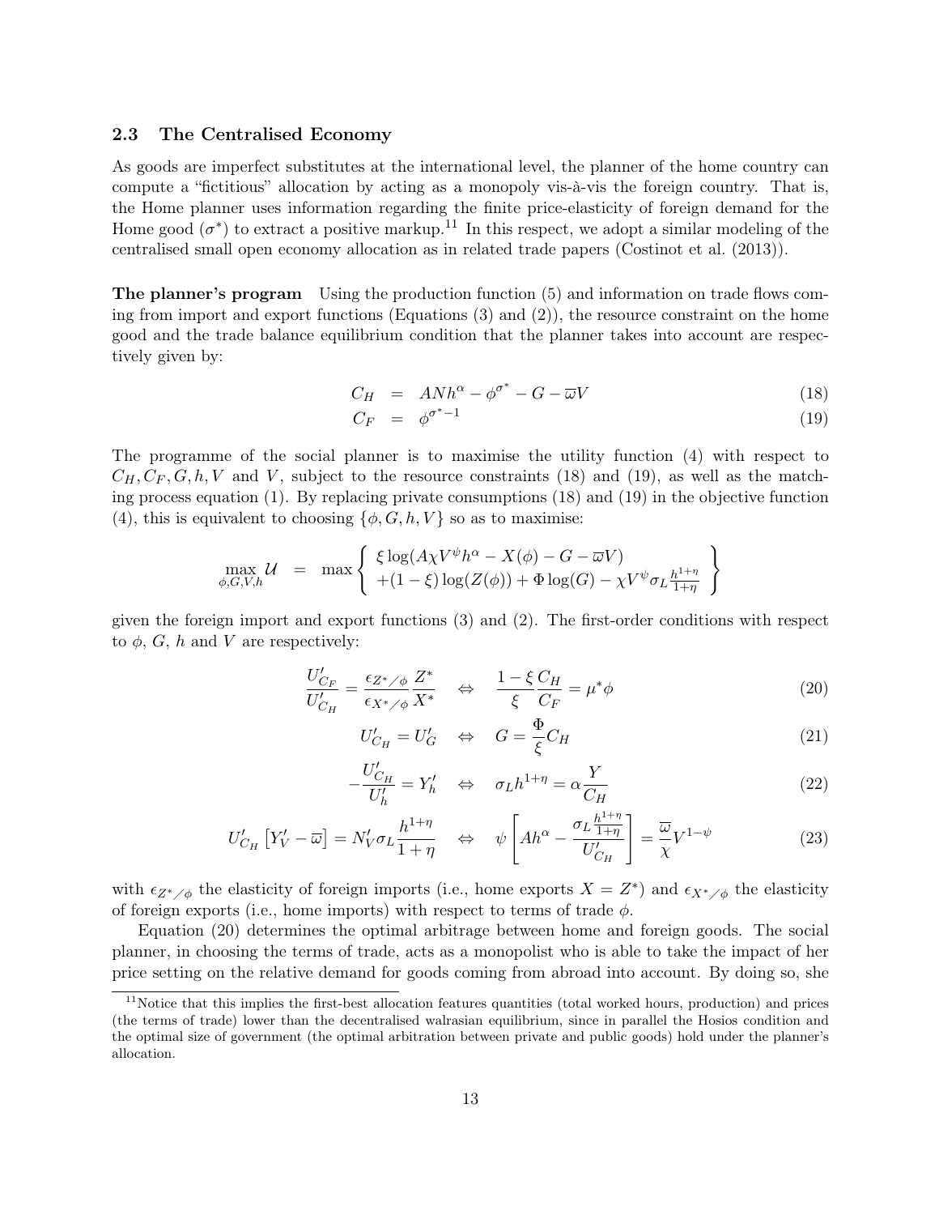### 2.3 The Centralised Economy

As goods are imperfect substitutes at the international level, the planner of the home country can compute a "fictitious" allocation by acting as a monopoly vis-à-vis the foreign country. That is, the Home planner uses information regarding the finite price-elasticity of foreign demand for the Home good ($\sigma^*$) to extract a positive markup.[11] In this respect, we adopt a similar modeling of the centralised small open economy allocation as in related trade papers (Costinot et al. (2013)).

**The planner's program** Using the production function (5) and information on trade flows coming from import and export functions (Equations (3) and (2)), the resource constraint on the home good and the trade balance equilibrium condition that the planner takes into account are respectively given by:

$$C_H = ANh^\alpha - \phi^{\sigma^*} - G - \varpi V \tag{18}$$

$$C_F = \phi^{\sigma^*-1} \tag{19}$$

The programme of the social planner is to maximise the utility function (4) with respect to $C_H, C_F, G, h, V$ and $V$, subject to the resource constraints (18) and (19), as well as the matching process equation (1). By replacing private consumptions (18) and (19) in the objective function (4), this is equivalent to choosing $\{\phi, G, h, V\}$ so as to maximise:

$$\max_{\phi,G,V,h} \mathcal{U} = \max \left\{ \begin{array}{l} \xi \log(A\chi V^\psi h^\alpha - X(\phi) - G - \varpi V) \\ +(1-\xi)\log(Z(\phi)) + \Phi \log(G) - \chi V^\psi \sigma_L \frac{h^{1+\eta}}{1+\eta} \end{array} \right\}$$

given the foreign import and export functions (3) and (2). The first-order conditions with respect to $\phi$, $G$, $h$ and $V$ are respectively:

$$\frac{U'_{C_F}}{U'_{C_H}} = \frac{\epsilon_{Z^*/\phi}}{\epsilon_{X^*/\phi}} \frac{Z^*}{X^*} \quad \Leftrightarrow \quad \frac{1-\xi}{\xi}\frac{C_H}{C_F} = \mu^* \phi \tag{20}$$

$$U'_{C_H} = U'_G \quad \Leftrightarrow \quad G = \frac{\Phi}{\xi} C_H \tag{21}$$

$$-\frac{U'_{C_H}}{U'_h} = Y'_h \quad \Leftrightarrow \quad \sigma_L h^{1+\eta} = \alpha \frac{Y}{C_H} \tag{22}$$

$$U'_{C_H}\left[Y'_V - \varpi\right] = N'_V \sigma_L \frac{h^{1+\eta}}{1+\eta} \quad \Leftrightarrow \quad \psi \left[ Ah^\alpha - \frac{\sigma_L \frac{h^{1+\eta}}{1+\eta}}{U'_{C_H}} \right] = \frac{\varpi}{\chi} V^{1-\psi} \tag{23}$$

with $\epsilon_{Z^*/\phi}$ the elasticity of foreign imports (i.e., home exports $X = Z^*$) and $\epsilon_{X^*/\phi}$ the elasticity of foreign exports (i.e., home imports) with respect to terms of trade $\phi$.

Equation (20) determines the optimal arbitrage between home and foreign goods. The social planner, in choosing the terms of trade, acts as a monopolist who is able to take the impact of her price setting on the relative demand for goods coming from abroad into account. By doing so, she

[11] Notice that this implies the first-best allocation features quantities (total worked hours, production) and prices (the terms of trade) lower than the decentralised walrasian equilibrium, since in parallel the Hosios condition and the optimal size of government (the optimal arbitration between private and public goods) hold under the planner's allocation.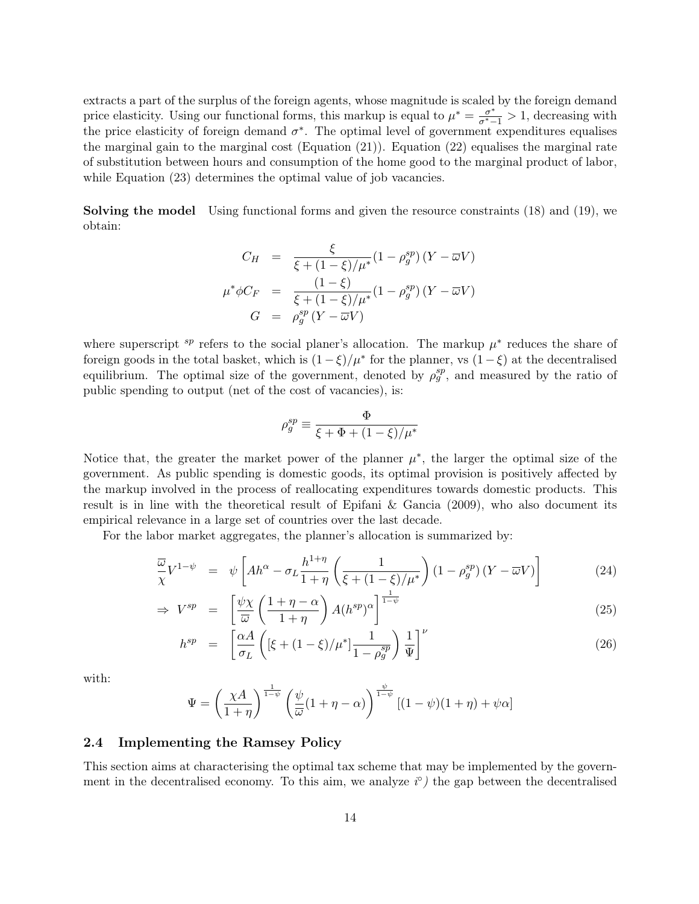extracts a part of the surplus of the foreign agents, whose magnitude is scaled by the foreign demand price elasticity. Using our functional forms, this markup is equal to $\mu^* = \frac{\sigma^*}{\sigma^*-1} > 1$, decreasing with the price elasticity of foreign demand $\sigma^*$. The optimal level of government expenditures equalises the marginal gain to the marginal cost (Equation (21)). Equation (22) equalises the marginal rate of substitution between hours and consumption of the home good to the marginal product of labor, while Equation (23) determines the optimal value of job vacancies.

**Solving the model** Using functional forms and given the resource constraints (18) and (19), we obtain:

$$
\begin{aligned}
C_H &= \frac{\xi}{\xi + (1-\xi)/\mu^*}(1-\rho_g^{sp})(Y - \varpi V) \\
\mu^* \phi C_F &= \frac{(1-\xi)}{\xi + (1-\xi)/\mu^*}(1-\rho_g^{sp})(Y - \varpi V) \\
G &= \rho_g^{sp}(Y - \varpi V)
\end{aligned}
$$

where superscript $^{sp}$ refers to the social planer's allocation. The markup $\mu^*$ reduces the share of foreign goods in the total basket, which is $(1-\xi)/\mu^*$ for the planner, vs $(1-\xi)$ at the decentralised equilibrium. The optimal size of the government, denoted by $\rho_g^{sp}$, and measured by the ratio of public spending to output (net of the cost of vacancies), is:

$$
\rho_g^{sp} \equiv \frac{\Phi}{\xi + \Phi + (1-\xi)/\mu^*}
$$

Notice that, the greater the market power of the planner $\mu^*$, the larger the optimal size of the government. As public spending is domestic goods, its optimal provision is positively affected by the markup involved in the process of reallocating expenditures towards domestic products. This result is in line with the theoretical result of Epifani & Gancia (2009), who also document its empirical relevance in a large set of countries over the last decade.

For the labor market aggregates, the planner's allocation is summarized by:

$$
\frac{\varpi}{\chi}V^{1-\psi} = \psi\left[Ah^{\alpha} - \sigma_L \frac{h^{1+\eta}}{1+\eta}\left(\frac{1}{\xi + (1-\xi)/\mu^*}\right)(1-\rho_g^{sp})(Y - \varpi V)\right] \tag{24}
$$

$$
\Rightarrow V^{sp} = \left[\frac{\psi\chi}{\varpi}\left(\frac{1+\eta-\alpha}{1+\eta}\right)A(h^{sp})^{\alpha}\right]^{\frac{1}{1-\psi}} \tag{25}
$$

$$
h^{sp} = \left[\frac{\alpha A}{\sigma_L}\left([\xi + (1-\xi)/\mu^*]\frac{1}{1-\rho_g^{sp}}\right)\frac{1}{\Psi}\right]^{\nu} \tag{26}
$$

with:

$$
\Psi = \left(\frac{\chi A}{1+\eta}\right)^{\frac{1}{1-\psi}}\left(\frac{\psi}{\varpi}(1+\eta-\alpha)\right)^{\frac{\psi}{1-\psi}}[(1-\psi)(1+\eta) + \psi\alpha]
$$

### 2.4 Implementing the Ramsey Policy

This section aims at characterising the optimal tax scheme that may be implemented by the government in the decentralised economy. To this aim, we analyze *i°)* the gap between the decentralised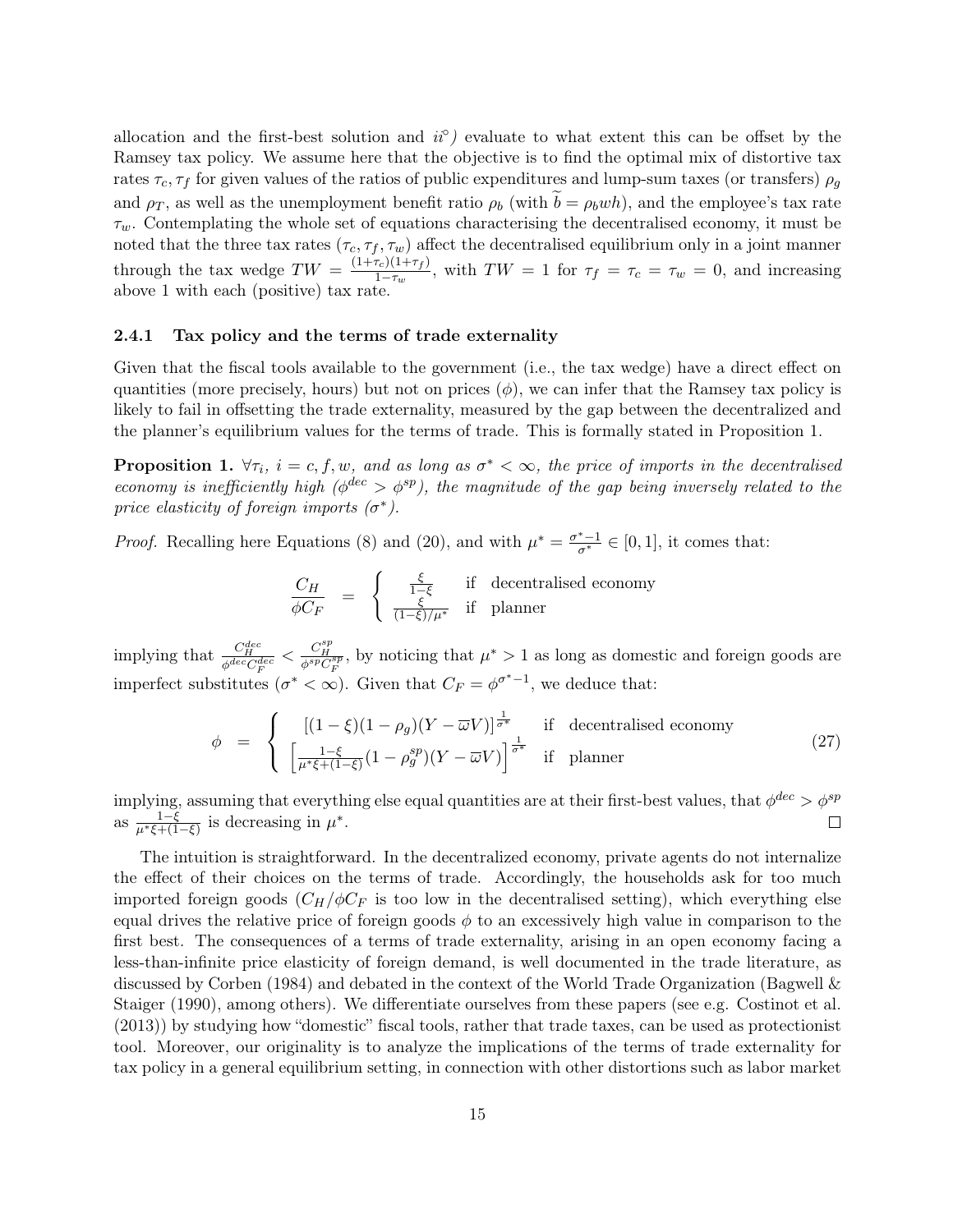allocation and the first-best solution and *ii°)* evaluate to what extent this can be offset by the Ramsey tax policy. We assume here that the objective is to find the optimal mix of distortive tax rates $\tau_c, \tau_f$ for given values of the ratios of public expenditures and lump-sum taxes (or transfers) $\rho_g$ and $\rho_T$, as well as the unemployment benefit ratio $\rho_b$ (with $\widetilde{b} = \rho_b wh$), and the employee's tax rate $\tau_w$. Contemplating the whole set of equations characterising the decentralised economy, it must be noted that the three tax rates $(\tau_c, \tau_f, \tau_w)$ affect the decentralised equilibrium only in a joint manner through the tax wedge $TW = \frac{(1+\tau_c)(1+\tau_f)}{1-\tau_w}$, with $TW = 1$ for $\tau_f = \tau_c = \tau_w = 0$, and increasing above 1 with each (positive) tax rate.

### 2.4.1 Tax policy and the terms of trade externality

Given that the fiscal tools available to the government (i.e., the tax wedge) have a direct effect on quantities (more precisely, hours) but not on prices ($\phi$), we can infer that the Ramsey tax policy is likely to fail in offsetting the trade externality, measured by the gap between the decentralized and the planner's equilibrium values for the terms of trade. This is formally stated in Proposition 1.

**Proposition 1.** *$\forall \tau_i$, $i = c, f, w$, and as long as $\sigma^* < \infty$, the price of imports in the decentralised economy is inefficiently high ($\phi^{dec} > \phi^{sp}$), the magnitude of the gap being inversely related to the price elasticity of foreign imports ($\sigma^*$).*

*Proof.* Recalling here Equations (8) and (20), and with $\mu^* = \frac{\sigma^*-1}{\sigma^*} \in [0, 1]$, it comes that:

$$\frac{C_H}{\phi C_F} = \begin{cases} \frac{\xi}{1-\xi} & \text{if decentralised economy} \\ \frac{\xi}{(1-\xi)/\mu^*} & \text{if planner} \end{cases}$$

implying that $\frac{C_H^{dec}}{\phi^{dec} C_F^{dec}} < \frac{C_H^{sp}}{\phi^{sp} C_F^{sp}}$, by noticing that $\mu^* > 1$ as long as domestic and foreign goods are imperfect substitutes ($\sigma^* < \infty$). Given that $C_F = \phi^{\sigma^*-1}$, we deduce that:

$$\phi = \begin{cases} [(1-\xi)(1-\rho_g)(Y - \overline{\omega}V)]^{\frac{1}{\sigma^*}} & \text{if decentralised economy} \\ \left[\frac{1-\xi}{\mu^*\xi + (1-\xi)}(1-\rho_g^{sp})(Y - \overline{\omega}V)\right]^{\frac{1}{\sigma^*}} & \text{if planner} \end{cases} \tag{27}$$

implying, assuming that everything else equal quantities are at their first-best values, that $\phi^{dec} > \phi^{sp}$ as $\frac{1-\xi}{\mu^*\xi + (1-\xi)}$ is decreasing in $\mu^*$. ☐

The intuition is straightforward. In the decentralized economy, private agents do not internalize the effect of their choices on the terms of trade. Accordingly, the households ask for too much imported foreign goods ($C_H/\phi C_F$ is too low in the decentralised setting), which everything else equal drives the relative price of foreign goods $\phi$ to an excessively high value in comparison to the first best. The consequences of a terms of trade externality, arising in an open economy facing a less-than-infinite price elasticity of foreign demand, is well documented in the trade literature, as discussed by Corben (1984) and debated in the context of the World Trade Organization (Bagwell & Staiger (1990), among others). We differentiate ourselves from these papers (see e.g. Costinot et al. (2013)) by studying how "domestic" fiscal tools, rather that trade taxes, can be used as protectionist tool. Moreover, our originality is to analyze the implications of the terms of trade externality for tax policy in a general equilibrium setting, in connection with other distortions such as labor market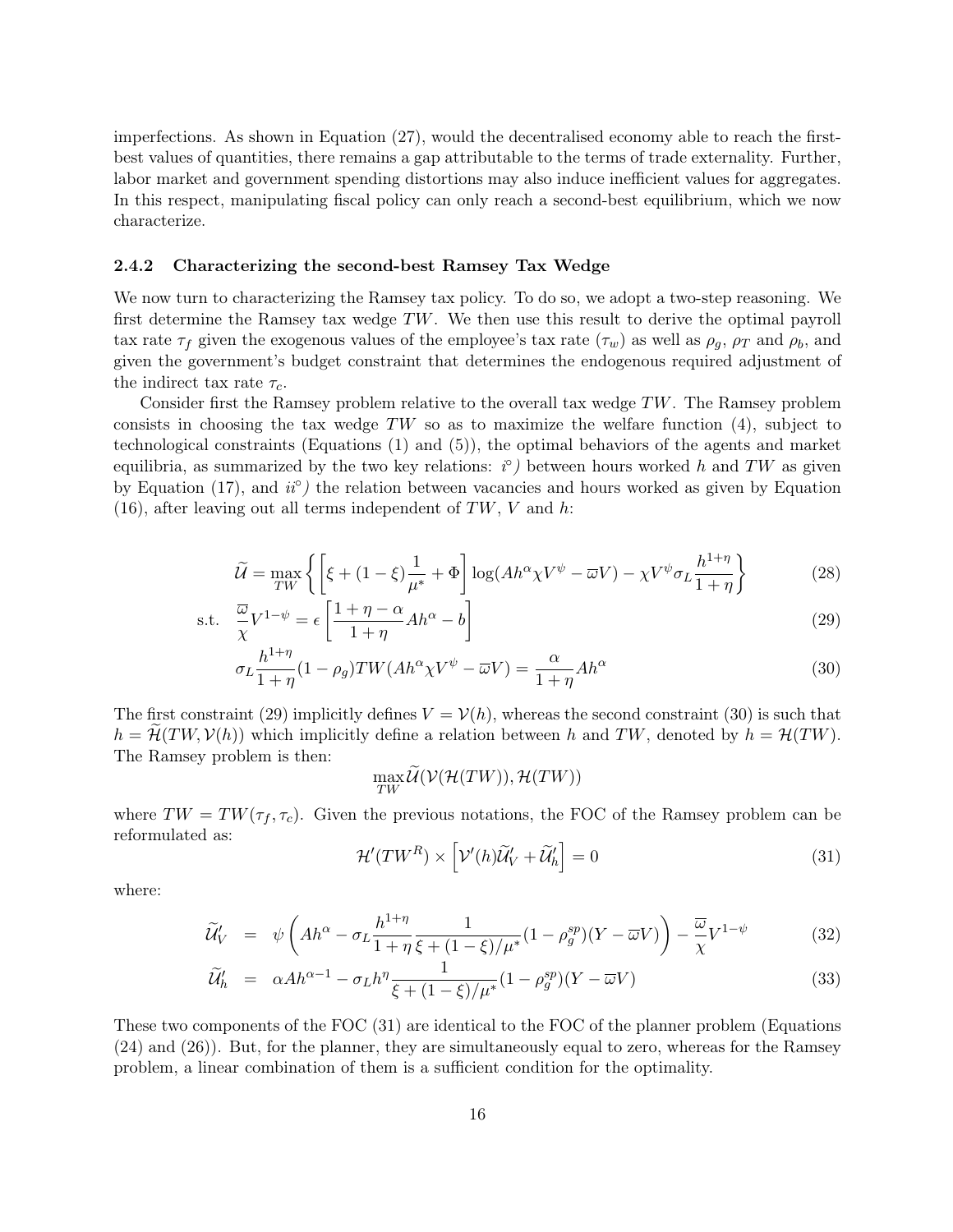imperfections. As shown in Equation (27), would the decentralised economy able to reach the first-best values of quantities, there remains a gap attributable to the terms of trade externality. Further, labor market and government spending distortions may also induce inefficient values for aggregates. In this respect, manipulating fiscal policy can only reach a second-best equilibrium, which we now characterize.

### 2.4.2 Characterizing the second-best Ramsey Tax Wedge

We now turn to characterizing the Ramsey tax policy. To do so, we adopt a two-step reasoning. We first determine the Ramsey tax wedge $TW$. We then use this result to derive the optimal payroll tax rate $\tau_f$ given the exogenous values of the employee's tax rate ($\tau_w$) as well as $\rho_g$, $\rho_T$ and $\rho_b$, and given the government's budget constraint that determines the endogenous required adjustment of the indirect tax rate $\tau_c$.

Consider first the Ramsey problem relative to the overall tax wedge $TW$. The Ramsey problem consists in choosing the tax wedge $TW$ so as to maximize the welfare function (4), subject to technological constraints (Equations (1) and (5)), the optimal behaviors of the agents and market equilibria, as summarized by the two key relations: *i°)* between hours worked $h$ and $TW$ as given by Equation (17), and *ii°)* the relation between vacancies and hours worked as given by Equation (16), after leaving out all terms independent of $TW$, $V$ and $h$:

$$\widetilde{\mathcal{U}} = \max_{TW} \left\{ \left[ \xi + (1-\xi)\frac{1}{\mu^*} + \Phi \right] \log(Ah^\alpha \chi V^\psi - \varpi V) - \chi V^\psi \sigma_L \frac{h^{1+\eta}}{1+\eta} \right\} \tag{28}$$

$$\text{s.t.} \quad \frac{\varpi}{\chi} V^{1-\psi} = \epsilon \left[ \frac{1+\eta-\alpha}{1+\eta} Ah^\alpha - b \right] \tag{29}$$

$$\sigma_L \frac{h^{1+\eta}}{1+\eta}(1-\rho_g) TW (Ah^\alpha \chi V^\psi - \varpi V) = \frac{\alpha}{1+\eta} Ah^\alpha \tag{30}$$

The first constraint (29) implicitly defines $V = \mathcal{V}(h)$, whereas the second constraint (30) is such that $h = \widetilde{\mathcal{H}}(TW, \mathcal{V}(h))$ which implicitly define a relation between $h$ and $TW$, denoted by $h = \mathcal{H}(TW)$. The Ramsey problem is then:

$$\max_{TW} \widetilde{\mathcal{U}}(\mathcal{V}(\mathcal{H}(TW)), \mathcal{H}(TW))$$

where $TW = TW(\tau_f, \tau_c)$. Given the previous notations, the FOC of the Ramsey problem can be reformulated as:

$$\mathcal{H}'(TW^R) \times \left[ \mathcal{V}'(h) \widetilde{\mathcal{U}}'_V + \widetilde{\mathcal{U}}'_h \right] = 0 \tag{31}$$

where:

$$\widetilde{\mathcal{U}}'_V = \psi \left( Ah^\alpha - \sigma_L \frac{h^{1+\eta}}{1+\eta} \frac{1}{\xi + (1-\xi)/\mu^*} (1-\rho_g^{sp})(Y - \varpi V) \right) - \frac{\varpi}{\chi} V^{1-\psi} \tag{32}$$

$$\widetilde{\mathcal{U}}'_h = \alpha A h^{\alpha-1} - \sigma_L h^\eta \frac{1}{\xi + (1-\xi)/\mu^*} (1-\rho_g^{sp})(Y - \varpi V) \tag{33}$$

These two components of the FOC (31) are identical to the FOC of the planner problem (Equations (24) and (26)). But, for the planner, they are simultaneously equal to zero, whereas for the Ramsey problem, a linear combination of them is a sufficient condition for the optimality.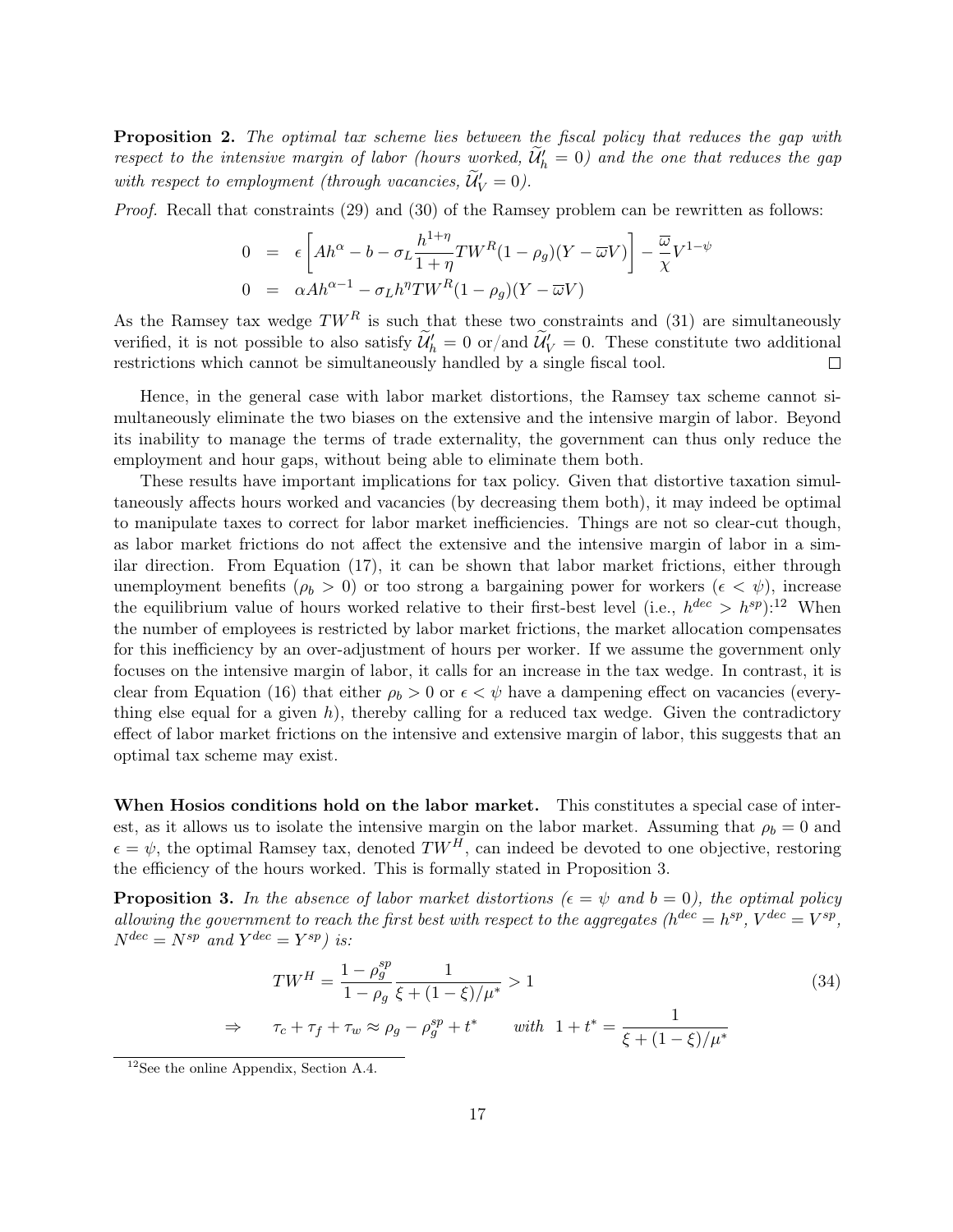**Proposition 2.** *The optimal tax scheme lies between the fiscal policy that reduces the gap with respect to the intensive margin of labor (hours worked, $\widetilde{\mathcal{U}}'_h = 0$) and the one that reduces the gap with respect to employment (through vacancies, $\widetilde{\mathcal{U}}'_V = 0$).*

*Proof.* Recall that constraints (29) and (30) of the Ramsey problem can be rewritten as follows:

$$
\begin{aligned}
0 &= \epsilon \left[ Ah^{\alpha} - b - \sigma_L \frac{h^{1+\eta}}{1+\eta} TW^R (1-\rho_g)(Y - \overline{\omega} V) \right] - \frac{\overline{\omega}}{\chi} V^{1-\psi} \\
0 &= \alpha A h^{\alpha - 1} - \sigma_L h^{\eta} TW^R (1-\rho_g)(Y - \overline{\omega} V)
\end{aligned}
$$

As the Ramsey tax wedge $TW^R$ is such that these two constraints and (31) are simultaneously verified, it is not possible to also satisfy $\widetilde{\mathcal{U}}'_h = 0$ or/and $\widetilde{\mathcal{U}}'_V = 0$. These constitute two additional restrictions which cannot be simultaneously handled by a single fiscal tool. □

Hence, in the general case with labor market distortions, the Ramsey tax scheme cannot simultaneously eliminate the two biases on the extensive and the intensive margin of labor. Beyond its inability to manage the terms of trade externality, the government can thus only reduce the employment and hour gaps, without being able to eliminate them both.

These results have important implications for tax policy. Given that distortive taxation simultaneously affects hours worked and vacancies (by decreasing them both), it may indeed be optimal to manipulate taxes to correct for labor market inefficiencies. Things are not so clear-cut though, as labor market frictions do not affect the extensive and the intensive margin of labor in a similar direction. From Equation (17), it can be shown that labor market frictions, either through unemployment benefits ($\rho_b > 0$) or too strong a bargaining power for workers ($\epsilon < \psi$), increase the equilibrium value of hours worked relative to their first-best level (i.e., $h^{dec} > h^{sp}$):[12] When the number of employees is restricted by labor market frictions, the market allocation compensates for this inefficiency by an over-adjustment of hours per worker. If we assume the government only focuses on the intensive margin of labor, it calls for an increase in the tax wedge. In contrast, it is clear from Equation (16) that either $\rho_b > 0$ or $\epsilon < \psi$ have a dampening effect on vacancies (everything else equal for a given $h$), thereby calling for a reduced tax wedge. Given the contradictory effect of labor market frictions on the intensive and extensive margin of labor, this suggests that an optimal tax scheme may exist.

**When Hosios conditions hold on the labor market.** This constitutes a special case of interest, as it allows us to isolate the intensive margin on the labor market. Assuming that $\rho_b = 0$ and $\epsilon = \psi$, the optimal Ramsey tax, denoted $TW^H$, can indeed be devoted to one objective, restoring the efficiency of the hours worked. This is formally stated in Proposition 3.

**Proposition 3.** *In the absence of labor market distortions ($\epsilon = \psi$ and $b = 0$), the optimal policy allowing the government to reach the first best with respect to the aggregates ($h^{dec} = h^{sp}$, $V^{dec} = V^{sp}$, $N^{dec} = N^{sp}$ and $Y^{dec} = Y^{sp}$) is:*

$$
TW^H = \frac{1 - \rho_g^{sp}}{1 - \rho_g} \frac{1}{\xi + (1-\xi)/\mu^*} > 1 \tag{34}
$$

$$
\Rightarrow \qquad \tau_c + \tau_f + \tau_w \approx \rho_g - \rho_g^{sp} + t^* \qquad \textit{with} \;\; 1 + t^* = \frac{1}{\xi + (1-\xi)/\mu^*}
$$

[12] See the online Appendix, Section A.4.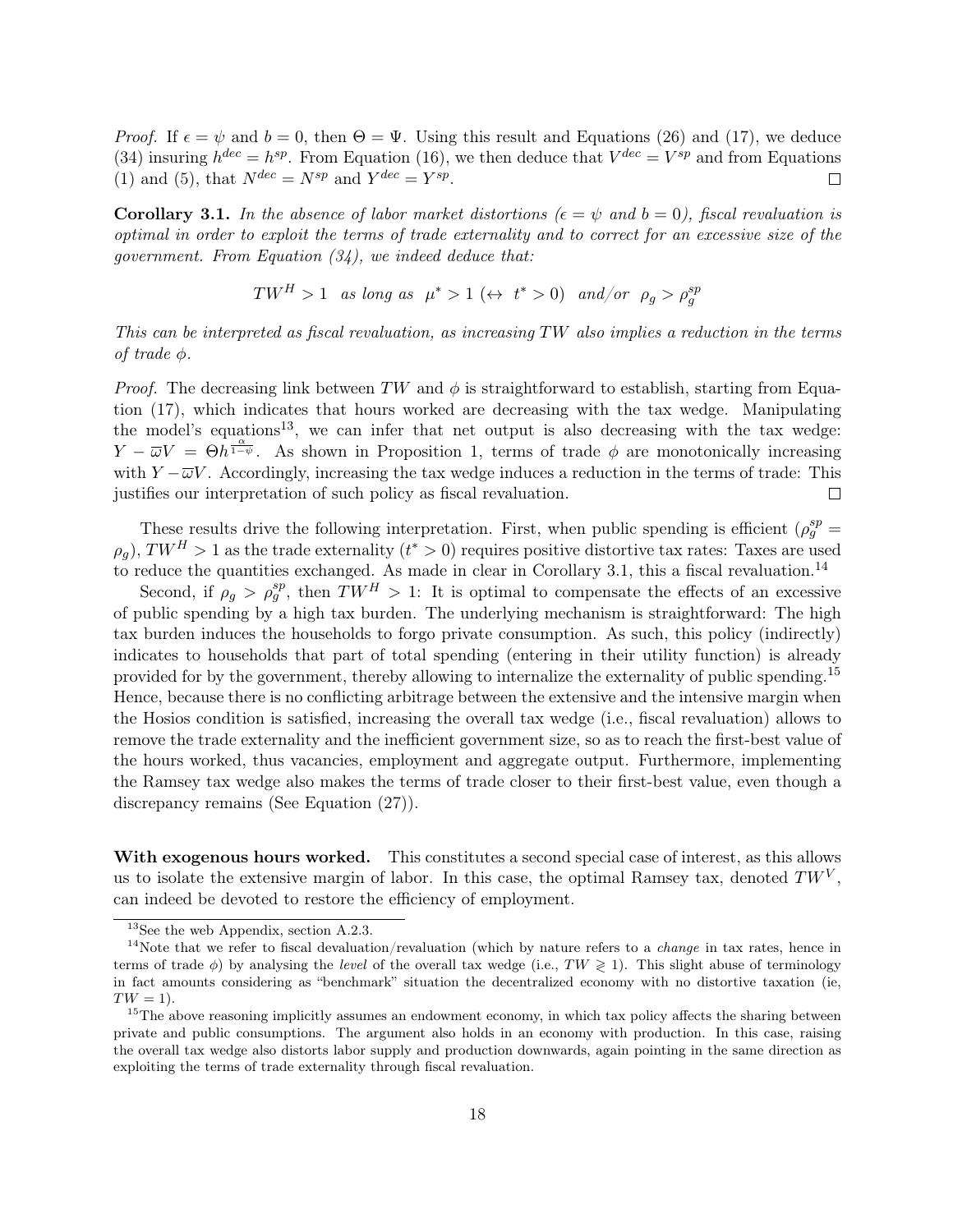*Proof.* If $\epsilon = \psi$ and $b = 0$, then $\Theta = \Psi$. Using this result and Equations (26) and (17), we deduce (34) insuring $h^{dec} = h^{sp}$. From Equation (16), we then deduce that $V^{dec} = V^{sp}$ and from Equations (1) and (5), that $N^{dec} = N^{sp}$ and $Y^{dec} = Y^{sp}$. □

**Corollary 3.1.** *In the absence of labor market distortions ($\epsilon = \psi$ and $b = 0$), fiscal revaluation is optimal in order to exploit the terms of trade externality and to correct for an excessive size of the government. From Equation (34), we indeed deduce that:*

$$TW^H > 1 \quad \text{as long as} \quad \mu^* > 1 \ (\leftrightarrow \ t^* > 0) \quad \text{and/or} \quad \rho_g > \rho_g^{sp}$$

*This can be interpreted as fiscal revaluation, as increasing $TW$ also implies a reduction in the terms of trade $\phi$.*

*Proof.* The decreasing link between $TW$ and $\phi$ is straightforward to establish, starting from Equation (17), which indicates that hours worked are decreasing with the tax wedge. Manipulating the model's equations[13], we can infer that net output is also decreasing with the tax wedge: $Y - \overline{\omega}V = \Theta h^{\frac{\alpha}{1-\psi}}$. As shown in Proposition 1, terms of trade $\phi$ are monotonically increasing with $Y - \overline{\omega}V$. Accordingly, increasing the tax wedge induces a reduction in the terms of trade: This justifies our interpretation of such policy as fiscal revaluation. □

These results drive the following interpretation. First, when public spending is efficient ($\rho_g^{sp} = \rho_g$), $TW^H > 1$ as the trade externality ($t^* > 0$) requires positive distortive tax rates: Taxes are used to reduce the quantities exchanged. As made in clear in Corollary 3.1, this a fiscal revaluation.[14]

Second, if $\rho_g > \rho_g^{sp}$, then $TW^H > 1$: It is optimal to compensate the effects of an excessive of public spending by a high tax burden. The underlying mechanism is straightforward: The high tax burden induces the households to forgo private consumption. As such, this policy (indirectly) indicates to households that part of total spending (entering in their utility function) is already provided for by the government, thereby allowing to internalize the externality of public spending.[15] Hence, because there is no conflicting arbitrage between the extensive and the intensive margin when the Hosios condition is satisfied, increasing the overall tax wedge (i.e., fiscal revaluation) allows to remove the trade externality and the inefficient government size, so as to reach the first-best value of the hours worked, thus vacancies, employment and aggregate output. Furthermore, implementing the Ramsey tax wedge also makes the terms of trade closer to their first-best value, even though a discrepancy remains (See Equation (27)).

**With exogenous hours worked.** This constitutes a second special case of interest, as this allows us to isolate the extensive margin of labor. In this case, the optimal Ramsey tax, denoted $TW^V$, can indeed be devoted to restore the efficiency of employment.

---

[13] See the web Appendix, section A.2.3.

[14] Note that we refer to fiscal devaluation/revaluation (which by nature refers to a *change* in tax rates, hence in terms of trade $\phi$) by analysing the *level* of the overall tax wedge (i.e., $TW \gtrless 1$). This slight abuse of terminology in fact amounts considering as "benchmark" situation the decentralized economy with no distortive taxation (ie, $TW = 1$).

[15] The above reasoning implicitly assumes an endowment economy, in which tax policy affects the sharing between private and public consumptions. The argument also holds in an economy with production. In this case, raising the overall tax wedge also distorts labor supply and production downwards, again pointing in the same direction as exploiting the terms of trade externality through fiscal revaluation.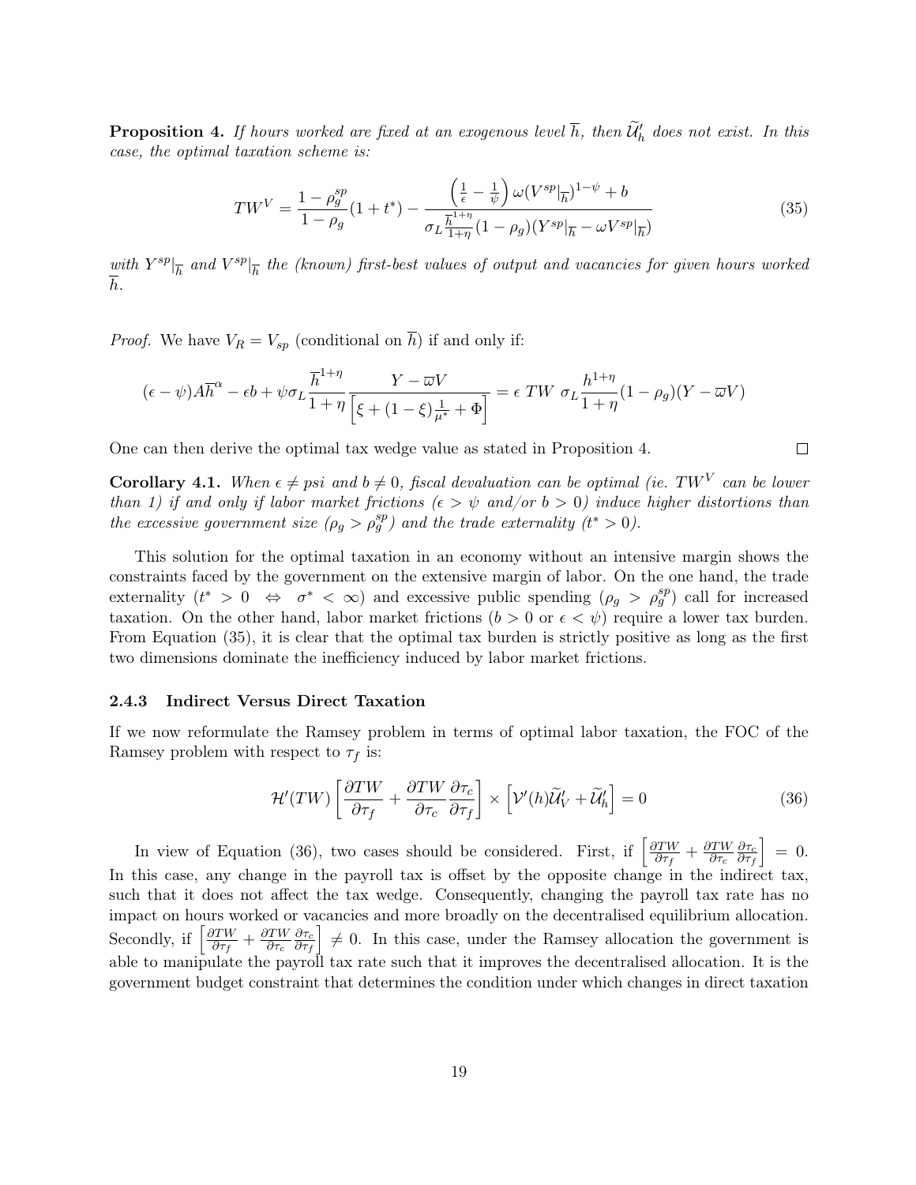**Proposition 4.** *If hours worked are fixed at an exogenous level $\overline{h}$, then $\widetilde{\mathcal{U}}_h'$ does not exist. In this case, the optimal taxation scheme is:*

$$TW^V = \frac{1-\rho_g^{sp}}{1-\rho_g}(1+t^*) - \frac{\left(\frac{1}{\epsilon} - \frac{1}{\psi}\right)\omega(V^{sp}|_{\overline{h}})^{1-\psi} + b}{\sigma_L \frac{\overline{h}^{1+\eta}}{1+\eta}(1-\rho_g)(Y^{sp}|_{\overline{h}} - \omega V^{sp}|_{\overline{h}})} \tag{35}$$

*with $Y^{sp}|_{\overline{h}}$ and $V^{sp}|_{\overline{h}}$ the (known) first-best values of output and vacancies for given hours worked $\overline{h}$.*

*Proof.* We have $V_R = V_{sp}$ (conditional on $\overline{h}$) if and only if:

$$(\epsilon - \psi)A\overline{h}^{\alpha} - \epsilon b + \psi\sigma_L \frac{\overline{h}^{1+\eta}}{1+\eta}\frac{Y - \varpi V}{\left[\xi + (1-\xi)\frac{1}{\mu^*} + \Phi\right]} = \epsilon\ TW\ \sigma_L \frac{h^{1+\eta}}{1+\eta}(1-\rho_g)(Y - \varpi V)$$

One can then derive the optimal tax wedge value as stated in Proposition 4. ∎

**Corollary 4.1.** *When $\epsilon \neq psi$ and $b \neq 0$, fiscal devaluation can be optimal (ie. $TW^V$ can be lower than 1) if and only if labor market frictions ($\epsilon > \psi$ and/or $b > 0$) induce higher distortions than the excessive government size ($\rho_g > \rho_g^{sp}$) and the trade externality ($t^* > 0$).*

This solution for the optimal taxation in an economy without an intensive margin shows the constraints faced by the government on the extensive margin of labor. On the one hand, the trade externality ($t^* > 0 \Leftrightarrow \sigma^* < \infty$) and excessive public spending ($\rho_g > \rho_g^{sp}$) call for increased taxation. On the other hand, labor market frictions ($b > 0$ or $\epsilon < \psi$) require a lower tax burden. From Equation (35), it is clear that the optimal tax burden is strictly positive as long as the first two dimensions dominate the inefficiency induced by labor market frictions.

### 2.4.3 Indirect Versus Direct Taxation

If we now reformulate the Ramsey problem in terms of optimal labor taxation, the FOC of the Ramsey problem with respect to $\tau_f$ is:

$$\mathcal{H}'(TW)\left[\frac{\partial TW}{\partial \tau_f} + \frac{\partial TW}{\partial \tau_c}\frac{\partial \tau_c}{\partial \tau_f}\right] \times \left[\mathcal{V}'(h)\widetilde{\mathcal{U}}_V' + \widetilde{\mathcal{U}}_h'\right] = 0 \tag{36}$$

In view of Equation (36), two cases should be considered. First, if $\left[\frac{\partial TW}{\partial \tau_f} + \frac{\partial TW}{\partial \tau_c}\frac{\partial \tau_c}{\partial \tau_f}\right] = 0$. In this case, any change in the payroll tax is offset by the opposite change in the indirect tax, such that it does not affect the tax wedge. Consequently, changing the payroll tax rate has no impact on hours worked or vacancies and more broadly on the decentralised equilibrium allocation. Secondly, if $\left[\frac{\partial TW}{\partial \tau_f} + \frac{\partial TW}{\partial \tau_c}\frac{\partial \tau_c}{\partial \tau_f}\right] \neq 0$. In this case, under the Ramsey allocation the government is able to manipulate the payroll tax rate such that it improves the decentralised allocation. It is the government budget constraint that determines the condition under which changes in direct taxation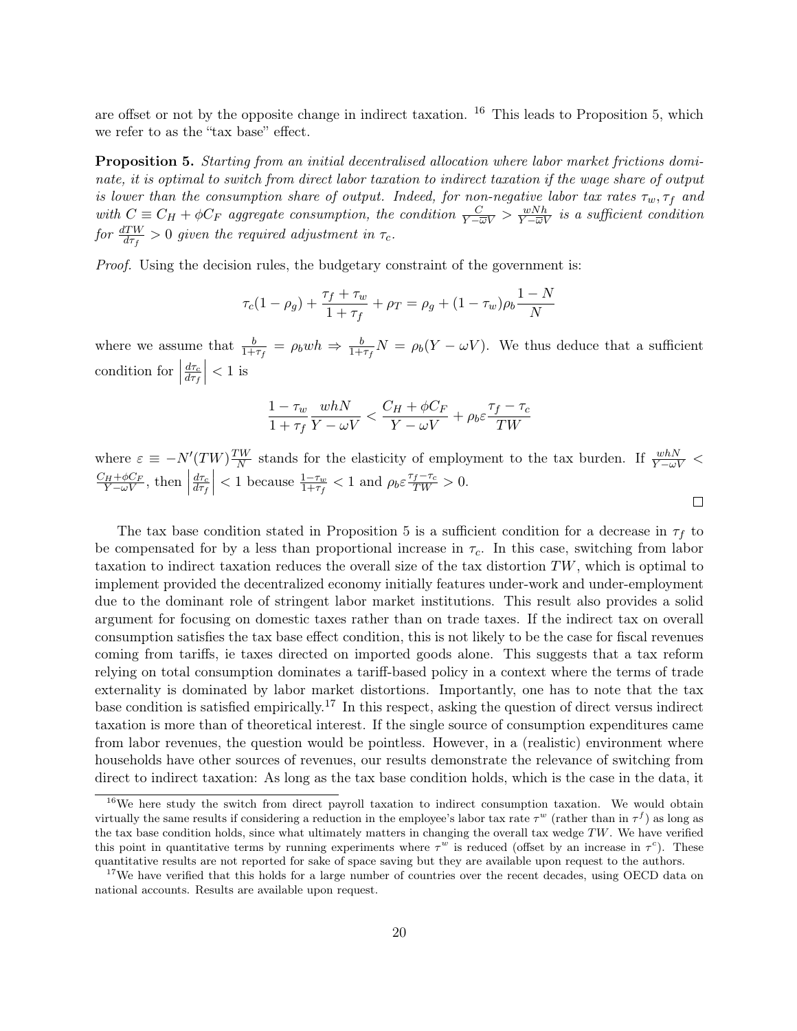are offset or not by the opposite change in indirect taxation. [16] This leads to Proposition 5, which we refer to as the "tax base" effect.

**Proposition 5.** *Starting from an initial decentralised allocation where labor market frictions dominate, it is optimal to switch from direct labor taxation to indirect taxation if the wage share of output is lower than the consumption share of output. Indeed, for non-negative labor tax rates $\tau_w, \tau_f$ and with $C \equiv C_H + \phi C_F$ aggregate consumption, the condition $\frac{C}{Y - \overline{\omega}V} > \frac{wNh}{Y - \overline{\omega}V}$ is a sufficient condition for $\frac{dTW}{d\tau_f} > 0$ given the required adjustment in $\tau_c$.*

*Proof.* Using the decision rules, the budgetary constraint of the government is:

$$\tau_c(1 - \rho_g) + \frac{\tau_f + \tau_w}{1 + \tau_f} + \rho_T = \rho_g + (1 - \tau_w)\rho_b \frac{1 - N}{N}$$

where we assume that $\frac{b}{1+\tau_f} = \rho_b wh \Rightarrow \frac{b}{1+\tau_f}N = \rho_b(Y - \omega V)$. We thus deduce that a sufficient condition for $\left|\frac{d\tau_c}{d\tau_f}\right| < 1$ is

$$\frac{1 - \tau_w}{1 + \tau_f}\frac{whN}{Y - \omega V} < \frac{C_H + \phi C_F}{Y - \omega V} + \rho_b \varepsilon \frac{\tau_f - \tau_c}{TW}$$

where $\varepsilon \equiv -N'(TW)\frac{TW}{N}$ stands for the elasticity of employment to the tax burden. If $\frac{whN}{Y - \omega V} < \frac{C_H + \phi C_F}{Y - \omega V}$, then $\left|\frac{d\tau_c}{d\tau_f}\right| < 1$ because $\frac{1-\tau_w}{1+\tau_f} < 1$ and $\rho_b \varepsilon \frac{\tau_f - \tau_c}{TW} > 0$. □

The tax base condition stated in Proposition 5 is a sufficient condition for a decrease in $\tau_f$ to be compensated for by a less than proportional increase in $\tau_c$. In this case, switching from labor taxation to indirect taxation reduces the overall size of the tax distortion $TW$, which is optimal to implement provided the decentralized economy initially features under-work and under-employment due to the dominant role of stringent labor market institutions. This result also provides a solid argument for focusing on domestic taxes rather than on trade taxes. If the indirect tax on overall consumption satisfies the tax base effect condition, this is not likely to be the case for fiscal revenues coming from tariffs, ie taxes directed on imported goods alone. This suggests that a tax reform relying on total consumption dominates a tariff-based policy in a context where the terms of trade externality is dominated by labor market distortions. Importantly, one has to note that the tax base condition is satisfied empirically.[17] In this respect, asking the question of direct versus indirect taxation is more than of theoretical interest. If the single source of consumption expenditures came from labor revenues, the question would be pointless. However, in a (realistic) environment where households have other sources of revenues, our results demonstrate the relevance of switching from direct to indirect taxation: As long as the tax base condition holds, which is the case in the data, it

---

[16] We here study the switch from direct payroll taxation to indirect consumption taxation. We would obtain virtually the same results if considering a reduction in the employee's labor tax rate $\tau^w$ (rather than in $\tau^f$) as long as the tax base condition holds, since what ultimately matters in changing the overall tax wedge $TW$. We have verified this point in quantitative terms by running experiments where $\tau^w$ is reduced (offset by an increase in $\tau^c$). These quantitative results are not reported for sake of space saving but they are available upon request to the authors.

[17] We have verified that this holds for a large number of countries over the recent decades, using OECD data on national accounts. Results are available upon request.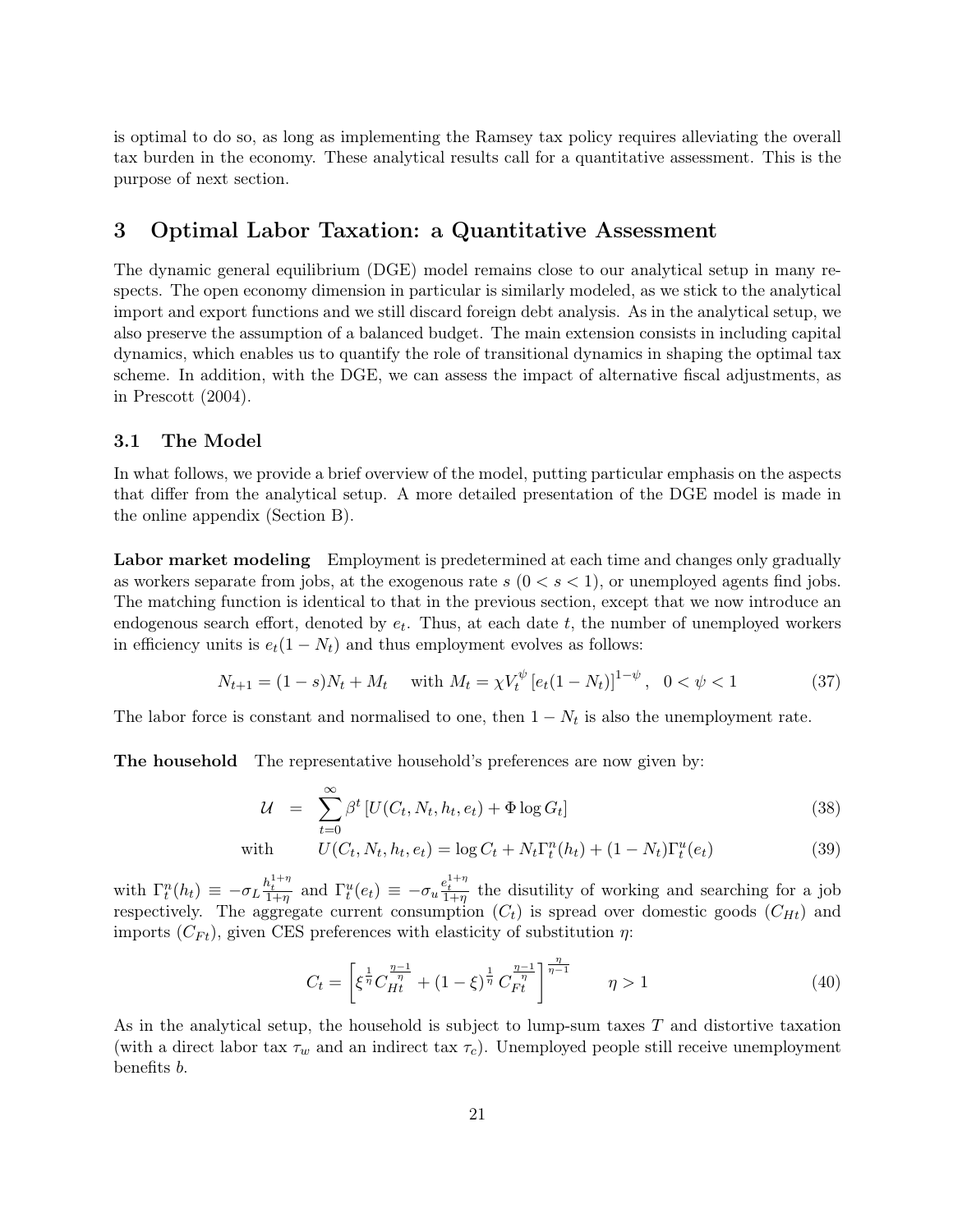is optimal to do so, as long as implementing the Ramsey tax policy requires alleviating the overall tax burden in the economy. These analytical results call for a quantitative assessment. This is the purpose of next section.

# 3 Optimal Labor Taxation: a Quantitative Assessment

The dynamic general equilibrium (DGE) model remains close to our analytical setup in many respects. The open economy dimension in particular is similarly modeled, as we stick to the analytical import and export functions and we still discard foreign debt analysis. As in the analytical setup, we also preserve the assumption of a balanced budget. The main extension consists in including capital dynamics, which enables us to quantify the role of transitional dynamics in shaping the optimal tax scheme. In addition, with the DGE, we can assess the impact of alternative fiscal adjustments, as in Prescott (2004).

## 3.1 The Model

In what follows, we provide a brief overview of the model, putting particular emphasis on the aspects that differ from the analytical setup. A more detailed presentation of the DGE model is made in the online appendix (Section B).

**Labor market modeling** Employment is predetermined at each time and changes only gradually as workers separate from jobs, at the exogenous rate $s$ $(0 < s < 1)$, or unemployed agents find jobs. The matching function is identical to that in the previous section, except that we now introduce an endogenous search effort, denoted by $e_t$. Thus, at each date $t$, the number of unemployed workers in efficiency units is $e_t(1 - N_t)$ and thus employment evolves as follows:

$$N_{t+1} = (1 - s)N_t + M_t \quad \text{ with } M_t = \chi V_t^{\psi} \left[ e_t(1 - N_t) \right]^{1-\psi}, \quad 0 < \psi < 1 \tag{37}$$

The labor force is constant and normalised to one, then $1 - N_t$ is also the unemployment rate.

**The household** The representative household's preferences are now given by:

$$\mathcal{U} = \sum_{t=0}^{\infty} \beta^t \left[ U(C_t, N_t, h_t, e_t) + \Phi \log G_t \right] \tag{38}$$

$$\text{with} \qquad U(C_t, N_t, h_t, e_t) = \log C_t + N_t \Gamma_t^n(h_t) + (1 - N_t)\Gamma_t^u(e_t) \tag{39}$$

with $\Gamma_t^n(h_t) \equiv -\sigma_L \frac{h_t^{1+\eta}}{1+\eta}$ and $\Gamma_t^u(e_t) \equiv -\sigma_u \frac{e_t^{1+\eta}}{1+\eta}$ the disutility of working and searching for a job respectively. The aggregate current consumption $(C_t)$ is spread over domestic goods $(C_{Ht})$ and imports $(C_{Ft})$, given CES preferences with elasticity of substitution $\eta$:

$$C_t = \left[ \xi^{\frac{1}{\eta}} C_{Ht}^{\frac{\eta-1}{\eta}} + (1 - \xi)^{\frac{1}{\eta}} C_{Ft}^{\frac{\eta-1}{\eta}} \right]^{\frac{\eta}{\eta-1}} \qquad \eta > 1 \tag{40}$$

As in the analytical setup, the household is subject to lump-sum taxes $T$ and distortive taxation (with a direct labor tax $\tau_w$ and an indirect tax $\tau_c$). Unemployed people still receive unemployment benefits $b$.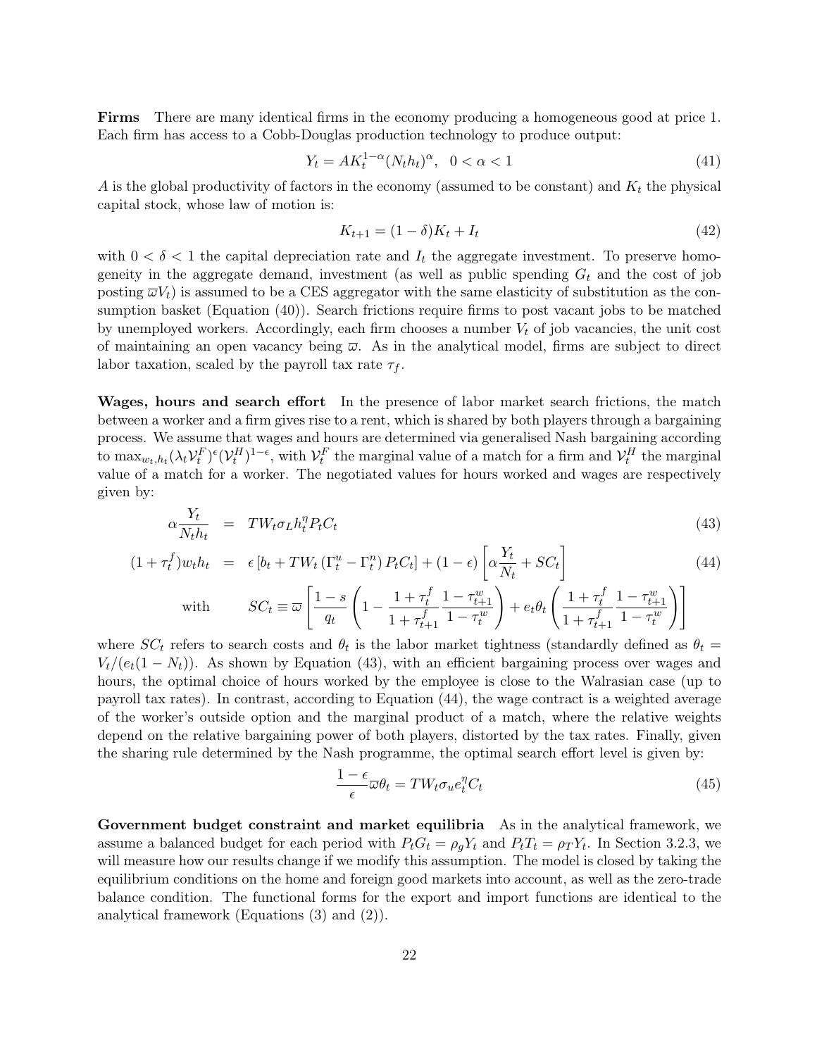**Firms** There are many identical firms in the economy producing a homogeneous good at price 1. Each firm has access to a Cobb-Douglas production technology to produce output:

$$Y_t = AK_t^{1-\alpha}(N_t h_t)^{\alpha}, \quad 0 < \alpha < 1 \tag{41}$$

$A$ is the global productivity of factors in the economy (assumed to be constant) and $K_t$ the physical capital stock, whose law of motion is:

$$K_{t+1} = (1-\delta)K_t + I_t \tag{42}$$

with $0 < \delta < 1$ the capital depreciation rate and $I_t$ the aggregate investment. To preserve homogeneity in the aggregate demand, investment (as well as public spending $G_t$ and the cost of job posting $\varpi V_t$) is assumed to be a CES aggregator with the same elasticity of substitution as the consumption basket (Equation (40)). Search frictions require firms to post vacant jobs to be matched by unemployed workers. Accordingly, each firm chooses a number $V_t$ of job vacancies, the unit cost of maintaining an open vacancy being $\varpi$. As in the analytical model, firms are subject to direct labor taxation, scaled by the payroll tax rate $\tau_f$.

**Wages, hours and search effort** In the presence of labor market search frictions, the match between a worker and a firm gives rise to a rent, which is shared by both players through a bargaining process. We assume that wages and hours are determined via generalised Nash bargaining according to $\max_{w_t, h_t} (\lambda_t \mathcal{V}_t^F)^{\epsilon} (\mathcal{V}_t^H)^{1-\epsilon}$, with $\mathcal{V}_t^F$ the marginal value of a match for a firm and $\mathcal{V}_t^H$ the marginal value of a match for a worker. The negotiated values for hours worked and wages are respectively given by:

$$\alpha \frac{Y_t}{N_t h_t} = TW_t \sigma_L h_t^{\eta} P_t C_t \tag{43}$$

$$(1+\tau_t^f) w_t h_t = \epsilon \left[ b_t + TW_t \left( \Gamma_t^u - \Gamma_t^n \right) P_t C_t \right] + (1-\epsilon) \left[ \alpha \frac{Y_t}{N_t} + SC_t \right] \tag{44}$$

$$\text{with} \qquad SC_t \equiv \varpi \left[ \frac{1-s}{q_t} \left( 1 - \frac{1+\tau_t^f}{1+\tau_{t+1}^f} \frac{1-\tau_{t+1}^w}{1-\tau_t^w} \right) + e_t \theta_t \left( \frac{1+\tau_t^f}{1+\tau_{t+1}^f} \frac{1-\tau_{t+1}^w}{1-\tau_t^w} \right) \right]$$

where $SC_t$ refers to search costs and $\theta_t$ is the labor market tightness (standardly defined as $\theta_t = V_t/(e_t(1-N_t))$. As shown by Equation (43), with an efficient bargaining process over wages and hours, the optimal choice of hours worked by the employee is close to the Walrasian case (up to payroll tax rates). In contrast, according to Equation (44), the wage contract is a weighted average of the worker's outside option and the marginal product of a match, where the relative weights depend on the relative bargaining power of both players, distorted by the tax rates. Finally, given the sharing rule determined by the Nash programme, the optimal search effort level is given by:

$$\frac{1-\epsilon}{\epsilon} \varpi \theta_t = TW_t \sigma_u e_t^{\eta} C_t \tag{45}$$

**Government budget constraint and market equilibria** As in the analytical framework, we assume a balanced budget for each period with $P_t G_t = \rho_g Y_t$ and $P_t T_t = \rho_T Y_t$. In Section 3.2.3, we will measure how our results change if we modify this assumption. The model is closed by taking the equilibrium conditions on the home and foreign good markets into account, as well as the zero-trade balance condition. The functional forms for the export and import functions are identical to the analytical framework (Equations (3) and (2)).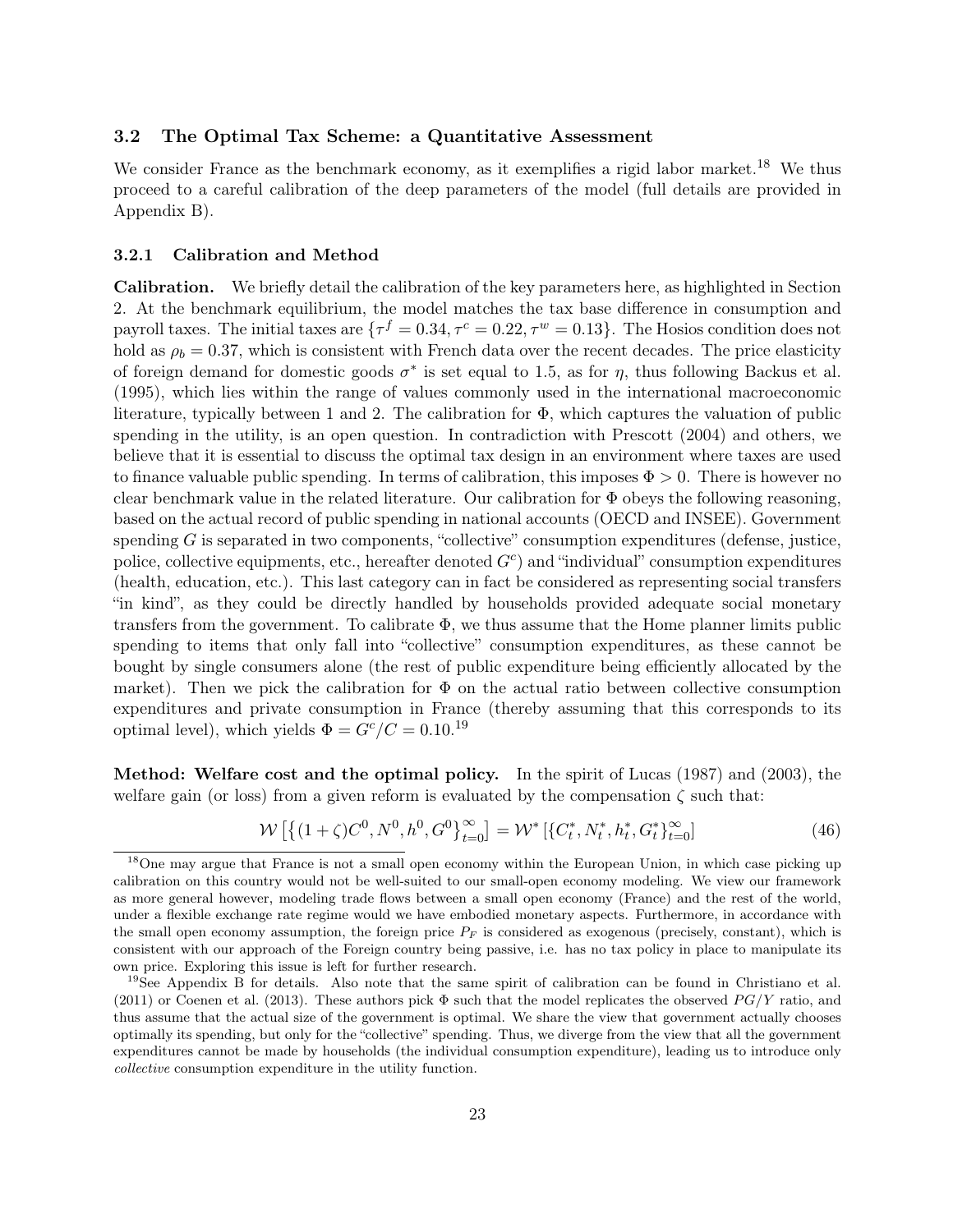### 3.2 The Optimal Tax Scheme: a Quantitative Assessment

We consider France as the benchmark economy, as it exemplifies a rigid labor market.[18] We thus proceed to a careful calibration of the deep parameters of the model (full details are provided in Appendix B).

#### 3.2.1 Calibration and Method

**Calibration.** We briefly detail the calibration of the key parameters here, as highlighted in Section 2. At the benchmark equilibrium, the model matches the tax base difference in consumption and payroll taxes. The initial taxes are $\{\tau^f = 0.34, \tau^c = 0.22, \tau^w = 0.13\}$. The Hosios condition does not hold as $\rho_b = 0.37$, which is consistent with French data over the recent decades. The price elasticity of foreign demand for domestic goods $\sigma^*$ is set equal to 1.5, as for $\eta$, thus following Backus et al. (1995), which lies within the range of values commonly used in the international macroeconomic literature, typically between 1 and 2. The calibration for $\Phi$, which captures the valuation of public spending in the utility, is an open question. In contradiction with Prescott (2004) and others, we believe that it is essential to discuss the optimal tax design in an environment where taxes are used to finance valuable public spending. In terms of calibration, this imposes $\Phi > 0$. There is however no clear benchmark value in the related literature. Our calibration for $\Phi$ obeys the following reasoning, based on the actual record of public spending in national accounts (OECD and INSEE). Government spending $G$ is separated in two components, "collective" consumption expenditures (defense, justice, police, collective equipments, etc., hereafter denoted $G^c$) and "individual" consumption expenditures (health, education, etc.). This last category can in fact be considered as representing social transfers "in kind", as they could be directly handled by households provided adequate social monetary transfers from the government. To calibrate $\Phi$, we thus assume that the Home planner limits public spending to items that only fall into "collective" consumption expenditures, as these cannot be bought by single consumers alone (the rest of public expenditure being efficiently allocated by the market). Then we pick the calibration for $\Phi$ on the actual ratio between collective consumption expenditures and private consumption in France (thereby assuming that this corresponds to its optimal level), which yields $\Phi = G^c/C = 0.10$.[19]

**Method: Welfare cost and the optimal policy.** In the spirit of Lucas (1987) and (2003), the welfare gain (or loss) from a given reform is evaluated by the compensation $\zeta$ such that:

$$\mathcal{W}\left[\left\{(1+\zeta)C^0, N^0, h^0, G^0\right\}_{t=0}^{\infty}\right] = \mathcal{W}^*\left[\{C_t^*, N_t^*, h_t^*, G_t^*\}_{t=0}^{\infty}\right] \tag{46}$$

[18] One may argue that France is not a small open economy within the European Union, in which case picking up calibration on this country would not be well-suited to our small-open economy modeling. We view our framework as more general however, modeling trade flows between a small open economy (France) and the rest of the world, under a flexible exchange rate regime would we have embodied monetary aspects. Furthermore, in accordance with the small open economy assumption, the foreign price $P_F$ is considered as exogenous (precisely, constant), which is consistent with our approach of the Foreign country being passive, i.e. has no tax policy in place to manipulate its own price. Exploring this issue is left for further research.

[19] See Appendix B for details. Also note that the same spirit of calibration can be found in Christiano et al. (2011) or Coenen et al. (2013). These authors pick $\Phi$ such that the model replicates the observed $PG/Y$ ratio, and thus assume that the actual size of the government is optimal. We share the view that government actually chooses optimally its spending, but only for the "collective" spending. Thus, we diverge from the view that all the government expenditures cannot be made by households (the individual consumption expenditure), leading us to introduce only *collective* consumption expenditure in the utility function.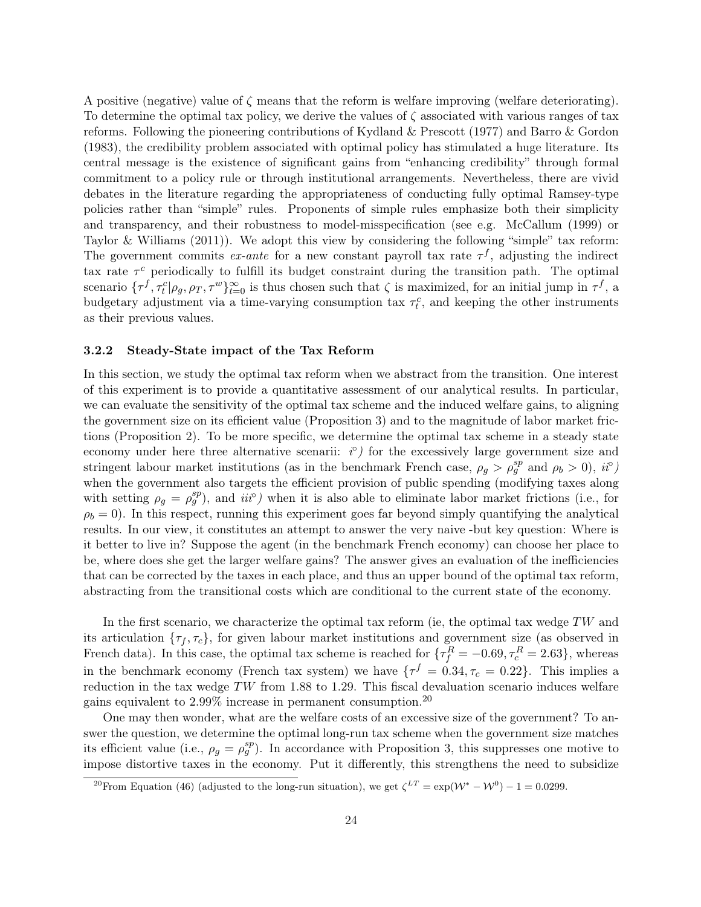A positive (negative) value of $\zeta$ means that the reform is welfare improving (welfare deteriorating). To determine the optimal tax policy, we derive the values of $\zeta$ associated with various ranges of tax reforms. Following the pioneering contributions of Kydland & Prescott (1977) and Barro & Gordon (1983), the credibility problem associated with optimal policy has stimulated a huge literature. Its central message is the existence of significant gains from "enhancing credibility" through formal commitment to a policy rule or through institutional arrangements. Nevertheless, there are vivid debates in the literature regarding the appropriateness of conducting fully optimal Ramsey-type policies rather than "simple" rules. Proponents of simple rules emphasize both their simplicity and transparency, and their robustness to model-misspecification (see e.g. McCallum (1999) or Taylor & Williams (2011)). We adopt this view by considering the following "simple" tax reform: The government commits *ex-ante* for a new constant payroll tax rate $\tau^f$, adjusting the indirect tax rate $\tau^c$ periodically to fulfill its budget constraint during the transition path. The optimal scenario $\{\tau^f, \tau^c_t | \rho_g, \rho_T, \tau^w\}_{t=0}^{\infty}$ is thus chosen such that $\zeta$ is maximized, for an initial jump in $\tau^f$, a budgetary adjustment via a time-varying consumption tax $\tau^c_t$, and keeping the other instruments as their previous values.

### 3.2.2 Steady-State impact of the Tax Reform

In this section, we study the optimal tax reform when we abstract from the transition. One interest of this experiment is to provide a quantitative assessment of our analytical results. In particular, we can evaluate the sensitivity of the optimal tax scheme and the induced welfare gains, to aligning the government size on its efficient value (Proposition 3) and to the magnitude of labor market frictions (Proposition 2). To be more specific, we determine the optimal tax scheme in a steady state economy under here three alternative scenarii: *i°)* for the excessively large government size and stringent labour market institutions (as in the benchmark French case, $\rho_g > \rho_g^{sp}$ and $\rho_b > 0$), *ii°)* when the government also targets the efficient provision of public spending (modifying taxes along with setting $\rho_g = \rho_g^{sp}$), and *iii°)* when it is also able to eliminate labor market frictions (i.e., for $\rho_b = 0$). In this respect, running this experiment goes far beyond simply quantifying the analytical results. In our view, it constitutes an attempt to answer the very naive -but key question: Where is it better to live in? Suppose the agent (in the benchmark French economy) can choose her place to be, where does she get the larger welfare gains? The answer gives an evaluation of the inefficiencies that can be corrected by the taxes in each place, and thus an upper bound of the optimal tax reform, abstracting from the transitional costs which are conditional to the current state of the economy.

In the first scenario, we characterize the optimal tax reform (ie, the optimal tax wedge $TW$ and its articulation $\{\tau_f, \tau_c\}$, for given labour market institutions and government size (as observed in French data). In this case, the optimal tax scheme is reached for $\{\tau_f^R = -0.69, \tau_c^R = 2.63\}$, whereas in the benchmark economy (French tax system) we have $\{\tau^f = 0.34, \tau_c = 0.22\}$. This implies a reduction in the tax wedge $TW$ from 1.88 to 1.29. This fiscal devaluation scenario induces welfare gains equivalent to 2.99% increase in permanent consumption.[20]

One may then wonder, what are the welfare costs of an excessive size of the government? To answer the question, we determine the optimal long-run tax scheme when the government size matches its efficient value (i.e., $\rho_g = \rho_g^{sp}$). In accordance with Proposition 3, this suppresses one motive to impose distortive taxes in the economy. Put it differently, this strengthens the need to subsidize

[20] From Equation (46) (adjusted to the long-run situation), we get $\zeta^{LT} = \exp(\mathcal{W}^* - \mathcal{W}^0) - 1 = 0.0299$.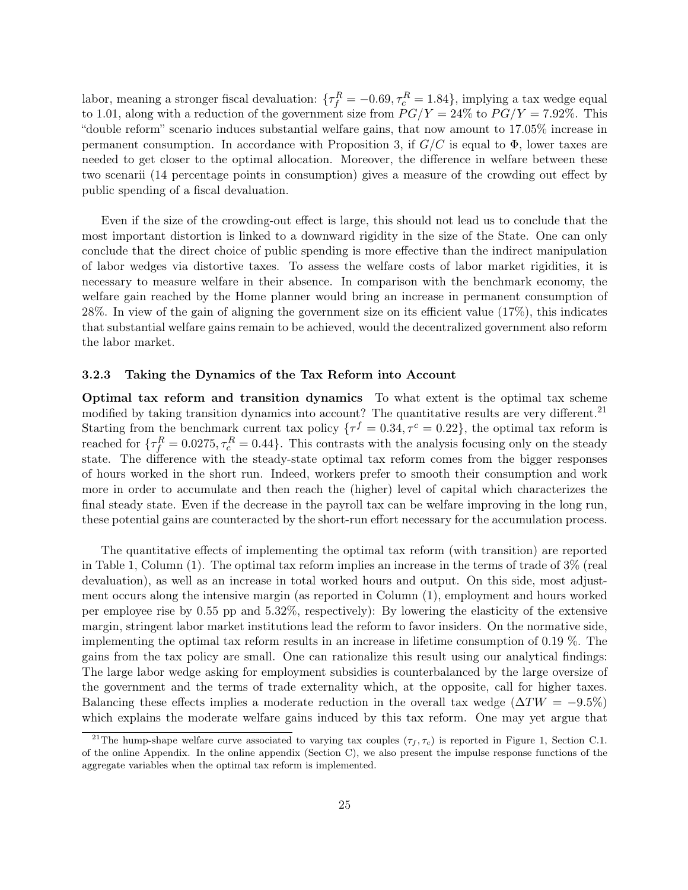labor, meaning a stronger fiscal devaluation: $\{\tau_f^R = -0.69, \tau_c^R = 1.84\}$, implying a tax wedge equal to 1.01, along with a reduction of the government size from $PG/Y = 24\%$ to $PG/Y = 7.92\%$. This "double reform" scenario induces substantial welfare gains, that now amount to 17.05% increase in permanent consumption. In accordance with Proposition 3, if $G/C$ is equal to $\Phi$, lower taxes are needed to get closer to the optimal allocation. Moreover, the difference in welfare between these two scenarii (14 percentage points in consumption) gives a measure of the crowding out effect by public spending of a fiscal devaluation.

Even if the size of the crowding-out effect is large, this should not lead us to conclude that the most important distortion is linked to a downward rigidity in the size of the State. One can only conclude that the direct choice of public spending is more effective than the indirect manipulation of labor wedges via distortive taxes. To assess the welfare costs of labor market rigidities, it is necessary to measure welfare in their absence. In comparison with the benchmark economy, the welfare gain reached by the Home planner would bring an increase in permanent consumption of 28%. In view of the gain of aligning the government size on its efficient value (17%), this indicates that substantial welfare gains remain to be achieved, would the decentralized government also reform the labor market.

### 3.2.3 Taking the Dynamics of the Tax Reform into Account

**Optimal tax reform and transition dynamics** To what extent is the optimal tax scheme modified by taking transition dynamics into account? The quantitative results are very different.[21] Starting from the benchmark current tax policy $\{\tau^f = 0.34, \tau^c = 0.22\}$, the optimal tax reform is reached for $\{\tau_f^R = 0.0275, \tau_c^R = 0.44\}$. This contrasts with the analysis focusing only on the steady state. The difference with the steady-state optimal tax reform comes from the bigger responses of hours worked in the short run. Indeed, workers prefer to smooth their consumption and work more in order to accumulate and then reach the (higher) level of capital which characterizes the final steady state. Even if the decrease in the payroll tax can be welfare improving in the long run, these potential gains are counteracted by the short-run effort necessary for the accumulation process.

The quantitative effects of implementing the optimal tax reform (with transition) are reported in Table 1, Column (1). The optimal tax reform implies an increase in the terms of trade of 3% (real devaluation), as well as an increase in total worked hours and output. On this side, most adjustment occurs along the intensive margin (as reported in Column (1), employment and hours worked per employee rise by 0.55 pp and 5.32%, respectively): By lowering the elasticity of the extensive margin, stringent labor market institutions lead the reform to favor insiders. On the normative side, implementing the optimal tax reform results in an increase in lifetime consumption of 0.19 %. The gains from the tax policy are small. One can rationalize this result using our analytical findings: The large labor wedge asking for employment subsidies is counterbalanced by the large oversize of the government and the terms of trade externality which, at the opposite, call for higher taxes. Balancing these effects implies a moderate reduction in the overall tax wedge ($\Delta TW = -9.5\%$) which explains the moderate welfare gains induced by this tax reform. One may yet argue that

[21] The hump-shape welfare curve associated to varying tax couples $(\tau_f, \tau_c)$ is reported in Figure 1, Section C.1. of the online Appendix. In the online appendix (Section C), we also present the impulse response functions of the aggregate variables when the optimal tax reform is implemented.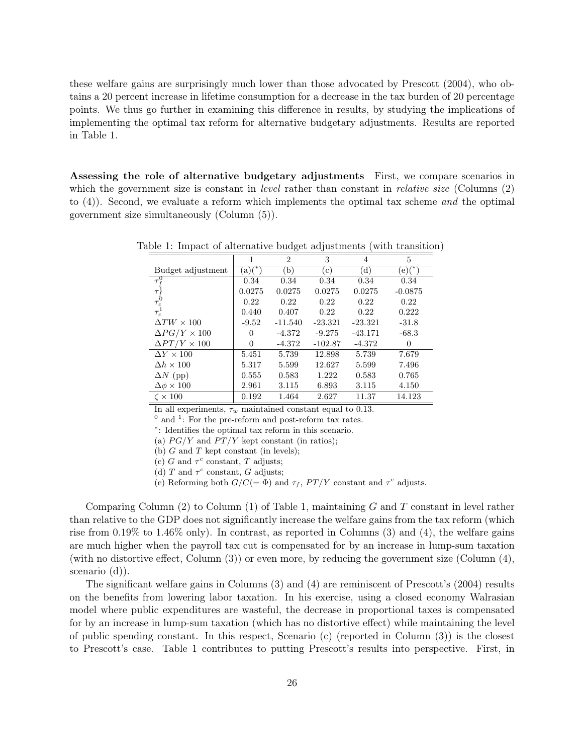these welfare gains are surprisingly much lower than those advocated by Prescott (2004), who obtains a 20 percent increase in lifetime consumption for a decrease in the tax burden of 20 percentage points. We thus go further in examining this difference in results, by studying the implications of implementing the optimal tax reform for alternative budgetary adjustments. Results are reported in Table 1.

**Assessing the role of alternative budgetary adjustments** First, we compare scenarios in which the government size is constant in *level* rather than constant in *relative size* (Columns (2) to (4)). Second, we evaluate a reform which implements the optimal tax scheme *and* the optimal government size simultaneously (Column (5)).

Table 1: Impact of alternative budget adjustments (with transition)

| | 1 | 2 | 3 | 4 | 5 |
|---|---|---|---|---|---|
| Budget adjustment | (a)($^*$) | (b) | (c) | (d) | (e)($^*$) |
| $\tau_f^0$ | 0.34 | 0.34 | 0.34 | 0.34 | 0.34 |
| $\tau_f^1$ | 0.0275 | 0.0275 | 0.0275 | 0.0275 | -0.0875 |
| $\tau_c^0$ | 0.22 | 0.22 | 0.22 | 0.22 | 0.22 |
| $\tau_c^1$ | 0.440 | 0.407 | 0.22 | 0.22 | 0.222 |
| $\Delta TW \times 100$ | -9.52 | -11.540 | -23.321 | -23.321 | -31.8 |
| $\Delta PG/Y \times 100$ | 0 | -4.372 | -9.275 | -43.171 | -68.3 |
| $\Delta PT/Y \times 100$ | 0 | -4.372 | -102.87 | -4.372 | 0 |
| $\Delta Y \times 100$ | 5.451 | 5.739 | 12.898 | 5.739 | 7.679 |
| $\Delta h \times 100$ | 5.317 | 5.599 | 12.627 | 5.599 | 7.496 |
| $\Delta N$ (pp) | 0.555 | 0.583 | 1.222 | 0.583 | 0.765 |
| $\Delta \phi \times 100$ | 2.961 | 3.115 | 6.893 | 3.115 | 4.150 |
| $\zeta \times 100$ | 0.192 | 1.464 | 2.627 | 11.37 | 14.123 |

In all experiments, $\tau_w$ maintained constant equal to 0.13.
$^0$ and $^1$: For the pre-reform and post-reform tax rates.
$^*$: Identifies the optimal tax reform in this scenario.
(a) $PG/Y$ and $PT/Y$ kept constant (in ratios);
(b) $G$ and $T$ kept constant (in levels);
(c) $G$ and $\tau^c$ constant, $T$ adjusts;
(d) $T$ and $\tau^c$ constant, $G$ adjusts;
(e) Reforming both $G/C(= \Phi)$ and $\tau_f$, $PT/Y$ constant and $\tau^c$ adjusts.

Comparing Column (2) to Column (1) of Table 1, maintaining $G$ and $T$ constant in level rather than relative to the GDP does not significantly increase the welfare gains from the tax reform (which rise from 0.19% to 1.46% only). In contrast, as reported in Columns (3) and (4), the welfare gains are much higher when the payroll tax cut is compensated for by an increase in lump-sum taxation (with no distortive effect, Column (3)) or even more, by reducing the government size (Column (4), scenario (d)).

The significant welfare gains in Columns (3) and (4) are reminiscent of Prescott's (2004) results on the benefits from lowering labor taxation. In his exercise, using a closed economy Walrasian model where public expenditures are wasteful, the decrease in proportional taxes is compensated for by an increase in lump-sum taxation (which has no distortive effect) while maintaining the level of public spending constant. In this respect, Scenario (c) (reported in Column (3)) is the closest to Prescott's case. Table 1 contributes to putting Prescott's results into perspective. First, in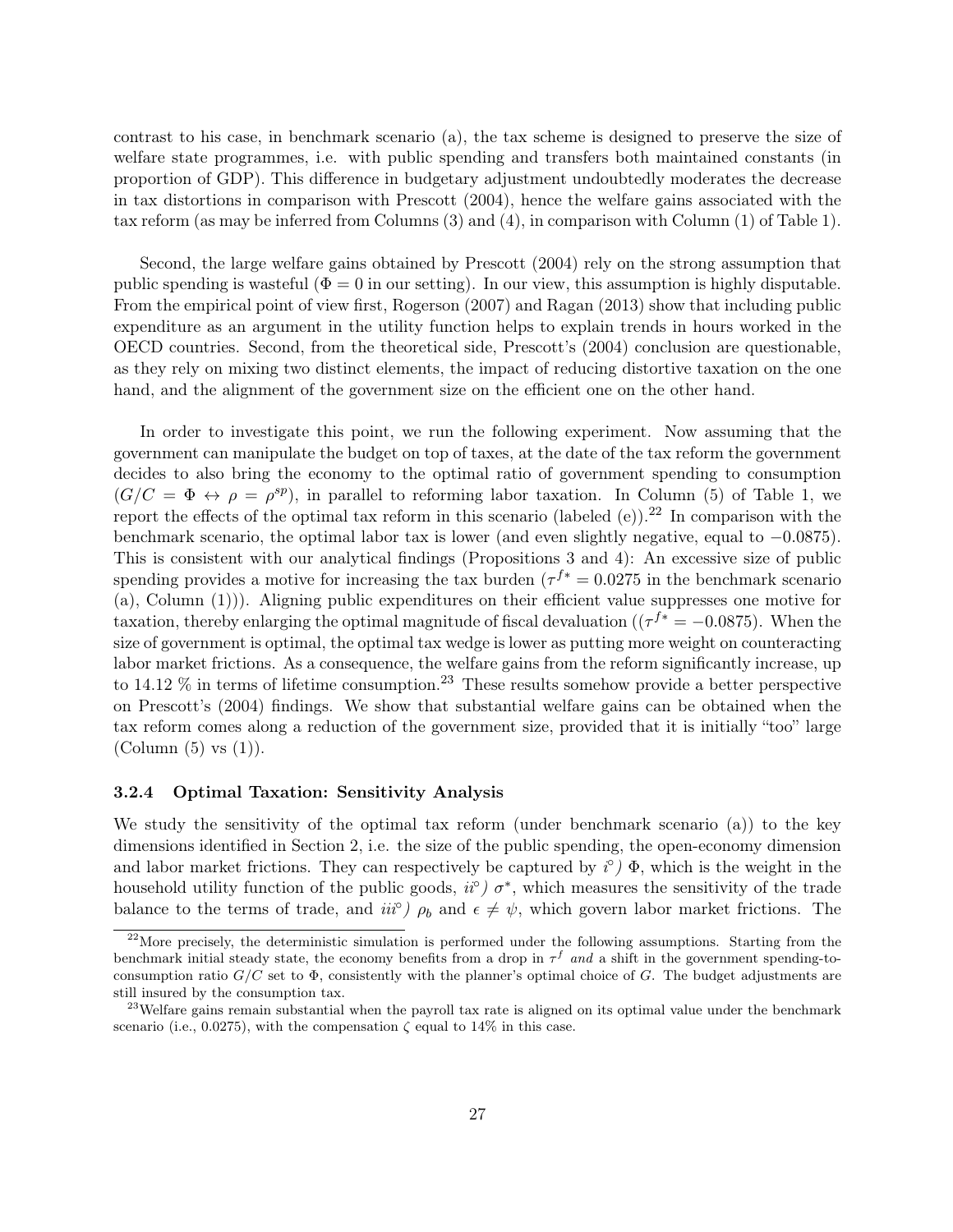contrast to his case, in benchmark scenario (a), the tax scheme is designed to preserve the size of welfare state programmes, i.e. with public spending and transfers both maintained constants (in proportion of GDP). This difference in budgetary adjustment undoubtedly moderates the decrease in tax distortions in comparison with Prescott (2004), hence the welfare gains associated with the tax reform (as may be inferred from Columns (3) and (4), in comparison with Column (1) of Table 1).

Second, the large welfare gains obtained by Prescott (2004) rely on the strong assumption that public spending is wasteful ($\Phi = 0$ in our setting). In our view, this assumption is highly disputable. From the empirical point of view first, Rogerson (2007) and Ragan (2013) show that including public expenditure as an argument in the utility function helps to explain trends in hours worked in the OECD countries. Second, from the theoretical side, Prescott's (2004) conclusion are questionable, as they rely on mixing two distinct elements, the impact of reducing distortive taxation on the one hand, and the alignment of the government size on the efficient one on the other hand.

In order to investigate this point, we run the following experiment. Now assuming that the government can manipulate the budget on top of taxes, at the date of the tax reform the government decides to also bring the economy to the optimal ratio of government spending to consumption ($G/C = \Phi \leftrightarrow \rho = \rho^{sp}$), in parallel to reforming labor taxation. In Column (5) of Table 1, we report the effects of the optimal tax reform in this scenario (labeled (e)).[22] In comparison with the benchmark scenario, the optimal labor tax is lower (and even slightly negative, equal to $-0.0875$). This is consistent with our analytical findings (Propositions 3 and 4): An excessive size of public spending provides a motive for increasing the tax burden ($\tau^{f*} = 0.0275$ in the benchmark scenario (a), Column (1))). Aligning public expenditures on their efficient value suppresses one motive for taxation, thereby enlarging the optimal magnitude of fiscal devaluation (($\tau^{f*} = -0.0875$). When the size of government is optimal, the optimal tax wedge is lower as putting more weight on counteracting labor market frictions. As a consequence, the welfare gains from the reform significantly increase, up to 14.12 % in terms of lifetime consumption.[23] These results somehow provide a better perspective on Prescott's (2004) findings. We show that substantial welfare gains can be obtained when the tax reform comes along a reduction of the government size, provided that it is initially "too" large (Column (5) vs (1)).

#### 3.2.4 Optimal Taxation: Sensitivity Analysis

We study the sensitivity of the optimal tax reform (under benchmark scenario (a)) to the key dimensions identified in Section 2, i.e. the size of the public spending, the open-economy dimension and labor market frictions. They can respectively be captured by *i°)* $\Phi$, which is the weight in the household utility function of the public goods, *ii°)* $\sigma^*$, which measures the sensitivity of the trade balance to the terms of trade, and *iii°)* $\rho_b$ and $\epsilon \neq \psi$, which govern labor market frictions. The

[22] More precisely, the deterministic simulation is performed under the following assumptions. Starting from the benchmark initial steady state, the economy benefits from a drop in $\tau^f$ *and* a shift in the government spending-to-consumption ratio $G/C$ set to $\Phi$, consistently with the planner's optimal choice of $G$. The budget adjustments are still insured by the consumption tax.

[23] Welfare gains remain substantial when the payroll tax rate is aligned on its optimal value under the benchmark scenario (i.e., 0.0275), with the compensation $\zeta$ equal to 14% in this case.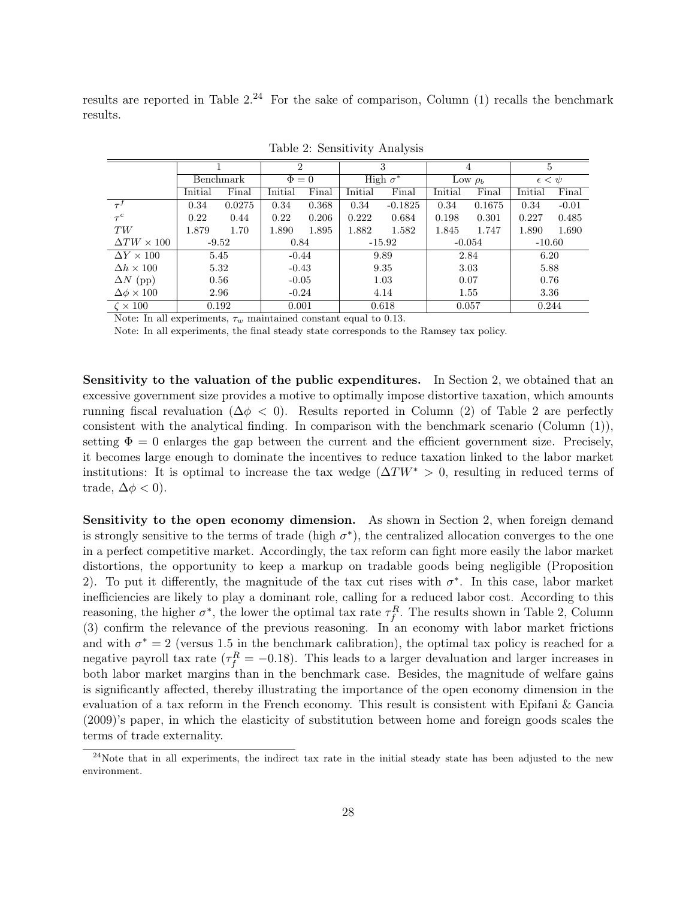results are reported in Table 2.[24] For the sake of comparison, Column (1) recalls the benchmark results.

Table 2: Sensitivity Analysis

| | 1 | | 2 | | 3 | | 4 | | 5 | |
|---|---|---|---|---|---|---|---|---|---|---|
| | Benchmark | | $\Phi = 0$ | | High $\sigma^*$ | | Low $\rho_b$ | | $\epsilon < \psi$ | |
| | Initial | Final | Initial | Final | Initial | Final | Initial | Final | Initial | Final |
| $\tau^f$ | 0.34 | 0.0275 | 0.34 | 0.368 | 0.34 | -0.1825 | 0.34 | 0.1675 | 0.34 | -0.01 |
| $\tau^c$ | 0.22 | 0.44 | 0.22 | 0.206 | 0.222 | 0.684 | 0.198 | 0.301 | 0.227 | 0.485 |
| $TW$ | 1.879 | 1.70 | 1.890 | 1.895 | 1.882 | 1.582 | 1.845 | 1.747 | 1.890 | 1.690 |
| $\Delta TW \times 100$ | -9.52 | | 0.84 | | -15.92 | | -0.054 | | -10.60 | |
| $\Delta Y \times 100$ | 5.45 | | -0.44 | | 9.89 | | 2.84 | | 6.20 | |
| $\Delta h \times 100$ | 5.32 | | -0.43 | | 9.35 | | 3.03 | | 5.88 | |
| $\Delta N$ (pp) | 0.56 | | -0.05 | | 1.03 | | 0.07 | | 0.76 | |
| $\Delta \phi \times 100$ | 2.96 | | -0.24 | | 4.14 | | 1.55 | | 3.36 | |
| $\zeta \times 100$ | 0.192 | | 0.001 | | 0.618 | | 0.057 | | 0.244 | |

Note: In all experiments, $\tau_w$ maintained constant equal to 0.13.

Note: In all experiments, the final steady state corresponds to the Ramsey tax policy.

**Sensitivity to the valuation of the public expenditures.** In Section 2, we obtained that an excessive government size provides a motive to optimally impose distortive taxation, which amounts running fiscal revaluation ($\Delta\phi < 0$). Results reported in Column (2) of Table 2 are perfectly consistent with the analytical finding. In comparison with the benchmark scenario (Column (1)), setting $\Phi = 0$ enlarges the gap between the current and the efficient government size. Precisely, it becomes large enough to dominate the incentives to reduce taxation linked to the labor market institutions: It is optimal to increase the tax wedge ($\Delta TW^* > 0$, resulting in reduced terms of trade, $\Delta\phi < 0$).

**Sensitivity to the open economy dimension.** As shown in Section 2, when foreign demand is strongly sensitive to the terms of trade (high $\sigma^*$), the centralized allocation converges to the one in a perfect competitive market. Accordingly, the tax reform can fight more easily the labor market distortions, the opportunity to keep a markup on tradable goods being negligible (Proposition 2). To put it differently, the magnitude of the tax cut rises with $\sigma^*$. In this case, labor market inefficiencies are likely to play a dominant role, calling for a reduced labor cost. According to this reasoning, the higher $\sigma^*$, the lower the optimal tax rate $\tau_f^R$. The results shown in Table 2, Column (3) confirm the relevance of the previous reasoning. In an economy with labor market frictions and with $\sigma^* = 2$ (versus 1.5 in the benchmark calibration), the optimal tax policy is reached for a negative payroll tax rate ($\tau_f^R = -0.18$). This leads to a larger devaluation and larger increases in both labor market margins than in the benchmark case. Besides, the magnitude of welfare gains is significantly affected, thereby illustrating the importance of the open economy dimension in the evaluation of a tax reform in the French economy. This result is consistent with Epifani & Gancia (2009)'s paper, in which the elasticity of substitution between home and foreign goods scales the terms of trade externality.

[24] Note that in all experiments, the indirect tax rate in the initial steady state has been adjusted to the new environment.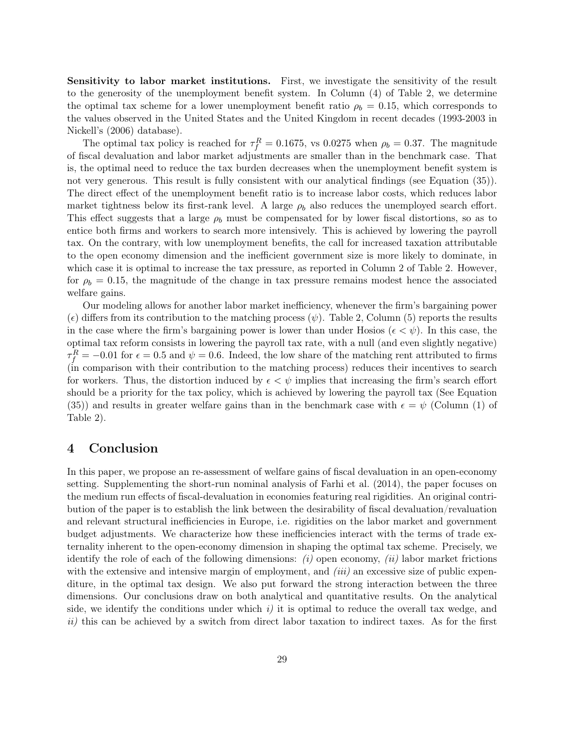**Sensitivity to labor market institutions.** First, we investigate the sensitivity of the result to the generosity of the unemployment benefit system. In Column (4) of Table 2, we determine the optimal tax scheme for a lower unemployment benefit ratio $\rho_b = 0.15$, which corresponds to the values observed in the United States and the United Kingdom in recent decades (1993-2003 in Nickell's (2006) database).

The optimal tax policy is reached for $\tau_f^R = 0.1675$, vs 0.0275 when $\rho_b = 0.37$. The magnitude of fiscal devaluation and labor market adjustments are smaller than in the benchmark case. That is, the optimal need to reduce the tax burden decreases when the unemployment benefit system is not very generous. This result is fully consistent with our analytical findings (see Equation (35)). The direct effect of the unemployment benefit ratio is to increase labor costs, which reduces labor market tightness below its first-rank level. A large $\rho_b$ also reduces the unemployed search effort. This effect suggests that a large $\rho_b$ must be compensated for by lower fiscal distortions, so as to entice both firms and workers to search more intensively. This is achieved by lowering the payroll tax. On the contrary, with low unemployment benefits, the call for increased taxation attributable to the open economy dimension and the inefficient government size is more likely to dominate, in which case it is optimal to increase the tax pressure, as reported in Column 2 of Table 2. However, for $\rho_b = 0.15$, the magnitude of the change in tax pressure remains modest hence the associated welfare gains.

Our modeling allows for another labor market inefficiency, whenever the firm's bargaining power ($\epsilon$) differs from its contribution to the matching process ($\psi$). Table 2, Column (5) reports the results in the case where the firm's bargaining power is lower than under Hosios ($\epsilon < \psi$). In this case, the optimal tax reform consists in lowering the payroll tax rate, with a null (and even slightly negative) $\tau_f^R = -0.01$ for $\epsilon = 0.5$ and $\psi = 0.6$. Indeed, the low share of the matching rent attributed to firms (in comparison with their contribution to the matching process) reduces their incentives to search for workers. Thus, the distortion induced by $\epsilon < \psi$ implies that increasing the firm's search effort should be a priority for the tax policy, which is achieved by lowering the payroll tax (See Equation (35)) and results in greater welfare gains than in the benchmark case with $\epsilon = \psi$ (Column (1) of Table 2).

# 4 Conclusion

In this paper, we propose an re-assessment of welfare gains of fiscal devaluation in an open-economy setting. Supplementing the short-run nominal analysis of Farhi et al. (2014), the paper focuses on the medium run effects of fiscal-devaluation in economies featuring real rigidities. An original contribution of the paper is to establish the link between the desirability of fiscal devaluation/revaluation and relevant structural inefficiencies in Europe, i.e. rigidities on the labor market and government budget adjustments. We characterize how these inefficiencies interact with the terms of trade externality inherent to the open-economy dimension in shaping the optimal tax scheme. Precisely, we identify the role of each of the following dimensions: *(i)* open economy, *(ii)* labor market frictions with the extensive and intensive margin of employment, and *(iii)* an excessive size of public expenditure, in the optimal tax design. We also put forward the strong interaction between the three dimensions. Our conclusions draw on both analytical and quantitative results. On the analytical side, we identify the conditions under which *i)* it is optimal to reduce the overall tax wedge, and *ii)* this can be achieved by a switch from direct labor taxation to indirect taxes. As for the first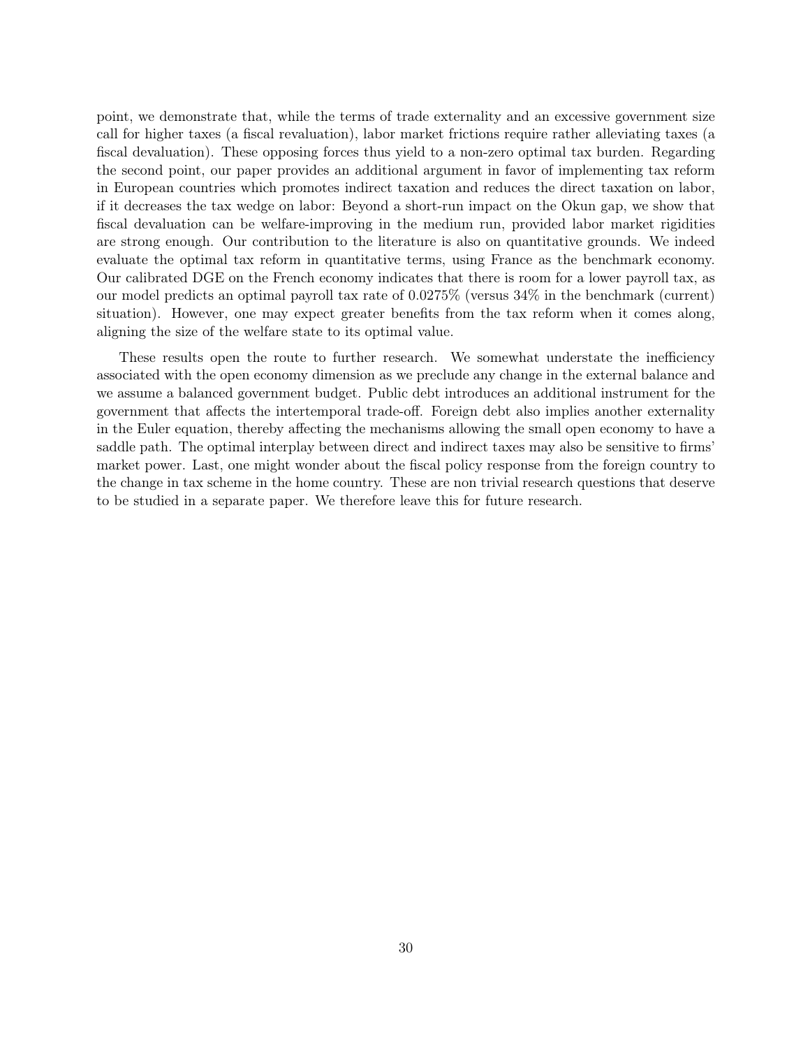point, we demonstrate that, while the terms of trade externality and an excessive government size call for higher taxes (a fiscal revaluation), labor market frictions require rather alleviating taxes (a fiscal devaluation). These opposing forces thus yield to a non-zero optimal tax burden. Regarding the second point, our paper provides an additional argument in favor of implementing tax reform in European countries which promotes indirect taxation and reduces the direct taxation on labor, if it decreases the tax wedge on labor: Beyond a short-run impact on the Okun gap, we show that fiscal devaluation can be welfare-improving in the medium run, provided labor market rigidities are strong enough. Our contribution to the literature is also on quantitative grounds. We indeed evaluate the optimal tax reform in quantitative terms, using France as the benchmark economy. Our calibrated DGE on the French economy indicates that there is room for a lower payroll tax, as our model predicts an optimal payroll tax rate of 0.0275% (versus 34% in the benchmark (current) situation). However, one may expect greater benefits from the tax reform when it comes along, aligning the size of the welfare state to its optimal value.

These results open the route to further research. We somewhat understate the inefficiency associated with the open economy dimension as we preclude any change in the external balance and we assume a balanced government budget. Public debt introduces an additional instrument for the government that affects the intertemporal trade-off. Foreign debt also implies another externality in the Euler equation, thereby affecting the mechanisms allowing the small open economy to have a saddle path. The optimal interplay between direct and indirect taxes may also be sensitive to firms' market power. Last, one might wonder about the fiscal policy response from the foreign country to the change in tax scheme in the home country. These are non trivial research questions that deserve to be studied in a separate paper. We therefore leave this for future research.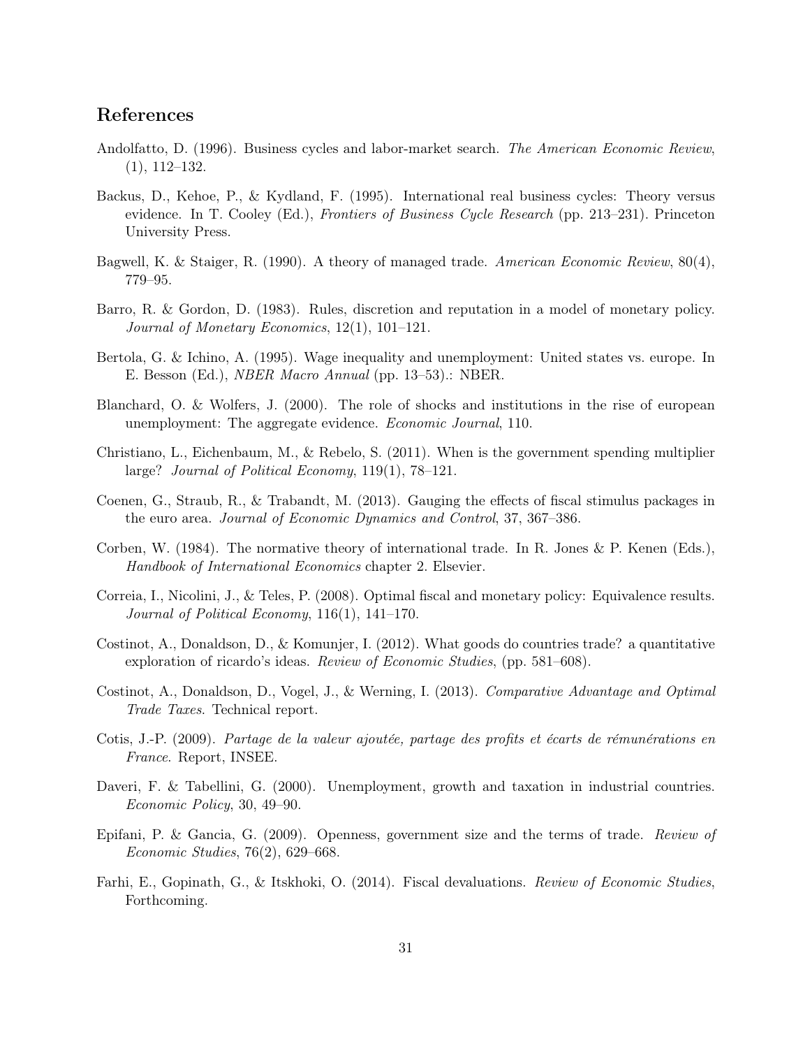## References

Andolfatto, D. (1996). Business cycles and labor-market search. *The American Economic Review*, (1), 112–132.

Backus, D., Kehoe, P., & Kydland, F. (1995). International real business cycles: Theory versus evidence. In T. Cooley (Ed.), *Frontiers of Business Cycle Research* (pp. 213–231). Princeton University Press.

Bagwell, K. & Staiger, R. (1990). A theory of managed trade. *American Economic Review*, 80(4), 779–95.

Barro, R. & Gordon, D. (1983). Rules, discretion and reputation in a model of monetary policy. *Journal of Monetary Economics*, 12(1), 101–121.

Bertola, G. & Ichino, A. (1995). Wage inequality and unemployment: United states vs. europe. In E. Besson (Ed.), *NBER Macro Annual* (pp. 13–53).: NBER.

Blanchard, O. & Wolfers, J. (2000). The role of shocks and institutions in the rise of european unemployment: The aggregate evidence. *Economic Journal*, 110.

Christiano, L., Eichenbaum, M., & Rebelo, S. (2011). When is the government spending multiplier large? *Journal of Political Economy*, 119(1), 78–121.

Coenen, G., Straub, R., & Trabandt, M. (2013). Gauging the effects of fiscal stimulus packages in the euro area. *Journal of Economic Dynamics and Control*, 37, 367–386.

Corben, W. (1984). The normative theory of international trade. In R. Jones & P. Kenen (Eds.), *Handbook of International Economics* chapter 2. Elsevier.

Correia, I., Nicolini, J., & Teles, P. (2008). Optimal fiscal and monetary policy: Equivalence results. *Journal of Political Economy*, 116(1), 141–170.

Costinot, A., Donaldson, D., & Komunjer, I. (2012). What goods do countries trade? a quantitative exploration of ricardo's ideas. *Review of Economic Studies*, (pp. 581–608).

Costinot, A., Donaldson, D., Vogel, J., & Werning, I. (2013). *Comparative Advantage and Optimal Trade Taxes*. Technical report.

Cotis, J.-P. (2009). *Partage de la valeur ajoutée, partage des profits et écarts de rémunérations en France*. Report, INSEE.

Daveri, F. & Tabellini, G. (2000). Unemployment, growth and taxation in industrial countries. *Economic Policy*, 30, 49–90.

Epifani, P. & Gancia, G. (2009). Openness, government size and the terms of trade. *Review of Economic Studies*, 76(2), 629–668.

Farhi, E., Gopinath, G., & Itskhoki, O. (2014). Fiscal devaluations. *Review of Economic Studies*, Forthcoming.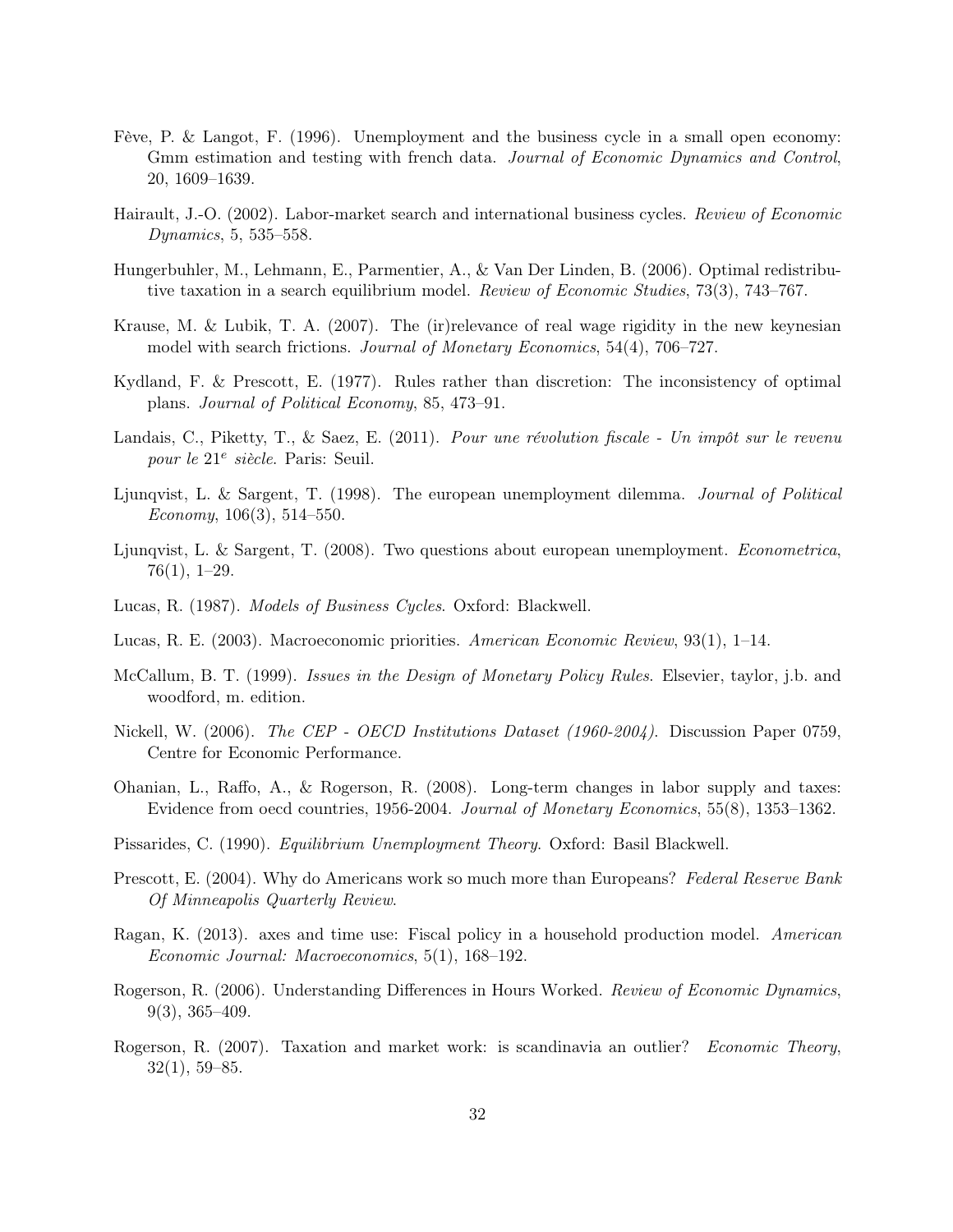Fève, P. & Langot, F. (1996). Unemployment and the business cycle in a small open economy: Gmm estimation and testing with french data. *Journal of Economic Dynamics and Control*, 20, 1609–1639.

Hairault, J.-O. (2002). Labor-market search and international business cycles. *Review of Economic Dynamics*, 5, 535–558.

Hungerbuhler, M., Lehmann, E., Parmentier, A., & Van Der Linden, B. (2006). Optimal redistributive taxation in a search equilibrium model. *Review of Economic Studies*, 73(3), 743–767.

Krause, M. & Lubik, T. A. (2007). The (ir)relevance of real wage rigidity in the new keynesian model with search frictions. *Journal of Monetary Economics*, 54(4), 706–727.

Kydland, F. & Prescott, E. (1977). Rules rather than discretion: The inconsistency of optimal plans. *Journal of Political Economy*, 85, 473–91.

Landais, C., Piketty, T., & Saez, E. (2011). *Pour une révolution fiscale - Un impôt sur le revenu pour le 21$^{e}$ siècle*. Paris: Seuil.

Ljunqvist, L. & Sargent, T. (1998). The european unemployment dilemma. *Journal of Political Economy*, 106(3), 514–550.

Ljunqvist, L. & Sargent, T. (2008). Two questions about european unemployment. *Econometrica*, 76(1), 1–29.

Lucas, R. (1987). *Models of Business Cycles*. Oxford: Blackwell.

Lucas, R. E. (2003). Macroeconomic priorities. *American Economic Review*, 93(1), 1–14.

McCallum, B. T. (1999). *Issues in the Design of Monetary Policy Rules*. Elsevier, taylor, j.b. and woodford, m. edition.

Nickell, W. (2006). *The CEP - OECD Institutions Dataset (1960-2004)*. Discussion Paper 0759, Centre for Economic Performance.

Ohanian, L., Raffo, A., & Rogerson, R. (2008). Long-term changes in labor supply and taxes: Evidence from oecd countries, 1956-2004. *Journal of Monetary Economics*, 55(8), 1353–1362.

Pissarides, C. (1990). *Equilibrium Unemployment Theory*. Oxford: Basil Blackwell.

Prescott, E. (2004). Why do Americans work so much more than Europeans? *Federal Reserve Bank Of Minneapolis Quarterly Review*.

Ragan, K. (2013). axes and time use: Fiscal policy in a household production model. *American Economic Journal: Macroeconomics*, 5(1), 168–192.

Rogerson, R. (2006). Understanding Differences in Hours Worked. *Review of Economic Dynamics*, 9(3), 365–409.

Rogerson, R. (2007). Taxation and market work: is scandinavia an outlier? *Economic Theory*, 32(1), 59–85.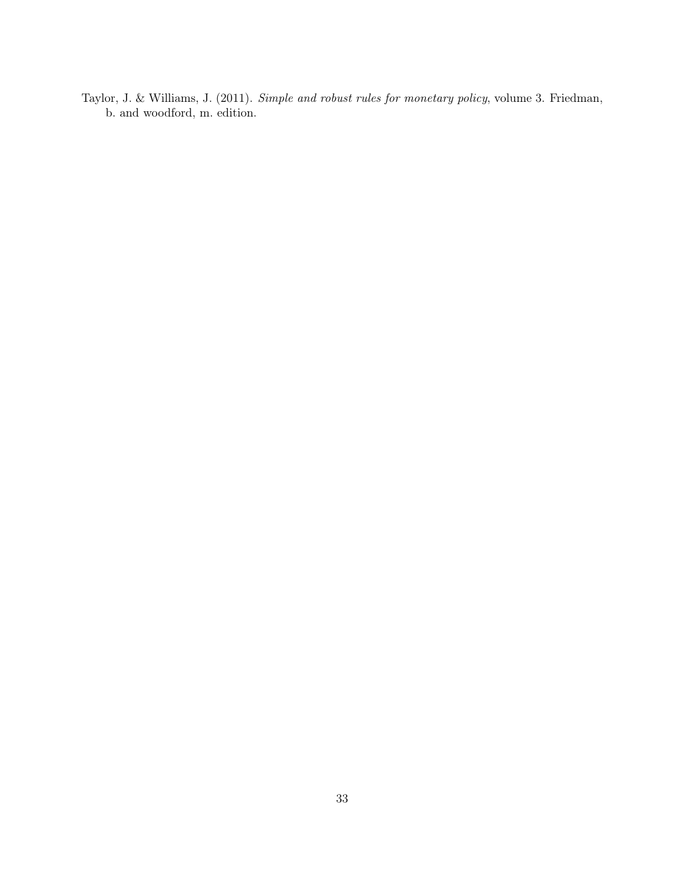Taylor, J. & Williams, J. (2011). *Simple and robust rules for monetary policy*, volume 3. Friedman, b. and woodford, m. edition.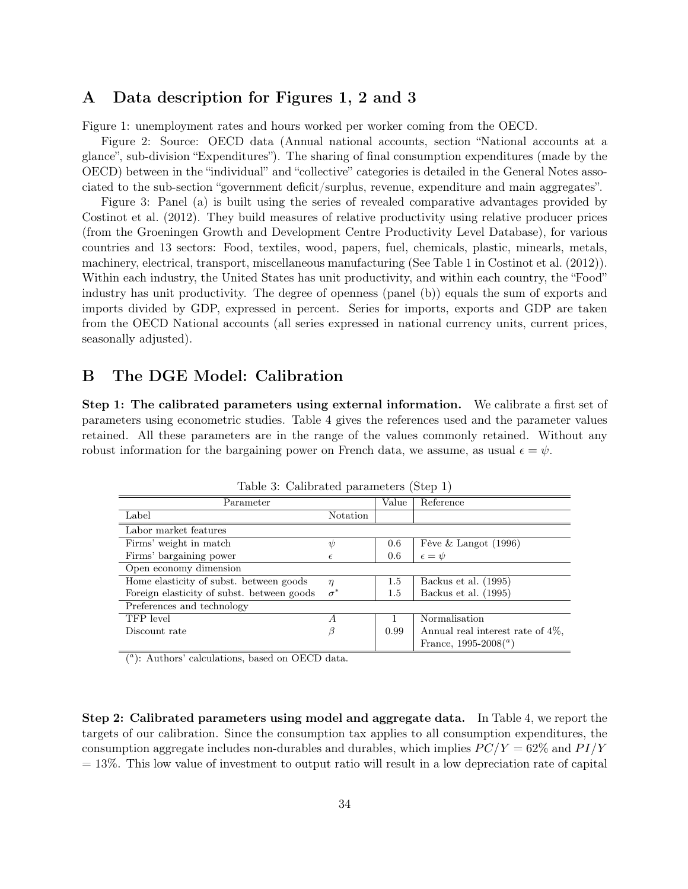## A Data description for Figures 1, 2 and 3

Figure 1: unemployment rates and hours worked per worker coming from the OECD.

Figure 2: Source: OECD data (Annual national accounts, section "National accounts at a glance", sub-division "Expenditures"). The sharing of final consumption expenditures (made by the OECD) between in the "individual" and "collective" categories is detailed in the General Notes associated to the sub-section "government deficit/surplus, revenue, expenditure and main aggregates".

Figure 3: Panel (a) is built using the series of revealed comparative advantages provided by Costinot et al. (2012). They build measures of relative productivity using relative producer prices (from the Groeningen Growth and Development Centre Productivity Level Database), for various countries and 13 sectors: Food, textiles, wood, papers, fuel, chemicals, plastic, minearls, metals, machinery, electrical, transport, miscellaneous manufacturing (See Table 1 in Costinot et al. (2012)). Within each industry, the United States has unit productivity, and within each country, the "Food" industry has unit productivity. The degree of openness (panel (b)) equals the sum of exports and imports divided by GDP, expressed in percent. Series for imports, exports and GDP are taken from the OECD National accounts (all series expressed in national currency units, current prices, seasonally adjusted).

## B The DGE Model: Calibration

**Step 1: The calibrated parameters using external information.** We calibrate a first set of parameters using econometric studies. Table 4 gives the references used and the parameter values retained. All these parameters are in the range of the values commonly retained. Without any robust information for the bargaining power on French data, we assume, as usual $\epsilon = \psi$.

Table 3: Calibrated parameters (Step 1)

| Parameter | | Value | Reference |
|---|---|---|---|
| Label | Notation | | |
| *Labor market features* | | | |
| Firms' weight in match | $\psi$ | 0.6 | Fève & Langot (1996) |
| Firms' bargaining power | $\epsilon$ | 0.6 | $\epsilon = \psi$ |
| *Open economy dimension* | | | |
| Home elasticity of subst. between goods | $\eta$ | 1.5 | Backus et al. (1995) |
| Foreign elasticity of subst. between goods | $\sigma^*$ | 1.5 | Backus et al. (1995) |
| *Preferences and technology* | | | |
| TFP level | $A$ | 1 | Normalisation |
| Discount rate | $\beta$ | 0.99 | Annual real interest rate of 4%, France, 1995-2008([a]) |

([a]): Authors' calculations, based on OECD data.

**Step 2: Calibrated parameters using model and aggregate data.** In Table 4, we report the targets of our calibration. Since the consumption tax applies to all consumption expenditures, the consumption aggregate includes non-durables and durables, which implies $PC/Y = 62\%$ and $PI/Y = 13\%$. This low value of investment to output ratio will result in a low depreciation rate of capital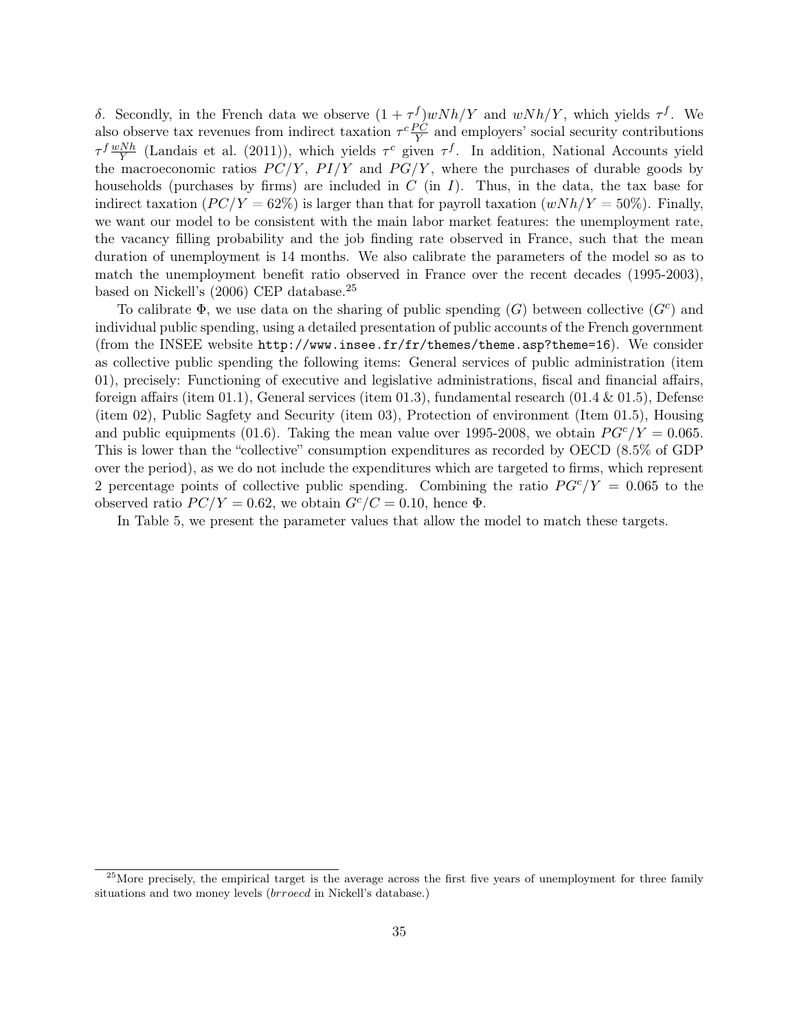$\delta$. Secondly, in the French data we observe $(1+\tau^f)wNh/Y$ and $wNh/Y$, which yields $\tau^f$. We also observe tax revenues from indirect taxation $\tau^c \frac{PC}{Y}$ and employers' social security contributions $\tau^f \frac{wNh}{Y}$ (Landais et al. (2011)), which yields $\tau^c$ given $\tau^f$. In addition, National Accounts yield the macroeconomic ratios $PC/Y$, $PI/Y$ and $PG/Y$, where the purchases of durable goods by households (purchases by firms) are included in $C$ (in $I$). Thus, in the data, the tax base for indirect taxation ($PC/Y = 62\%$) is larger than that for payroll taxation ($wNh/Y = 50\%$). Finally, we want our model to be consistent with the main labor market features: the unemployment rate, the vacancy filling probability and the job finding rate observed in France, such that the mean duration of unemployment is 14 months. We also calibrate the parameters of the model so as to match the unemployment benefit ratio observed in France over the recent decades (1995-2003), based on Nickell's (2006) CEP database.[25]

To calibrate $\Phi$, we use data on the sharing of public spending ($G$) between collective ($G^c$) and individual public spending, using a detailed presentation of public accounts of the French government (from the INSEE website `http://www.insee.fr/fr/themes/theme.asp?theme=16`). We consider as collective public spending the following items: General services of public administration (item 01), precisely: Functioning of executive and legislative administrations, fiscal and financial affairs, foreign affairs (item 01.1), General services (item 01.3), fundamental research (01.4 & 01.5), Defense (item 02), Public Sagfety and Security (item 03), Protection of environment (Item 01.5), Housing and public equipments (01.6). Taking the mean value over 1995-2008, we obtain $PG^c/Y = 0.065$. This is lower than the "collective" consumption expenditures as recorded by OECD (8.5% of GDP over the period), as we do not include the expenditures which are targeted to firms, which represent 2 percentage points of collective public spending. Combining the ratio $PG^c/Y = 0.065$ to the observed ratio $PC/Y = 0.62$, we obtain $G^c/C = 0.10$, hence $\Phi$.

In Table 5, we present the parameter values that allow the model to match these targets.

[25] More precisely, the empirical target is the average across the first five years of unemployment for three family situations and two money levels (*brroecd* in Nickell's database.)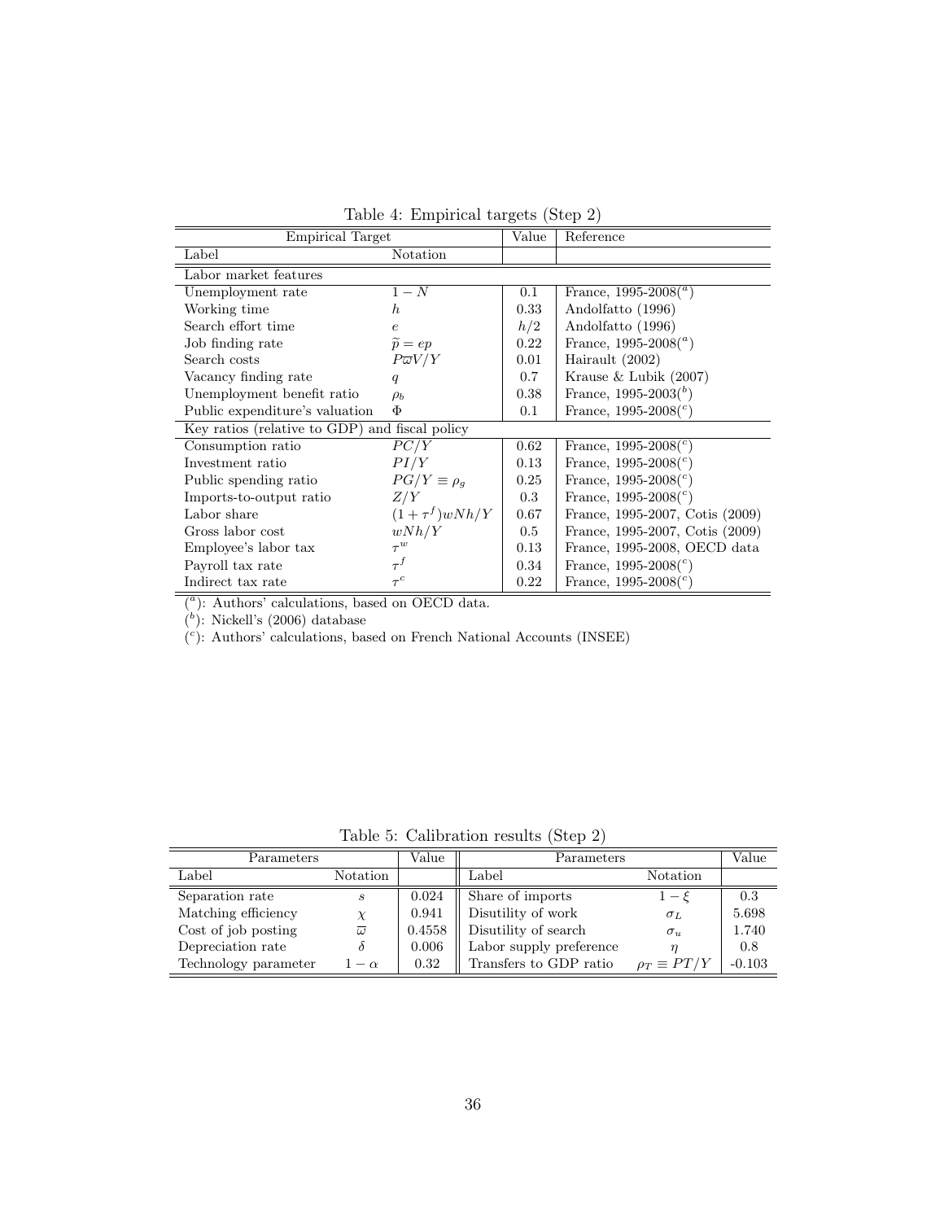Table 4: Empirical targets (Step 2)

| Empirical Target | | Value | Reference |
|---|---|---|---|
| Label | Notation | | |
| Labor market features | | | |
| Unemployment rate | $1-N$ | 0.1 | France, 1995-2008([a]) |
| Working time | $h$ | 0.33 | Andolfatto (1996) |
| Search effort time | $e$ | $h/2$ | Andolfatto (1996) |
| Job finding rate | $\widetilde{p}=ep$ | 0.22 | France, 1995-2008([a]) |
| Search costs | $P\overline{\varpi}V/Y$ | 0.01 | Hairault (2002) |
| Vacancy finding rate | $q$ | 0.7 | Krause & Lubik (2007) |
| Unemployment benefit ratio | $\rho_b$ | 0.38 | France, 1995-2003([b]) |
| Public expenditure's valuation | $\Phi$ | 0.1 | France, 1995-2008([c]) |
| Key ratios (relative to GDP) and fiscal policy | | | |
| Consumption ratio | $PC/Y$ | 0.62 | France, 1995-2008([c]) |
| Investment ratio | $PI/Y$ | 0.13 | France, 1995-2008([c]) |
| Public spending ratio | $PG/Y\equiv\rho_g$ | 0.25 | France, 1995-2008([c]) |
| Imports-to-output ratio | $Z/Y$ | 0.3 | France, 1995-2008([c]) |
| Labor share | $(1+\tau^f)wNh/Y$ | 0.67 | France, 1995-2007, Cotis (2009) |
| Gross labor cost | $wNh/Y$ | 0.5 | France, 1995-2007, Cotis (2009) |
| Employee's labor tax | $\tau^w$ | 0.13 | France, 1995-2008, OECD data |
| Payroll tax rate | $\tau^f$ | 0.34 | France, 1995-2008([c]) |
| Indirect tax rate | $\tau^c$ | 0.22 | France, 1995-2008([c]) |

([a]): Authors' calculations, based on OECD data.
([b]): Nickell's (2006) database
([c]): Authors' calculations, based on French National Accounts (INSEE)

Table 5: Calibration results (Step 2)

| Parameters | | Value | Parameters | | Value |
|---|---|---|---|---|---|
| Label | Notation | | Label | Notation | |
| Separation rate | $s$ | 0.024 | Share of imports | $1-\xi$ | 0.3 |
| Matching efficiency | $\chi$ | 0.941 | Disutility of work | $\sigma_L$ | 5.698 |
| Cost of job posting | $\overline{\varpi}$ | 0.4558 | Disutility of search | $\sigma_u$ | 1.740 |
| Depreciation rate | $\delta$ | 0.006 | Labor supply preference | $\eta$ | 0.8 |
| Technology parameter | $1-\alpha$ | 0.32 | Transfers to GDP ratio | $\rho_T\equiv PT/Y$ | -0.103 |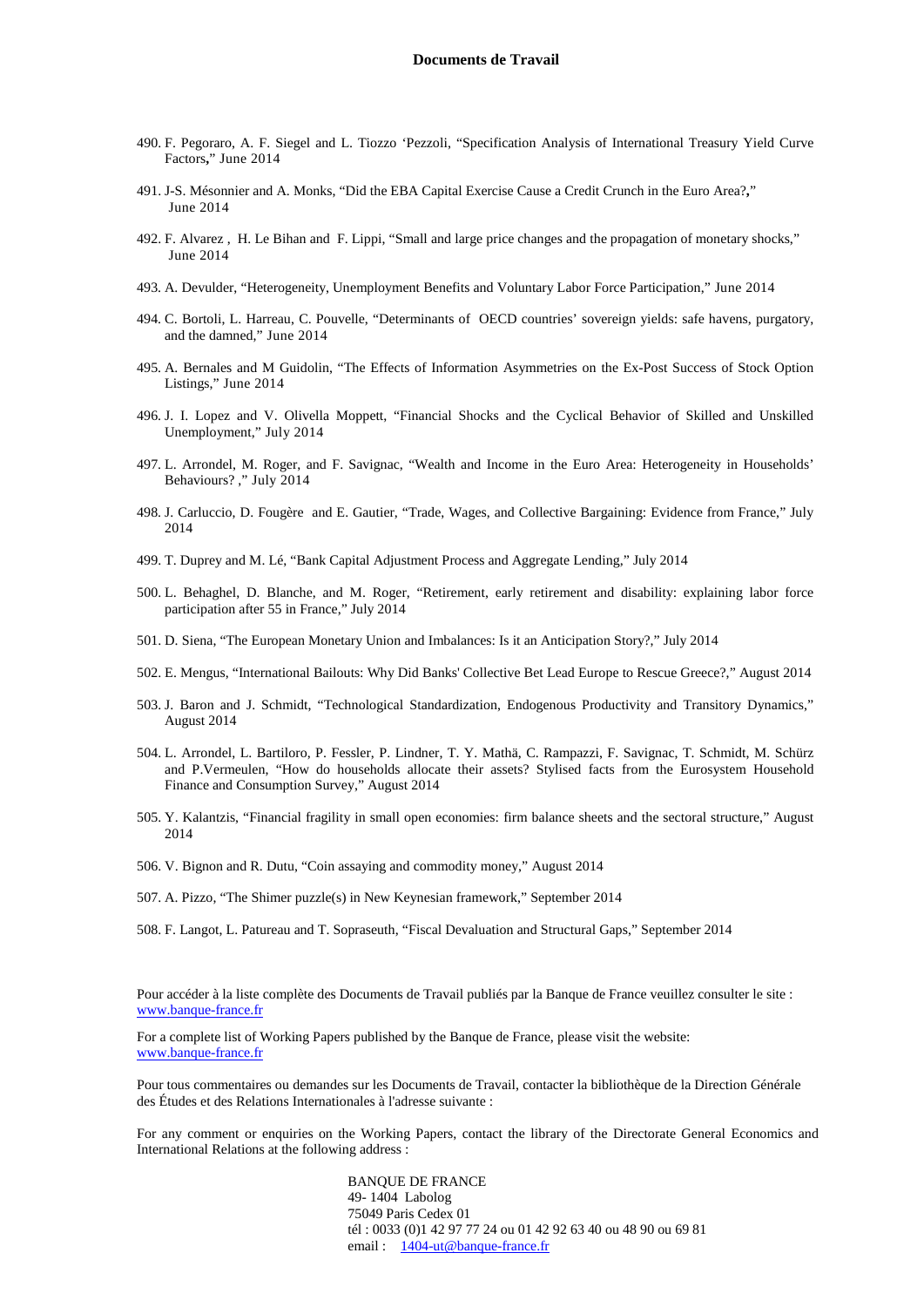# Documents de Travail

490. F. Pegoraro, A. F. Siegel and L. Tiozzo 'Pezzoli, "Specification Analysis of International Treasury Yield Curve Factors," June 2014

491. J-S. Mésonnier and A. Monks, "Did the EBA Capital Exercise Cause a Credit Crunch in the Euro Area?," June 2014

492. F. Alvarez , H. Le Bihan and F. Lippi, "Small and large price changes and the propagation of monetary shocks," June 2014

493. A. Devulder, "Heterogeneity, Unemployment Benefits and Voluntary Labor Force Participation," June 2014

494. C. Bortoli, L. Harreau, C. Pouvelle, "Determinants of OECD countries' sovereign yields: safe havens, purgatory, and the damned," June 2014

495. A. Bernales and M Guidolin, "The Effects of Information Asymmetries on the Ex-Post Success of Stock Option Listings," June 2014

496. J. I. Lopez and V. Olivella Moppett, "Financial Shocks and the Cyclical Behavior of Skilled and Unskilled Unemployment," July 2014

497. L. Arrondel, M. Roger, and F. Savignac, "Wealth and Income in the Euro Area: Heterogeneity in Households' Behaviours? ," July 2014

498. J. Carluccio, D. Fougère and E. Gautier, "Trade, Wages, and Collective Bargaining: Evidence from France," July 2014

499. T. Duprey and M. Lé, "Bank Capital Adjustment Process and Aggregate Lending," July 2014

500. L. Behaghel, D. Blanche, and M. Roger, "Retirement, early retirement and disability: explaining labor force participation after 55 in France," July 2014

501. D. Siena, "The European Monetary Union and Imbalances: Is it an Anticipation Story?," July 2014

502. E. Mengus, "International Bailouts: Why Did Banks' Collective Bet Lead Europe to Rescue Greece?," August 2014

503. J. Baron and J. Schmidt, "Technological Standardization, Endogenous Productivity and Transitory Dynamics," August 2014

504. L. Arrondel, L. Bartiloro, P. Fessler, P. Lindner, T. Y. Mathä, C. Rampazzi, F. Savignac, T. Schmidt, M. Schürz and P.Vermeulen, "How do households allocate their assets? Stylised facts from the Eurosystem Household Finance and Consumption Survey," August 2014

505. Y. Kalantzis, "Financial fragility in small open economies: firm balance sheets and the sectoral structure," August 2014

506. V. Bignon and R. Dutu, "Coin assaying and commodity money," August 2014

507. A. Pizzo, "The Shimer puzzle(s) in New Keynesian framework," September 2014

508. F. Langot, L. Patureau and T. Sopraseuth, "Fiscal Devaluation and Structural Gaps," September 2014

Pour accéder à la liste complète des Documents de Travail publiés par la Banque de France veuillez consulter le site : www.banque-france.fr

For a complete list of Working Papers published by the Banque de France, please visit the website: www.banque-france.fr

Pour tous commentaires ou demandes sur les Documents de Travail, contacter la bibliothèque de la Direction Générale des Études et des Relations Internationales à l'adresse suivante :

For any comment or enquiries on the Working Papers, contact the library of the Directorate General Economics and International Relations at the following address :

BANQUE DE FRANCE
49- 1404 Labolog
75049 Paris Cedex 01
tél : 0033 (0)1 42 97 77 24 ou 01 42 92 63 40 ou 48 90 ou 69 81
email : 1404-ut@banque-france.fr